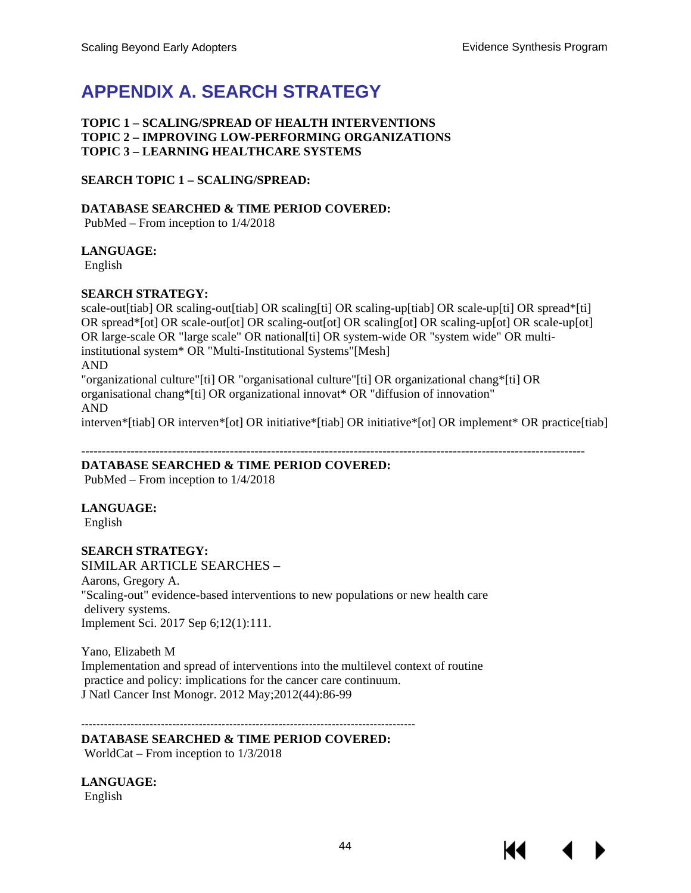# APPENDIX A. SEARCH STRATEGY

**TOPIC 1 – SCALING/SPREAD OF HEALTH INTERVENTIONS**
**TOPIC 2 – IMPROVING LOW-PERFORMING ORGANIZATIONS**
**TOPIC 3 – LEARNING HEALTHCARE SYSTEMS**

**SEARCH TOPIC 1 – SCALING/SPREAD:**

**DATABASE SEARCHED & TIME PERIOD COVERED:**
PubMed – From inception to 1/4/2018

**LANGUAGE:**
English

**SEARCH STRATEGY:**
scale-out[tiab] OR scaling-out[tiab] OR scaling[ti] OR scaling-up[tiab] OR scale-up[ti] OR spread*[ti] OR spread*[ot] OR scale-out[ot] OR scaling-out[ot] OR scaling[ot] OR scaling-up[ot] OR scale-up[ot] OR large-scale OR "large scale" OR national[ti] OR system-wide OR "system wide" OR multi-institutional system* OR "Multi-Institutional Systems"[Mesh]
AND
"organizational culture"[ti] OR "organisational culture"[ti] OR organizational chang*[ti] OR organisational chang*[ti] OR organizational innovat* OR "diffusion of innovation"
AND
interven*[tiab] OR interven*[ot] OR initiative*[tiab] OR initiative*[ot] OR implement* OR practice[tiab]

---

**DATABASE SEARCHED & TIME PERIOD COVERED:**
PubMed – From inception to 1/4/2018

**LANGUAGE:**
English

**SEARCH STRATEGY:**
SIMILAR ARTICLE SEARCHES –
Aarons, Gregory A.
"Scaling-out" evidence-based interventions to new populations or new health care delivery systems.
Implement Sci. 2017 Sep 6;12(1):111.

Yano, Elizabeth M
Implementation and spread of interventions into the multilevel context of routine practice and policy: implications for the cancer care continuum.
J Natl Cancer Inst Monogr. 2012 May;2012(44):86-99

---

**DATABASE SEARCHED & TIME PERIOD COVERED:**
WorldCat – From inception to 1/3/2018

**LANGUAGE:**
English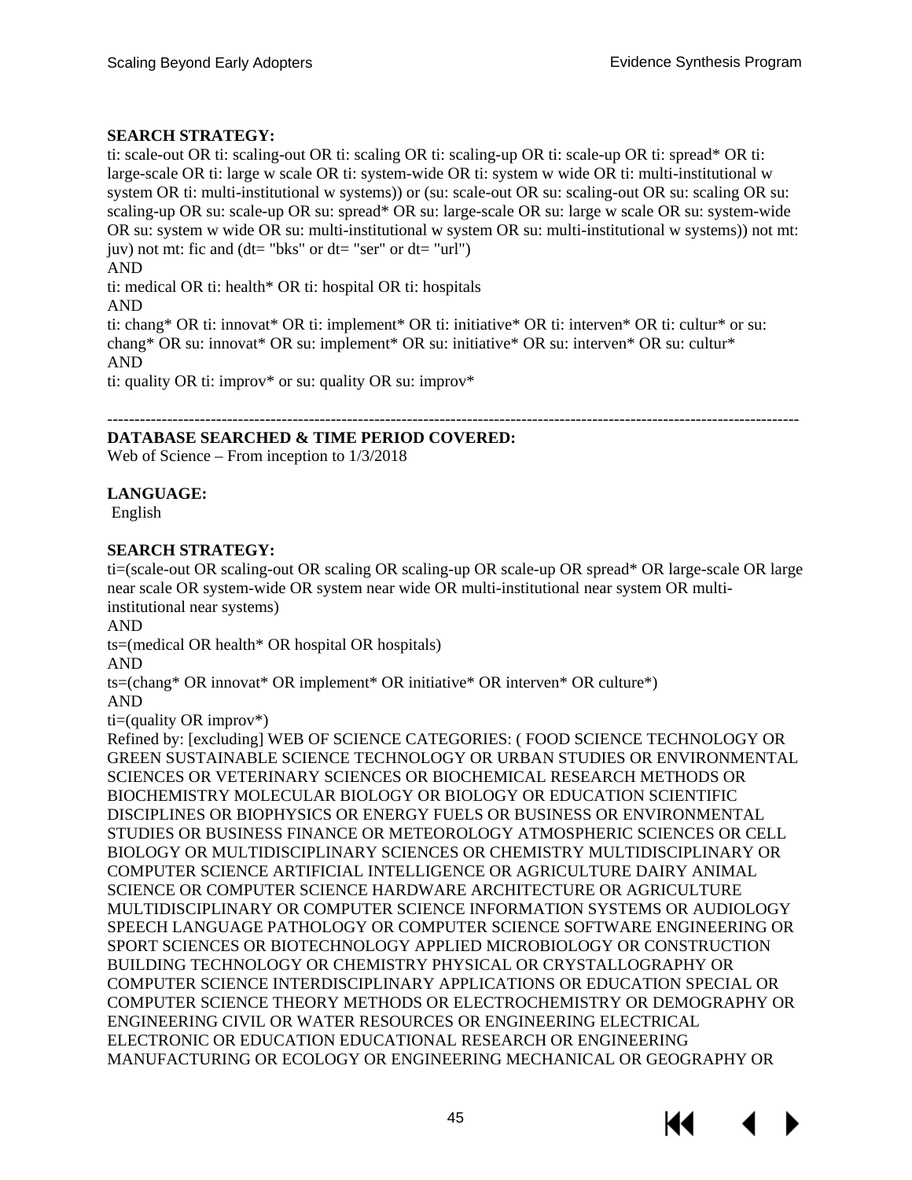**SEARCH STRATEGY:**

ti: scale-out OR ti: scaling-out OR ti: scaling OR ti: scaling-up OR ti: scale-up OR ti: spread* OR ti: large-scale OR ti: large w scale OR ti: system-wide OR ti: system w wide OR ti: multi-institutional w system OR ti: multi-institutional w systems)) or (su: scale-out OR su: scaling-out OR su: scaling OR su: scaling-up OR su: scale-up OR su: spread* OR su: large-scale OR su: large w scale OR su: system-wide OR su: system w wide OR su: multi-institutional w system OR su: multi-institutional w systems)) not mt: juv) not mt: fic and (dt= "bks" or dt= "ser" or dt= "url")

AND

ti: medical OR ti: health* OR ti: hospital OR ti: hospitals

AND

ti: chang* OR ti: innovat* OR ti: implement* OR ti: initiative* OR ti: interven* OR ti: cultur* or su: chang* OR su: innovat* OR su: implement* OR su: initiative* OR su: interven* OR su: cultur*

AND

ti: quality OR ti: improv* or su: quality OR su: improv*

---

**DATABASE SEARCHED & TIME PERIOD COVERED:**

Web of Science – From inception to 1/3/2018

**LANGUAGE:**

English

**SEARCH STRATEGY:**

ti=(scale-out OR scaling-out OR scaling OR scaling-up OR scale-up OR spread* OR large-scale OR large near scale OR system-wide OR system near wide OR multi-institutional near system OR multi-institutional near systems)

AND

ts=(medical OR health* OR hospital OR hospitals)

AND

ts=(chang* OR innovat* OR implement* OR initiative* OR interven* OR culture*)

AND

ti=(quality OR improv*)

Refined by: [excluding] WEB OF SCIENCE CATEGORIES: ( FOOD SCIENCE TECHNOLOGY OR GREEN SUSTAINABLE SCIENCE TECHNOLOGY OR URBAN STUDIES OR ENVIRONMENTAL SCIENCES OR VETERINARY SCIENCES OR BIOCHEMICAL RESEARCH METHODS OR BIOCHEMISTRY MOLECULAR BIOLOGY OR BIOLOGY OR EDUCATION SCIENTIFIC DISCIPLINES OR BIOPHYSICS OR ENERGY FUELS OR BUSINESS OR ENVIRONMENTAL STUDIES OR BUSINESS FINANCE OR METEOROLOGY ATMOSPHERIC SCIENCES OR CELL BIOLOGY OR MULTIDISCIPLINARY SCIENCES OR CHEMISTRY MULTIDISCIPLINARY OR COMPUTER SCIENCE ARTIFICIAL INTELLIGENCE OR AGRICULTURE DAIRY ANIMAL SCIENCE OR COMPUTER SCIENCE HARDWARE ARCHITECTURE OR AGRICULTURE MULTIDISCIPLINARY OR COMPUTER SCIENCE INFORMATION SYSTEMS OR AUDIOLOGY SPEECH LANGUAGE PATHOLOGY OR COMPUTER SCIENCE SOFTWARE ENGINEERING OR SPORT SCIENCES OR BIOTECHNOLOGY APPLIED MICROBIOLOGY OR CONSTRUCTION BUILDING TECHNOLOGY OR CHEMISTRY PHYSICAL OR CRYSTALLOGRAPHY OR COMPUTER SCIENCE INTERDISCIPLINARY APPLICATIONS OR EDUCATION SPECIAL OR COMPUTER SCIENCE THEORY METHODS OR ELECTROCHEMISTRY OR DEMOGRAPHY OR ENGINEERING CIVIL OR WATER RESOURCES OR ENGINEERING ELECTRICAL ELECTRONIC OR EDUCATION EDUCATIONAL RESEARCH OR ENGINEERING MANUFACTURING OR ECOLOGY OR ENGINEERING MECHANICAL OR GEOGRAPHY OR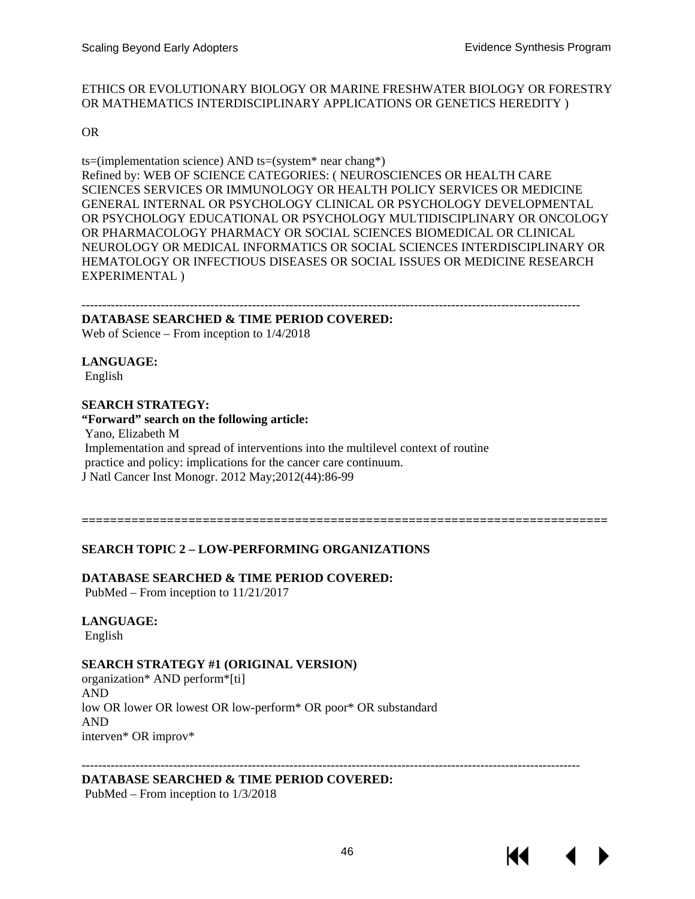ETHICS OR EVOLUTIONARY BIOLOGY OR MARINE FRESHWATER BIOLOGY OR FORESTRY OR MATHEMATICS INTERDISCIPLINARY APPLICATIONS OR GENETICS HEREDITY )

OR

ts=(implementation science) AND ts=(system* near chang*)
Refined by: WEB OF SCIENCE CATEGORIES: ( NEUROSCIENCES OR HEALTH CARE SCIENCES SERVICES OR IMMUNOLOGY OR HEALTH POLICY SERVICES OR MEDICINE GENERAL INTERNAL OR PSYCHOLOGY CLINICAL OR PSYCHOLOGY DEVELOPMENTAL OR PSYCHOLOGY EDUCATIONAL OR PSYCHOLOGY MULTIDISCIPLINARY OR ONCOLOGY OR PHARMACOLOGY PHARMACY OR SOCIAL SCIENCES BIOMEDICAL OR CLINICAL NEUROLOGY OR MEDICAL INFORMATICS OR SOCIAL SCIENCES INTERDISCIPLINARY OR HEMATOLOGY OR INFECTIOUS DISEASES OR SOCIAL ISSUES OR MEDICINE RESEARCH EXPERIMENTAL )

--------------------------------------------------------------------------------------------------------------------------

**DATABASE SEARCHED & TIME PERIOD COVERED:**
Web of Science – From inception to 1/4/2018

**LANGUAGE:**
English

**SEARCH STRATEGY:**
**"Forward" search on the following article:**
Yano, Elizabeth M
Implementation and spread of interventions into the multilevel context of routine practice and policy: implications for the cancer care continuum.
J Natl Cancer Inst Monogr. 2012 May;2012(44):86-99

==========================================================================

**SEARCH TOPIC 2 – LOW-PERFORMING ORGANIZATIONS**

**DATABASE SEARCHED & TIME PERIOD COVERED:**
PubMed – From inception to 11/21/2017

**LANGUAGE:**
English

**SEARCH STRATEGY #1 (ORIGINAL VERSION)**
organization* AND perform*[ti]
AND
low OR lower OR lowest OR low-perform* OR poor* OR substandard
AND
interven* OR improv*

--------------------------------------------------------------------------------------------------------------------------

**DATABASE SEARCHED & TIME PERIOD COVERED:**
PubMed – From inception to 1/3/2018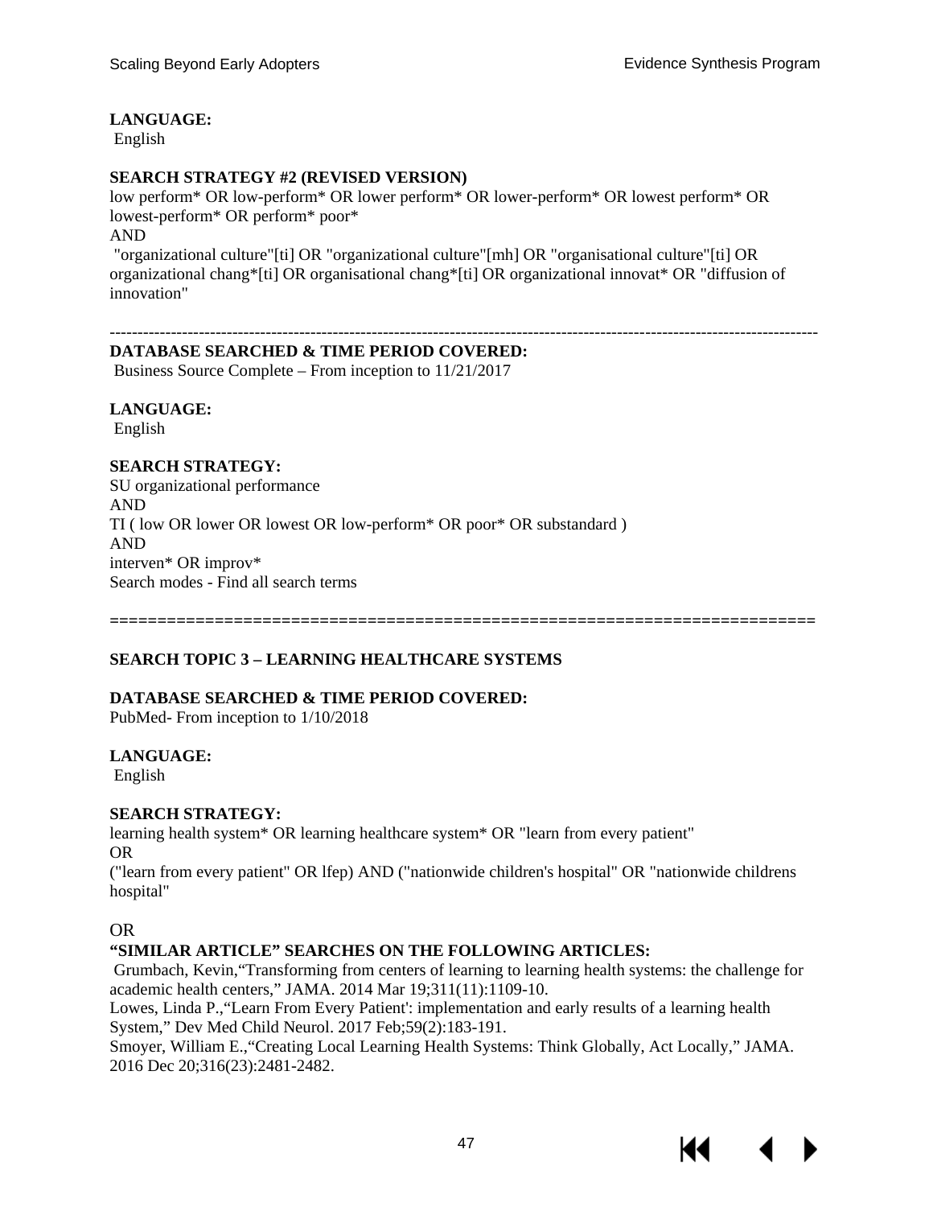**LANGUAGE:**
English

**SEARCH STRATEGY #2 (REVISED VERSION)**
low perform* OR low-perform* OR lower perform* OR lower-perform* OR lowest perform* OR lowest-perform* OR perform* poor*
AND
"organizational culture"[ti] OR "organizational culture"[mh] OR "organisational culture"[ti] OR organizational chang*[ti] OR organisational chang*[ti] OR organizational innovat* OR "diffusion of innovation"

---

**DATABASE SEARCHED & TIME PERIOD COVERED:**
Business Source Complete – From inception to 11/21/2017

**LANGUAGE:**
English

**SEARCH STRATEGY:**
SU organizational performance
AND
TI ( low OR lower OR lowest OR low-perform* OR poor* OR substandard )
AND
interven* OR improv*
Search modes - Find all search terms

===

**SEARCH TOPIC 3 – LEARNING HEALTHCARE SYSTEMS**

**DATABASE SEARCHED & TIME PERIOD COVERED:**
PubMed- From inception to 1/10/2018

**LANGUAGE:**
English

**SEARCH STRATEGY:**
learning health system* OR learning healthcare system* OR "learn from every patient"
OR
("learn from every patient" OR lfep) AND ("nationwide children's hospital" OR "nationwide childrens hospital"

OR
**"SIMILAR ARTICLE" SEARCHES ON THE FOLLOWING ARTICLES:**
Grumbach, Kevin,"Transforming from centers of learning to learning health systems: the challenge for academic health centers," JAMA. 2014 Mar 19;311(11):1109-10.
Lowes, Linda P.,"Learn From Every Patient': implementation and early results of a learning health System," Dev Med Child Neurol. 2017 Feb;59(2):183-191.
Smoyer, William E.,"Creating Local Learning Health Systems: Think Globally, Act Locally," JAMA. 2016 Dec 20;316(23):2481-2482.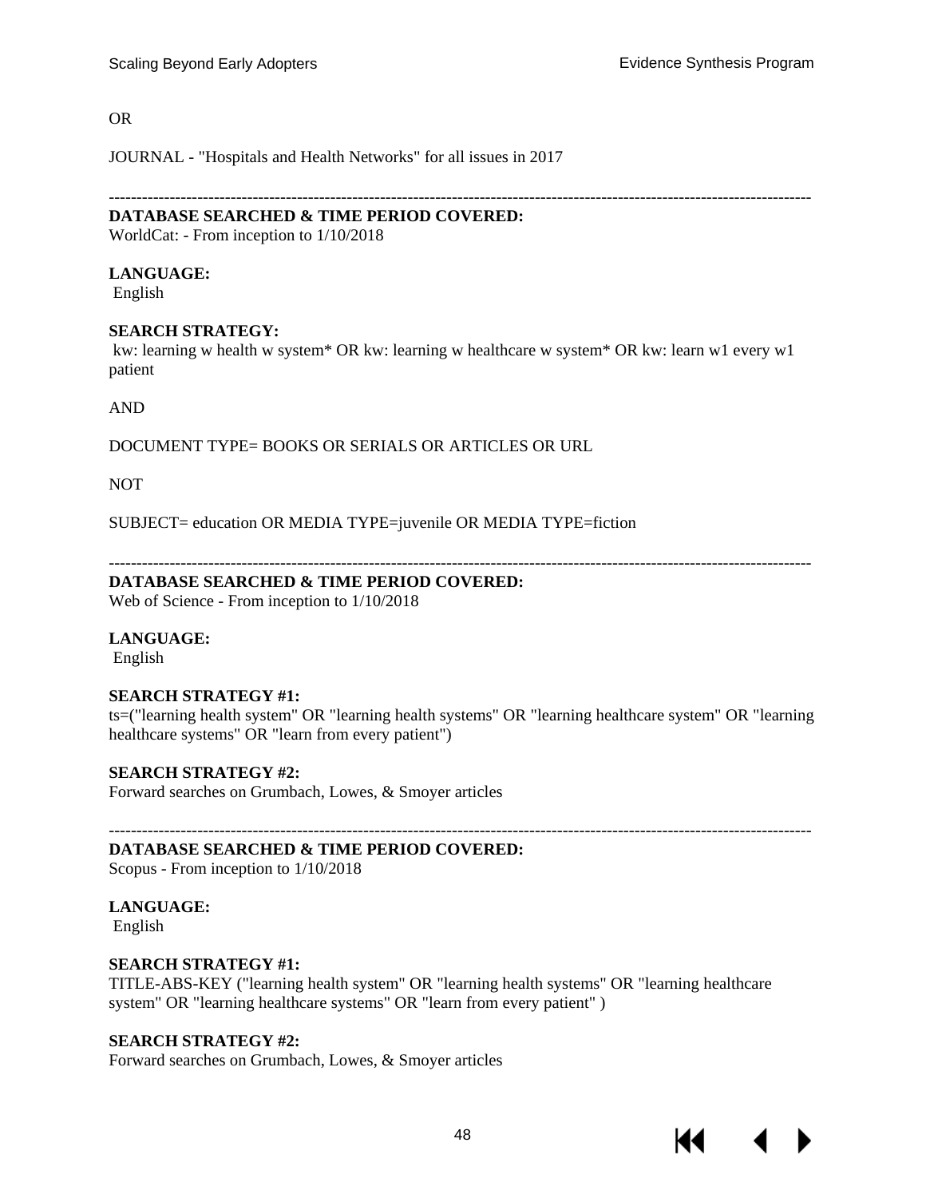OR

JOURNAL - "Hospitals and Health Networks" for all issues in 2017

---

**DATABASE SEARCHED & TIME PERIOD COVERED:**
WorldCat: - From inception to 1/10/2018

**LANGUAGE:**
English

**SEARCH STRATEGY:**
kw: learning w health w system* OR kw: learning w healthcare w system* OR kw: learn w1 every w1 patient

AND

DOCUMENT TYPE= BOOKS OR SERIALS OR ARTICLES OR URL

NOT

SUBJECT= education OR MEDIA TYPE=juvenile OR MEDIA TYPE=fiction

---

**DATABASE SEARCHED & TIME PERIOD COVERED:**
Web of Science - From inception to 1/10/2018

**LANGUAGE:**
English

**SEARCH STRATEGY #1:**
ts=("learning health system" OR "learning health systems" OR "learning healthcare system" OR "learning healthcare systems" OR "learn from every patient")

**SEARCH STRATEGY #2:**
Forward searches on Grumbach, Lowes, & Smoyer articles

---

**DATABASE SEARCHED & TIME PERIOD COVERED:**
Scopus - From inception to 1/10/2018

**LANGUAGE:**
English

**SEARCH STRATEGY #1:**
TITLE-ABS-KEY ("learning health system" OR "learning health systems" OR "learning healthcare system" OR "learning healthcare systems" OR "learn from every patient" )

**SEARCH STRATEGY #2:**
Forward searches on Grumbach, Lowes, & Smoyer articles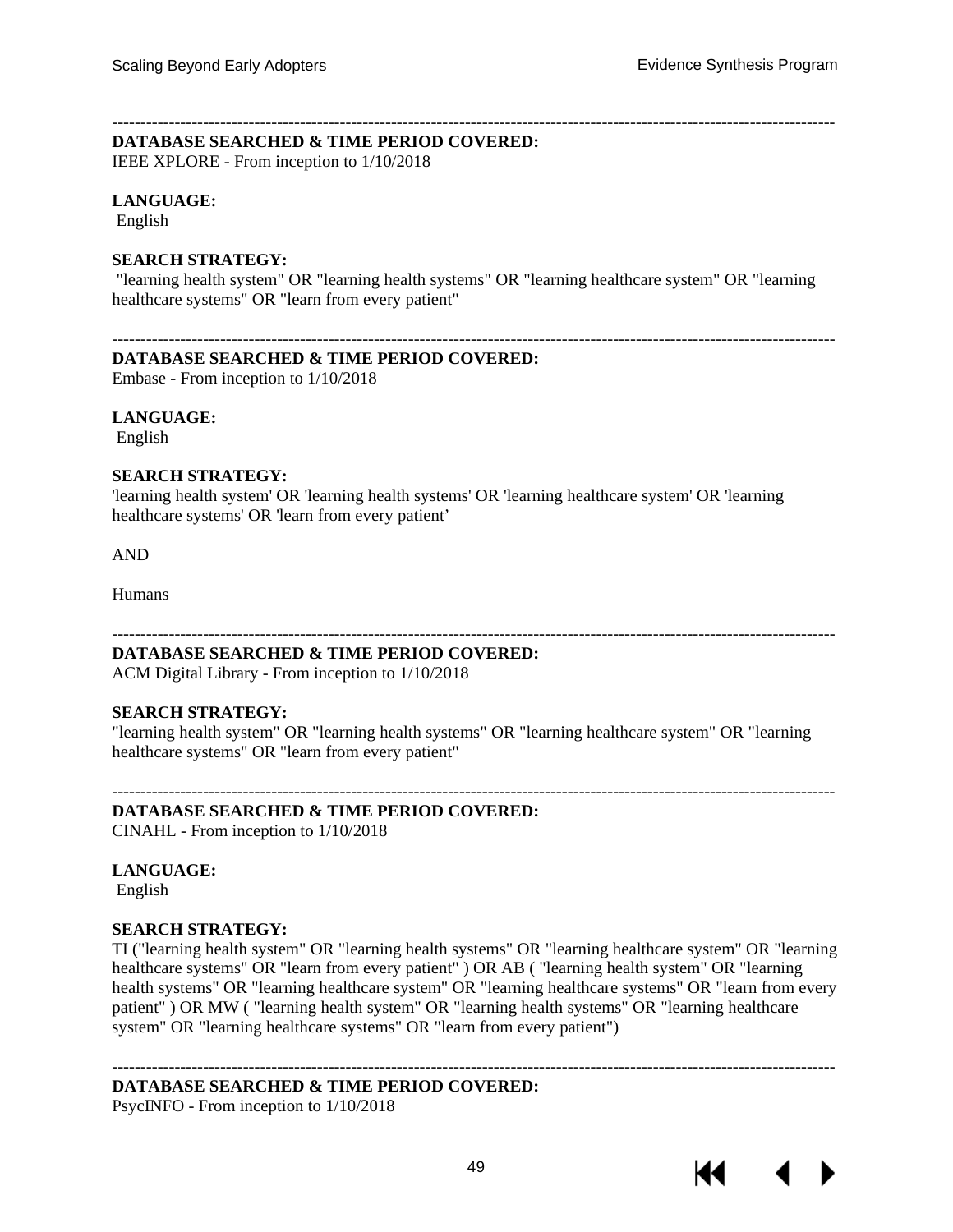---

**DATABASE SEARCHED & TIME PERIOD COVERED:**
IEEE XPLORE - From inception to 1/10/2018

**LANGUAGE:**
English

**SEARCH STRATEGY:**
"learning health system" OR "learning health systems" OR "learning healthcare system" OR "learning healthcare systems" OR "learn from every patient"

---

**DATABASE SEARCHED & TIME PERIOD COVERED:**
Embase - From inception to 1/10/2018

**LANGUAGE:**
English

**SEARCH STRATEGY:**
'learning health system' OR 'learning health systems' OR 'learning healthcare system' OR 'learning healthcare systems' OR 'learn from every patient'

AND

Humans

---

**DATABASE SEARCHED & TIME PERIOD COVERED:**
ACM Digital Library - From inception to 1/10/2018

**SEARCH STRATEGY:**
"learning health system" OR "learning health systems" OR "learning healthcare system" OR "learning healthcare systems" OR "learn from every patient"

---

**DATABASE SEARCHED & TIME PERIOD COVERED:**
CINAHL - From inception to 1/10/2018

**LANGUAGE:**
English

**SEARCH STRATEGY:**
TI ("learning health system" OR "learning health systems" OR "learning healthcare system" OR "learning healthcare systems" OR "learn from every patient" ) OR AB ( "learning health system" OR "learning health systems" OR "learning healthcare system" OR "learning healthcare systems" OR "learn from every patient" ) OR MW ( "learning health system" OR "learning health systems" OR "learning healthcare system" OR "learning healthcare systems" OR "learn from every patient")

---

**DATABASE SEARCHED & TIME PERIOD COVERED:**
PsycINFO - From inception to 1/10/2018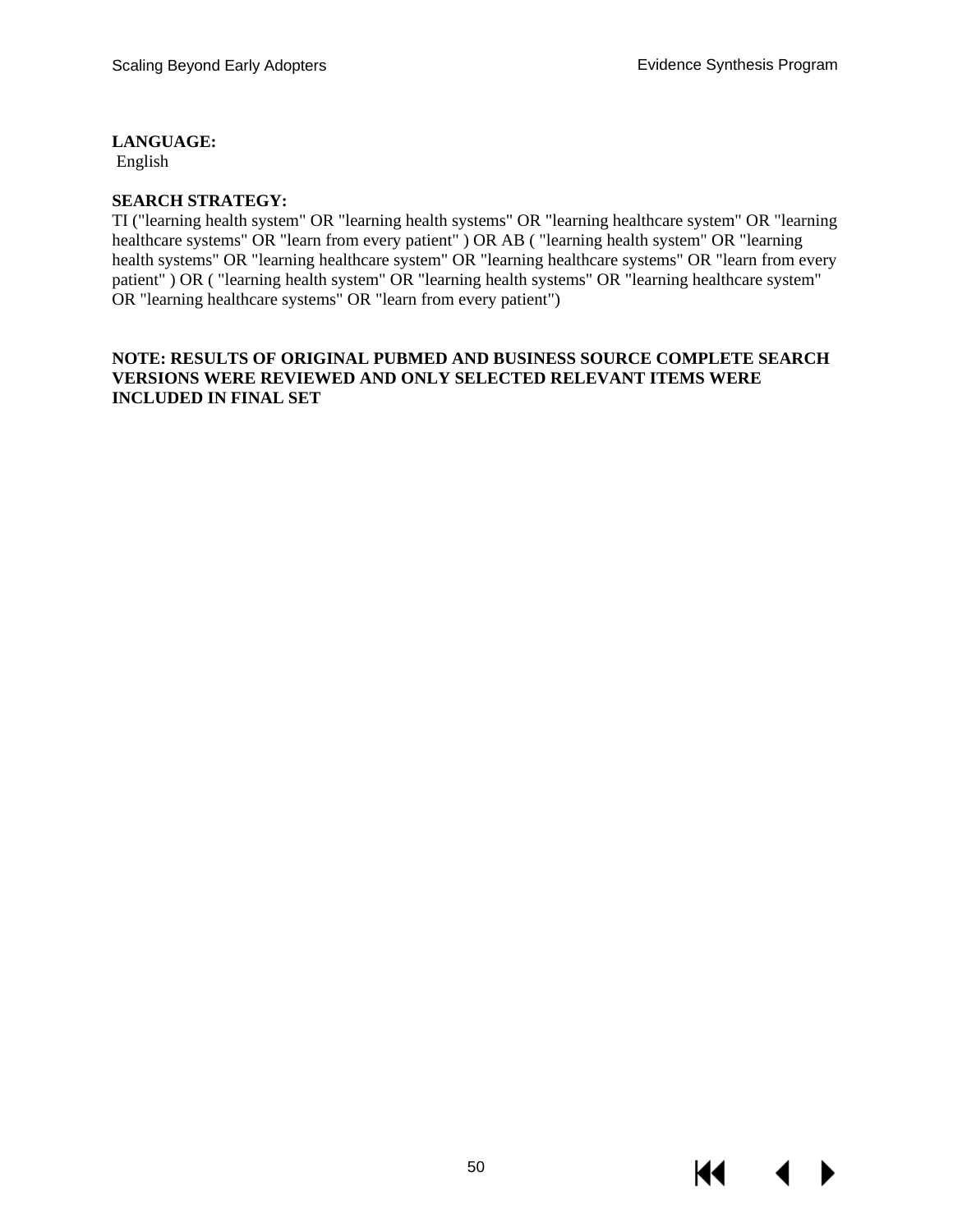**LANGUAGE:**
English

**SEARCH STRATEGY:**
TI ("learning health system" OR "learning health systems" OR "learning healthcare system" OR "learning healthcare systems" OR "learn from every patient" ) OR AB ( "learning health system" OR "learning health systems" OR "learning healthcare system" OR "learning healthcare systems" OR "learn from every patient" ) OR ( "learning health system" OR "learning health systems" OR "learning healthcare system" OR "learning healthcare systems" OR "learn from every patient")

**NOTE: RESULTS OF ORIGINAL PUBMED AND BUSINESS SOURCE COMPLETE SEARCH VERSIONS WERE REVIEWED AND ONLY SELECTED RELEVANT ITEMS WERE INCLUDED IN FINAL SET**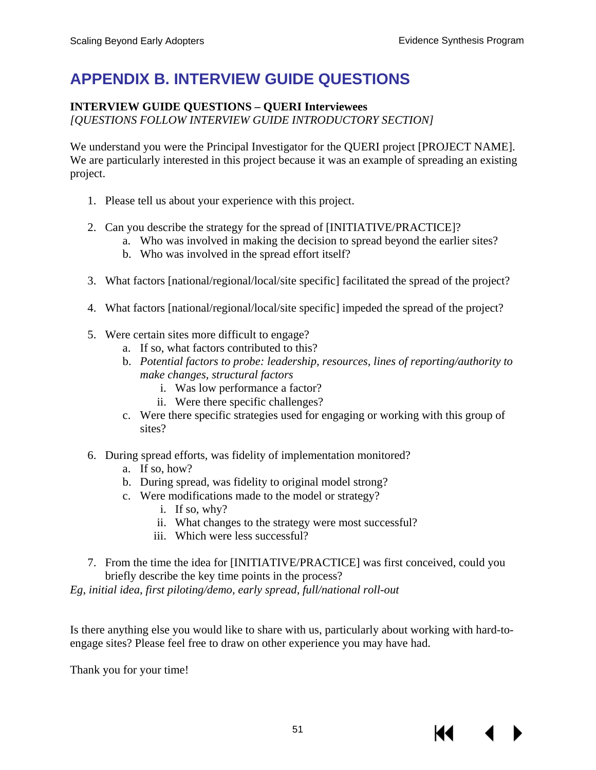# APPENDIX B. INTERVIEW GUIDE QUESTIONS

**INTERVIEW GUIDE QUESTIONS – QUERI Interviewees**
*[QUESTIONS FOLLOW INTERVIEW GUIDE INTRODUCTORY SECTION]*

We understand you were the Principal Investigator for the QUERI project [PROJECT NAME]. We are particularly interested in this project because it was an example of spreading an existing project.

1. Please tell us about your experience with this project.

2. Can you describe the strategy for the spread of [INITIATIVE/PRACTICE]?
   a. Who was involved in making the decision to spread beyond the earlier sites?
   b. Who was involved in the spread effort itself?

3. What factors [national/regional/local/site specific] facilitated the spread of the project?

4. What factors [national/regional/local/site specific] impeded the spread of the project?

5. Were certain sites more difficult to engage?
   a. If so, what factors contributed to this?
   b. *Potential factors to probe: leadership, resources, lines of reporting/authority to make changes, structural factors*
      i. Was low performance a factor?
      ii. Were there specific challenges?
   c. Were there specific strategies used for engaging or working with this group of sites?

6. During spread efforts, was fidelity of implementation monitored?
   a. If so, how?
   b. During spread, was fidelity to original model strong?
   c. Were modifications made to the model or strategy?
      i. If so, why?
      ii. What changes to the strategy were most successful?
      iii. Which were less successful?

7. From the time the idea for [INITIATIVE/PRACTICE] was first conceived, could you briefly describe the key time points in the process?

*Eg, initial idea, first piloting/demo, early spread, full/national roll-out*

Is there anything else you would like to share with us, particularly about working with hard-to-engage sites? Please feel free to draw on other experience you may have had.

Thank you for your time!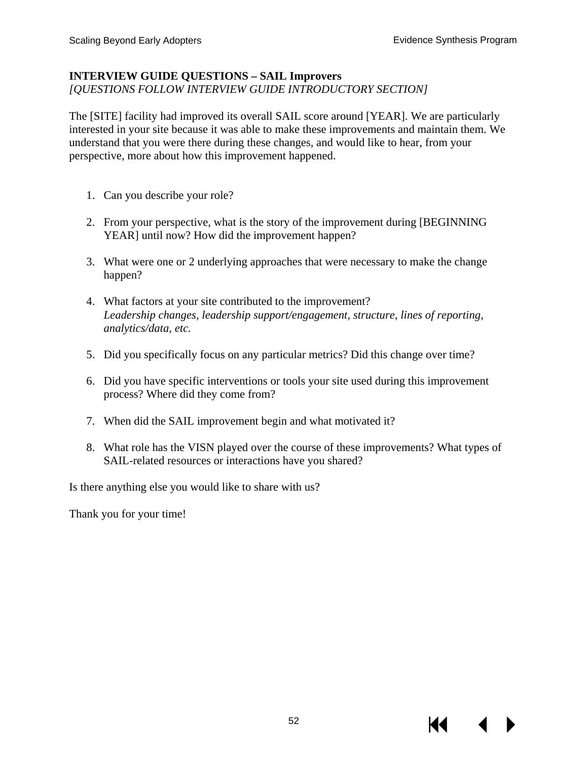**INTERVIEW GUIDE QUESTIONS – SAIL Improvers**
*[QUESTIONS FOLLOW INTERVIEW GUIDE INTRODUCTORY SECTION]*

The [SITE] facility had improved its overall SAIL score around [YEAR]. We are particularly interested in your site because it was able to make these improvements and maintain them. We understand that you were there during these changes, and would like to hear, from your perspective, more about how this improvement happened.

1. Can you describe your role?
2. From your perspective, what is the story of the improvement during [BEGINNING YEAR] until now? How did the improvement happen?
3. What were one or 2 underlying approaches that were necessary to make the change happen?
4. What factors at your site contributed to the improvement?
   *Leadership changes, leadership support/engagement, structure, lines of reporting, analytics/data, etc.*
5. Did you specifically focus on any particular metrics? Did this change over time?
6. Did you have specific interventions or tools your site used during this improvement process? Where did they come from?
7. When did the SAIL improvement begin and what motivated it?
8. What role has the VISN played over the course of these improvements? What types of SAIL-related resources or interactions have you shared?

Is there anything else you would like to share with us?

Thank you for your time!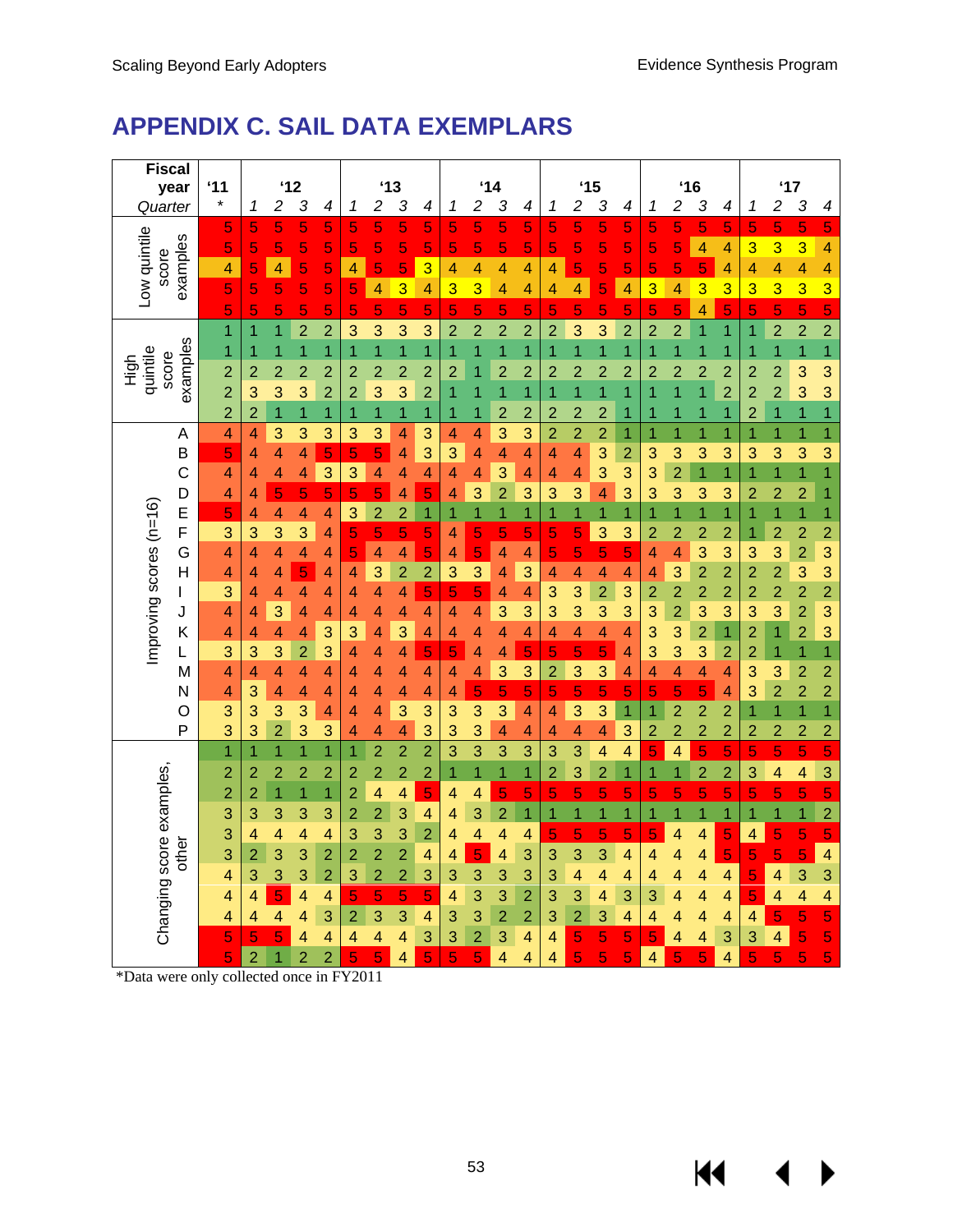# APPENDIX C. SAIL DATA EXEMPLARS

| Fiscal year | '11 | '12 | | | | '13 | | | | '14 | | | | '15 | | | | '16 | | | | '17 | | | |
|---|---|---|---|---|---|---|---|---|---|---|---|---|---|---|---|---|---|---|---|---|---|---|---|---|---|
| *Quarter* | * | *1* | *2* | *3* | *4* | *1* | *2* | *3* | *4* | *1* | *2* | *3* | *4* | *1* | *2* | *3* | *4* | *1* | *2* | *3* | *4* | *1* | *2* | *3* | *4* |
| Low quintile score examples | 5 | 5 | 5 | 5 | 5 | 5 | 5 | 5 | 5 | 5 | 5 | 5 | 5 | 5 | 5 | 5 | 5 | 5 | 5 | 5 | 5 | 5 | 5 | 5 | 5 |
| | 5 | 5 | 5 | 5 | 5 | 5 | 5 | 5 | 5 | 5 | 5 | 5 | 5 | 5 | 5 | 5 | 5 | 5 | 5 | 4 | 4 | 3 | 3 | 3 | 4 |
| | 4 | 5 | 4 | 5 | 5 | 4 | 5 | 5 | 3 | 4 | 4 | 4 | 4 | 4 | 5 | 5 | 5 | 5 | 5 | 5 | 4 | 4 | 4 | 4 | 4 |
| | 5 | 5 | 5 | 5 | 5 | 5 | 4 | 3 | 4 | 3 | 3 | 4 | 4 | 4 | 4 | 5 | 4 | 3 | 4 | 3 | 3 | 3 | 3 | 3 | 3 |
| | 5 | 5 | 5 | 5 | 5 | 5 | 5 | 5 | 5 | 5 | 5 | 5 | 5 | 5 | 5 | 5 | 5 | 5 | 5 | 4 | 5 | 5 | 5 | 5 | 5 |
| High quintile score examples | 1 | 1 | 1 | 2 | 2 | 3 | 3 | 3 | 3 | 2 | 2 | 2 | 2 | 2 | 3 | 3 | 2 | 2 | 2 | 1 | 1 | 1 | 2 | 2 | 2 |
| | 1 | 1 | 1 | 1 | 1 | 1 | 1 | 1 | 1 | 1 | 1 | 1 | 1 | 1 | 1 | 1 | 1 | 1 | 1 | 1 | 1 | 1 | 1 | 1 | 1 |
| | 2 | 2 | 2 | 2 | 2 | 2 | 2 | 2 | 2 | 2 | 1 | 2 | 2 | 2 | 2 | 2 | 2 | 2 | 2 | 2 | 2 | 2 | 2 | 3 | 3 |
| | 2 | 3 | 3 | 3 | 2 | 2 | 3 | 3 | 2 | 1 | 1 | 1 | 1 | 1 | 1 | 1 | 1 | 1 | 1 | 1 | 2 | 2 | 2 | 3 | 3 |
| | 2 | 2 | 1 | 1 | 1 | 1 | 1 | 1 | 1 | 1 | 1 | 2 | 2 | 2 | 2 | 2 | 1 | 1 | 1 | 1 | 1 | 2 | 1 | 1 | 1 |
| Improving scores (n=16) A | 4 | 4 | 3 | 3 | 3 | 3 | 3 | 4 | 3 | 4 | 4 | 3 | 3 | 2 | 2 | 2 | 1 | 1 | 1 | 1 | 1 | 1 | 1 | 1 | 1 |
| B | 5 | 4 | 4 | 4 | 5 | 5 | 5 | 4 | 3 | 3 | 4 | 4 | 4 | 4 | 4 | 3 | 2 | 3 | 3 | 3 | 3 | 3 | 3 | 3 | 3 |
| C | 4 | 4 | 4 | 4 | 3 | 3 | 4 | 4 | 4 | 4 | 4 | 3 | 4 | 4 | 4 | 3 | 3 | 3 | 2 | 1 | 1 | 1 | 1 | 1 | 1 |
| D | 4 | 4 | 5 | 5 | 5 | 5 | 5 | 4 | 5 | 4 | 3 | 2 | 3 | 3 | 3 | 4 | 3 | 3 | 3 | 3 | 3 | 2 | 2 | 2 | 1 |
| E | 5 | 4 | 4 | 4 | 4 | 3 | 2 | 2 | 1 | 1 | 1 | 1 | 1 | 1 | 1 | 1 | 1 | 1 | 1 | 1 | 1 | 1 | 1 | 1 | 1 |
| F | 3 | 3 | 3 | 3 | 4 | 5 | 5 | 5 | 5 | 4 | 5 | 5 | 5 | 5 | 5 | 3 | 3 | 2 | 2 | 2 | 2 | 1 | 2 | 2 | 2 |
| G | 4 | 4 | 4 | 4 | 4 | 5 | 4 | 4 | 5 | 4 | 5 | 4 | 4 | 5 | 5 | 5 | 5 | 4 | 4 | 3 | 3 | 3 | 3 | 2 | 3 |
| H | 4 | 4 | 4 | 5 | 4 | 4 | 3 | 2 | 2 | 3 | 3 | 4 | 3 | 4 | 4 | 4 | 4 | 4 | 3 | 2 | 2 | 2 | 2 | 3 | 3 |
| I | 3 | 4 | 4 | 4 | 4 | 4 | 4 | 4 | 5 | 5 | 5 | 4 | 4 | 3 | 3 | 2 | 3 | 2 | 2 | 2 | 2 | 2 | 2 | 2 | 2 |
| J | 4 | 4 | 3 | 4 | 4 | 4 | 4 | 4 | 4 | 4 | 4 | 3 | 3 | 3 | 3 | 3 | 3 | 3 | 2 | 3 | 3 | 3 | 3 | 2 | 3 |
| K | 4 | 4 | 4 | 4 | 3 | 3 | 4 | 3 | 4 | 4 | 4 | 4 | 4 | 4 | 4 | 4 | 4 | 3 | 3 | 2 | 1 | 2 | 1 | 2 | 3 |
| L | 3 | 3 | 3 | 2 | 3 | 4 | 4 | 4 | 5 | 5 | 4 | 4 | 5 | 5 | 5 | 5 | 4 | 3 | 3 | 3 | 2 | 2 | 1 | 1 | 1 |
| M | 4 | 4 | 4 | 4 | 4 | 4 | 4 | 4 | 4 | 4 | 4 | 3 | 3 | 2 | 3 | 3 | 4 | 4 | 4 | 4 | 4 | 3 | 3 | 2 | 2 |
| N | 4 | 3 | 4 | 4 | 4 | 4 | 4 | 4 | 4 | 4 | 5 | 5 | 5 | 5 | 5 | 5 | 5 | 5 | 5 | 5 | 4 | 3 | 2 | 2 | 2 |
| O | 3 | 3 | 3 | 3 | 4 | 4 | 4 | 3 | 3 | 3 | 3 | 3 | 4 | 4 | 3 | 3 | 1 | 1 | 2 | 2 | 2 | 1 | 1 | 1 | 1 |
| P | 3 | 3 | 2 | 3 | 3 | 4 | 4 | 4 | 3 | 3 | 3 | 4 | 4 | 4 | 4 | 4 | 3 | 2 | 2 | 2 | 2 | 2 | 2 | 2 | 2 |
| Changing score examples, other | 1 | 1 | 1 | 1 | 1 | 1 | 2 | 2 | 2 | 3 | 3 | 3 | 3 | 3 | 3 | 4 | 4 | 5 | 4 | 5 | 5 | 5 | 5 | 5 | 5 |
| | 2 | 2 | 2 | 2 | 2 | 2 | 2 | 2 | 2 | 1 | 1 | 1 | 1 | 2 | 3 | 2 | 1 | 1 | 1 | 2 | 2 | 3 | 4 | 4 | 3 |
| | 2 | 2 | 1 | 1 | 1 | 2 | 4 | 4 | 5 | 4 | 4 | 5 | 5 | 5 | 5 | 5 | 5 | 5 | 5 | 5 | 5 | 5 | 5 | 5 | 5 |
| | 3 | 3 | 3 | 3 | 3 | 2 | 2 | 3 | 4 | 4 | 3 | 2 | 1 | 1 | 1 | 1 | 1 | 1 | 1 | 1 | 1 | 1 | 1 | 1 | 2 |
| | 3 | 4 | 4 | 4 | 4 | 3 | 3 | 3 | 2 | 4 | 4 | 4 | 4 | 5 | 5 | 5 | 5 | 5 | 4 | 4 | 5 | 4 | 5 | 5 | 5 |
| | 3 | 2 | 3 | 3 | 2 | 2 | 2 | 2 | 4 | 4 | 5 | 4 | 3 | 3 | 3 | 3 | 4 | 4 | 4 | 4 | 5 | 5 | 5 | 5 | 4 |
| | 4 | 3 | 3 | 3 | 2 | 3 | 2 | 2 | 3 | 3 | 3 | 3 | 3 | 3 | 4 | 4 | 4 | 4 | 4 | 4 | 4 | 5 | 4 | 3 | 3 |
| | 4 | 4 | 5 | 4 | 4 | 5 | 5 | 5 | 5 | 4 | 3 | 3 | 2 | 3 | 3 | 4 | 3 | 3 | 4 | 4 | 4 | 5 | 4 | 4 | 4 |
| | 4 | 4 | 4 | 4 | 3 | 2 | 3 | 3 | 4 | 3 | 3 | 2 | 2 | 3 | 2 | 3 | 4 | 4 | 4 | 4 | 4 | 4 | 5 | 5 | 5 |
| | 5 | 5 | 5 | 4 | 4 | 4 | 4 | 4 | 3 | 3 | 2 | 3 | 4 | 4 | 5 | 5 | 5 | 5 | 4 | 4 | 3 | 3 | 4 | 5 | 5 |
| | 5 | 2 | 1 | 2 | 2 | 5 | 5 | 4 | 5 | 5 | 5 | 4 | 4 | 4 | 5 | 5 | 5 | 4 | 5 | 5 | 4 | 5 | 5 | 5 | 5 |

*Data were only collected once in FY2011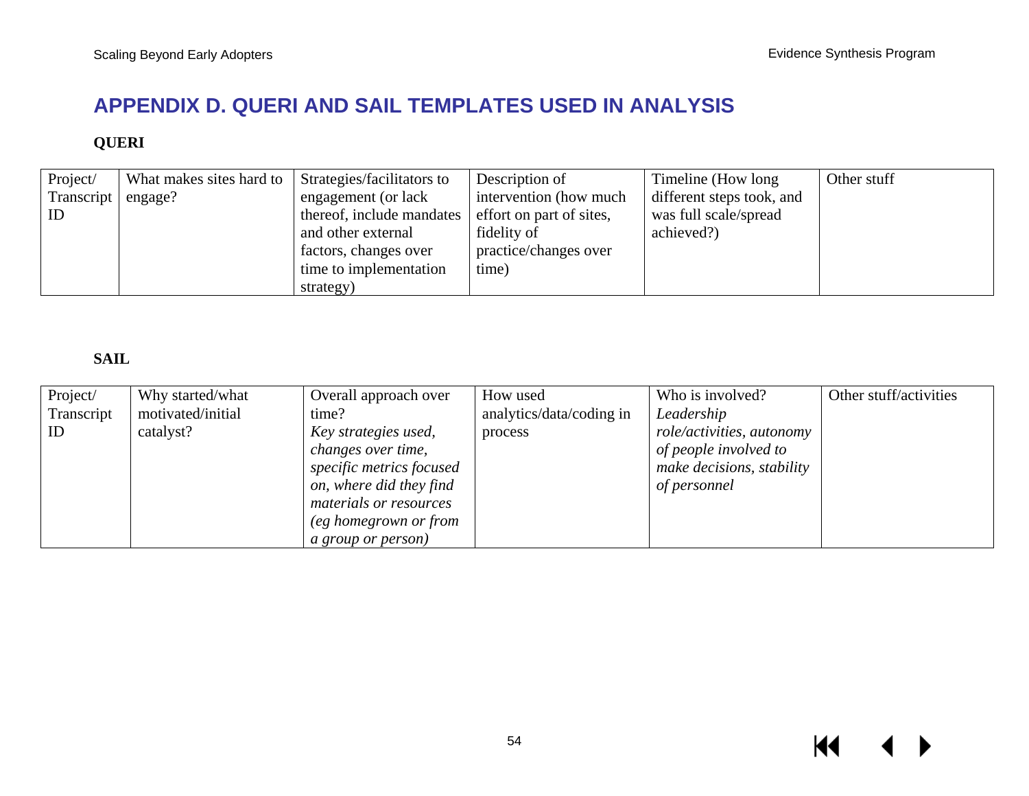# APPENDIX D. QUERI AND SAIL TEMPLATES USED IN ANALYSIS

**QUERI**

| Project/ Transcript ID | What makes sites hard to engage? | Strategies/facilitators to engagement (or lack thereof, include mandates and other external factors, changes over time to implementation strategy) | Description of intervention (how much effort on part of sites, fidelity of practice/changes over time) | Timeline (How long different steps took, and was full scale/spread achieved?) | Other stuff |
|---|---|---|---|---|---|

**SAIL**

| Project/ Transcript ID | Why started/what motivated/initial catalyst? | Overall approach over time? *Key strategies used, changes over time, specific metrics focused on, where did they find materials or resources (eg homegrown or from a group or person)* | How used analytics/data/coding in process | Who is involved? *Leadership role/activities, autonomy of people involved to make decisions, stability of personnel* | Other stuff/activities |
|---|---|---|---|---|---|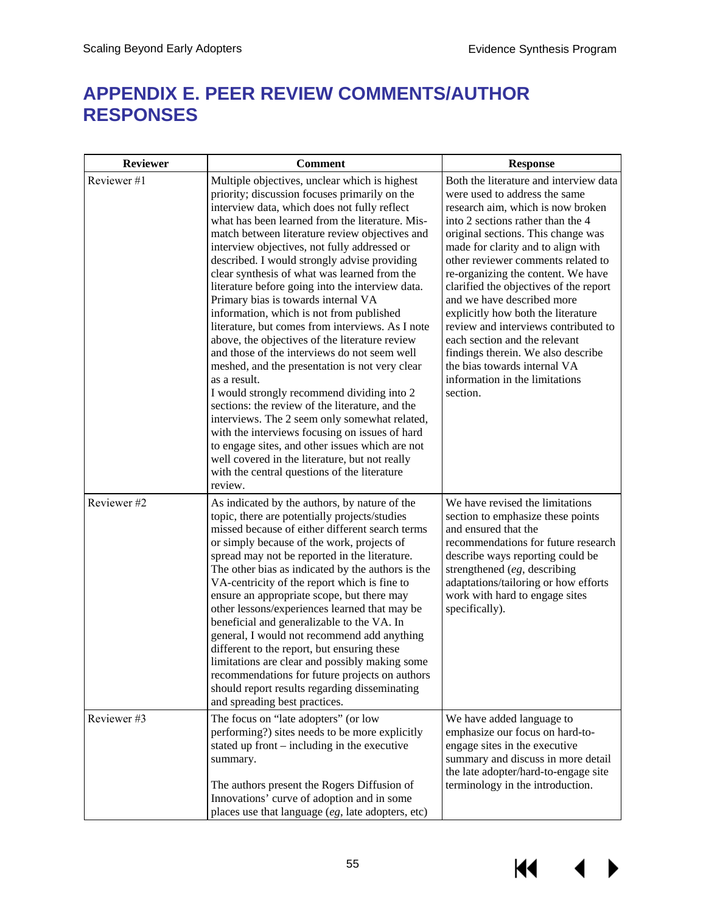# APPENDIX E. PEER REVIEW COMMENTS/AUTHOR RESPONSES

| Reviewer | Comment | Response |
|---|---|---|
| Reviewer #1 | Multiple objectives, unclear which is highest priority; discussion focuses primarily on the interview data, which does not fully reflect what has been learned from the literature. Mis-match between literature review objectives and interview objectives, not fully addressed or described. I would strongly advise providing clear synthesis of what was learned from the literature before going into the interview data. Primary bias is towards internal VA information, which is not from published literature, but comes from interviews. As I note above, the objectives of the literature review and those of the interviews do not seem well meshed, and the presentation is not very clear as a result.<br>I would strongly recommend dividing into 2 sections: the review of the literature, and the interviews. The 2 seem only somewhat related, with the interviews focusing on issues of hard to engage sites, and other issues which are not well covered in the literature, but not really with the central questions of the literature review. | Both the literature and interview data were used to address the same research aim, which is now broken into 2 sections rather than the 4 original sections. This change was made for clarity and to align with other reviewer comments related to re-organizing the content. We have clarified the objectives of the report and we have described more explicitly how both the literature review and interviews contributed to each section and the relevant findings therein. We also describe the bias towards internal VA information in the limitations section. |
| Reviewer #2 | As indicated by the authors, by nature of the topic, there are potentially projects/studies missed because of either different search terms or simply because of the work, projects of spread may not be reported in the literature. The other bias as indicated by the authors is the VA-centricity of the report which is fine to ensure an appropriate scope, but there may other lessons/experiences learned that may be beneficial and generalizable to the VA. In general, I would not recommend add anything different to the report, but ensuring these limitations are clear and possibly making some recommendations for future projects on authors should report results regarding disseminating and spreading best practices. | We have revised the limitations section to emphasize these points and ensured that the recommendations for future research describe ways reporting could be strengthened (*eg*, describing adaptations/tailoring or how efforts work with hard to engage sites specifically). |
| Reviewer #3 | The focus on "late adopters" (or low performing?) sites needs to be more explicitly stated up front – including in the executive summary.<br><br>The authors present the Rogers Diffusion of Innovations' curve of adoption and in some places use that language (*eg*, late adopters, etc) | We have added language to emphasize our focus on hard-to-engage sites in the executive summary and discuss in more detail the late adopter/hard-to-engage site terminology in the introduction. |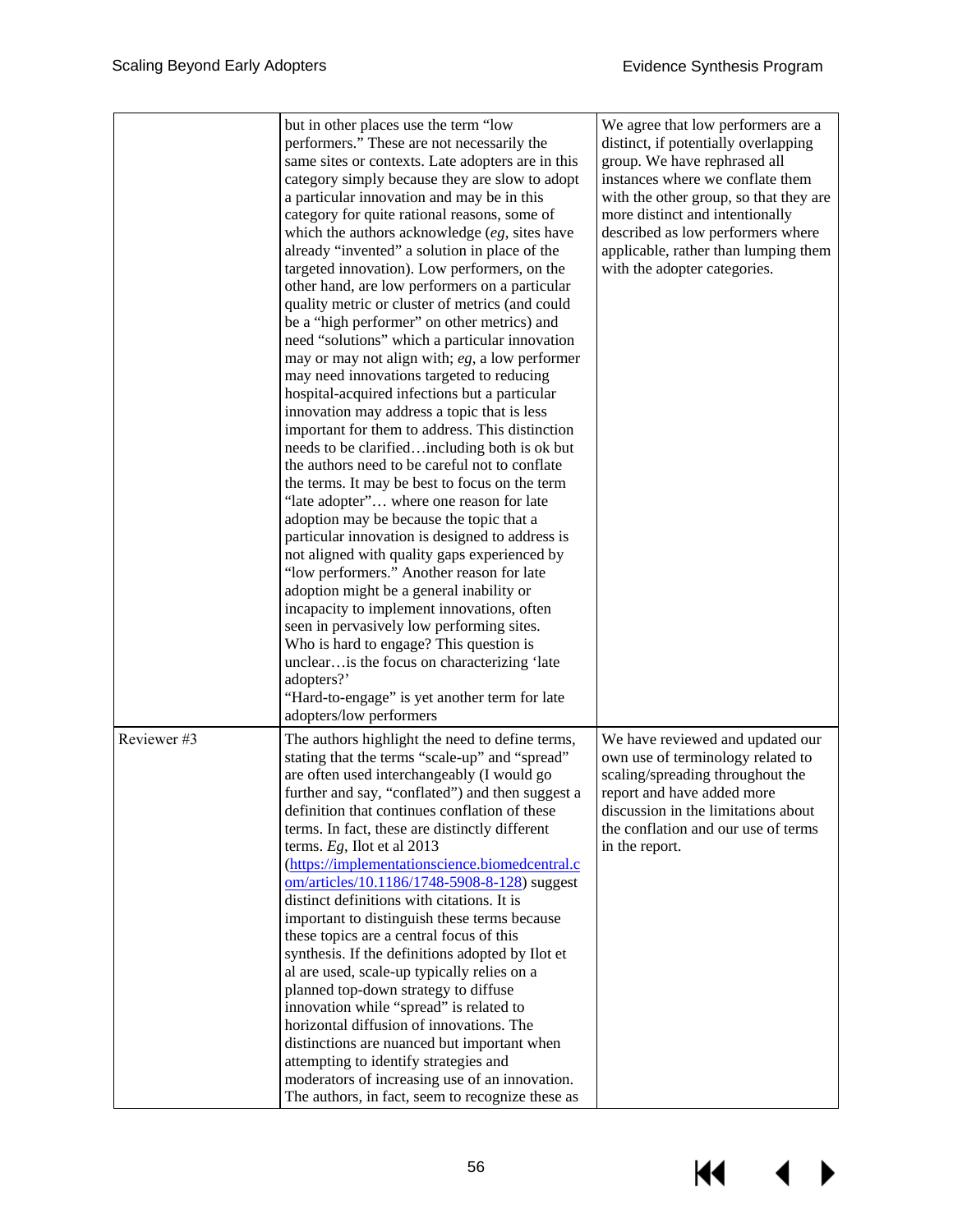| | | |
|---|---|---|
| | but in other places use the term "low performers." These are not necessarily the same sites or contexts. Late adopters are in this category simply because they are slow to adopt a particular innovation and may be in this category for quite rational reasons, some of which the authors acknowledge (*eg*, sites have already "invented" a solution in place of the targeted innovation). Low performers, on the other hand, are low performers on a particular quality metric or cluster of metrics (and could be a "high performer" on other metrics) and need "solutions" which a particular innovation may or may not align with; *eg*, a low performer may need innovations targeted to reducing hospital-acquired infections but a particular innovation may address a topic that is less important for them to address. This distinction needs to be clarified…including both is ok but the authors need to be careful not to conflate the terms. It may be best to focus on the term "late adopter"… where one reason for late adoption may be because the topic that a particular innovation is designed to address is not aligned with quality gaps experienced by "low performers." Another reason for late adoption might be a general inability or incapacity to implement innovations, often seen in pervasively low performing sites. Who is hard to engage? This question is unclear…is the focus on characterizing 'late adopters?'<br>"Hard-to-engage" is yet another term for late adopters/low performers | We agree that low performers are a distinct, if potentially overlapping group. We have rephrased all instances where we conflate them with the other group, so that they are more distinct and intentionally described as low performers where applicable, rather than lumping them with the adopter categories. |
| Reviewer #3 | The authors highlight the need to define terms, stating that the terms "scale-up" and "spread" are often used interchangeably (I would go further and say, "conflated") and then suggest a definition that continues conflation of these terms. In fact, these are distinctly different terms. *Eg*, Ilot et al 2013 (https://implementationscience.biomedcentral.com/articles/10.1186/1748-5908-8-128) suggest distinct definitions with citations. It is important to distinguish these terms because these topics are a central focus of this synthesis. If the definitions adopted by Ilot et al are used, scale-up typically relies on a planned top-down strategy to diffuse innovation while "spread" is related to horizontal diffusion of innovations. The distinctions are nuanced but important when attempting to identify strategies and moderators of increasing use of an innovation. The authors, in fact, seem to recognize these as | We have reviewed and updated our own use of terminology related to scaling/spreading throughout the report and have added more discussion in the limitations about the conflation and our use of terms in the report. |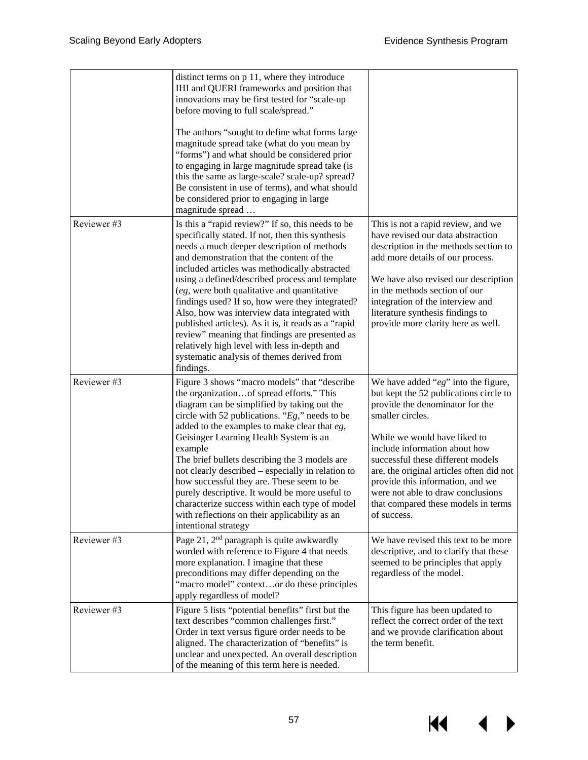| | | |
|---|---|---|
| | distinct terms on p 11, where they introduce IHI and QUERI frameworks and position that innovations may be first tested for "scale-up before moving to full scale/spread."<br><br>The authors "sought to define what forms large magnitude spread take (what do you mean by "forms") and what should be considered prior to engaging in large magnitude spread take (is this the same as large-scale? scale-up? spread? Be consistent in use of terms), and what should be considered prior to engaging in large magnitude spread … | |
| Reviewer #3 | Is this a "rapid review?" If so, this needs to be specifically stated. If not, then this synthesis needs a much deeper description of methods and demonstration that the content of the included articles was methodically abstracted using a defined/described process and template (*eg*, were both qualitative and quantitative findings used? If so, how were they integrated? Also, how was interview data integrated with published articles). As it is, it reads as a "rapid review" meaning that findings are presented as relatively high level with less in-depth and systematic analysis of themes derived from findings. | This is not a rapid review, and we have revised our data abstraction description in the methods section to add more details of our process.<br><br>We have also revised our description in the methods section of our integration of the interview and literature synthesis findings to provide more clarity here as well. |
| Reviewer #3 | Figure 3 shows "macro models" that "describe the organization…of spread efforts." This diagram can be simplified by taking out the circle with 52 publications. "*Eg*," needs to be added to the examples to make clear that *eg*, Geisinger Learning Health System is an example<br>The brief bullets describing the 3 models are not clearly described – especially in relation to how successful they are. These seem to be purely descriptive. It would be more useful to characterize success within each type of model with reflections on their applicability as an intentional strategy | We have added "*eg*" into the figure, but kept the 52 publications circle to provide the denominator for the smaller circles.<br><br>While we would have liked to include information about how successful these different models are, the original articles often did not provide this information, and we were not able to draw conclusions that compared these models in terms of success. |
| Reviewer #3 | Page 21, 2nd paragraph is quite awkwardly worded with reference to Figure 4 that needs more explanation. I imagine that these preconditions may differ depending on the "macro model" context…or do these principles apply regardless of model? | We have revised this text to be more descriptive, and to clarify that these seemed to be principles that apply regardless of the model. |
| Reviewer #3 | Figure 5 lists "potential benefits" first but the text describes "common challenges first." Order in text versus figure order needs to be aligned. The characterization of "benefits" is unclear and unexpected. An overall description of the meaning of this term here is needed. | This figure has been updated to reflect the correct order of the text and we provide clarification about the term benefit. |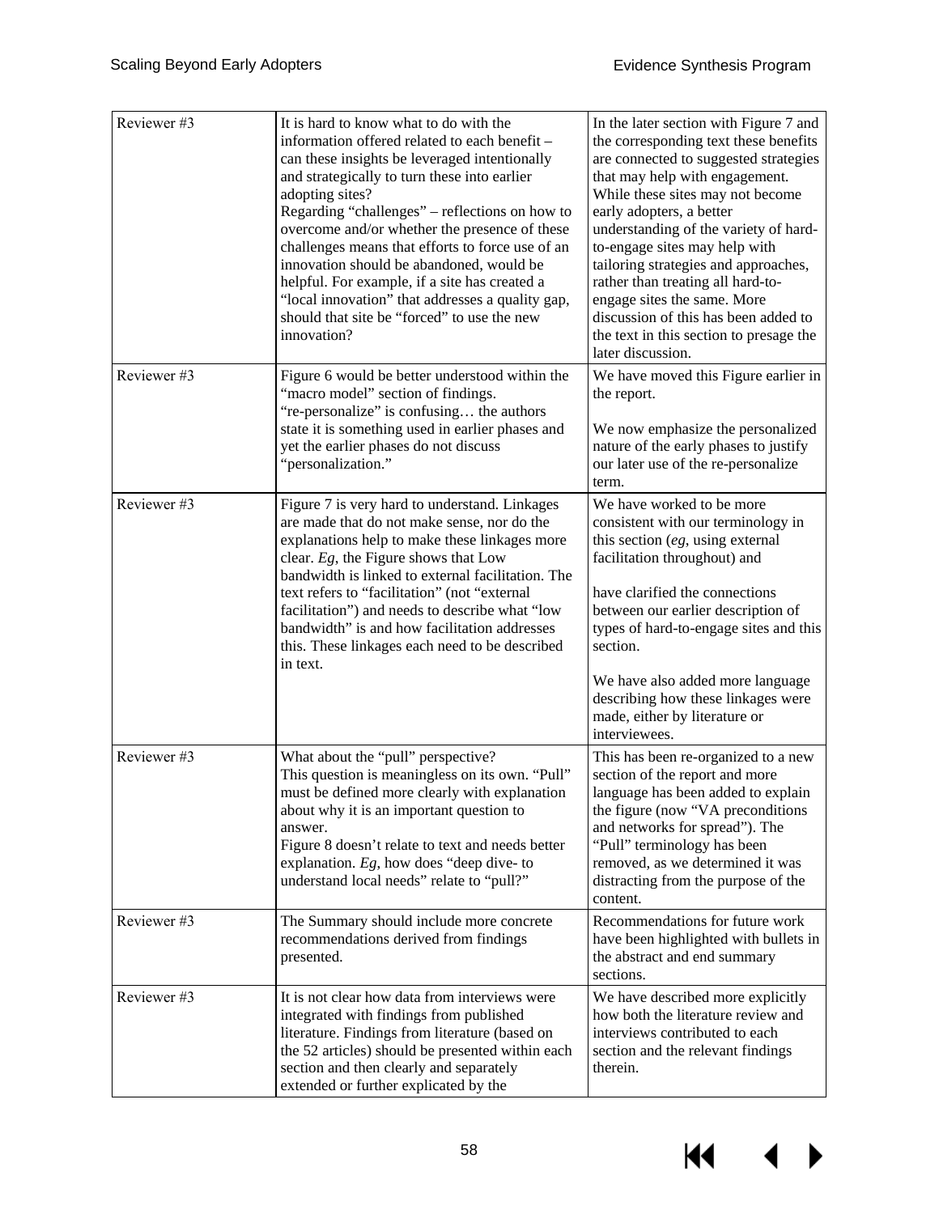| Reviewer #3 | It is hard to know what to do with the information offered related to each benefit – can these insights be leveraged intentionally and strategically to turn these into earlier adopting sites?<br>Regarding "challenges" – reflections on how to overcome and/or whether the presence of these challenges means that efforts to force use of an innovation should be abandoned, would be helpful. For example, if a site has created a "local innovation" that addresses a quality gap, should that site be "forced" to use the new innovation? | In the later section with Figure 7 and the corresponding text these benefits are connected to suggested strategies that may help with engagement. While these sites may not become early adopters, a better understanding of the variety of hard-to-engage sites may help with tailoring strategies and approaches, rather than treating all hard-to-engage sites the same. More discussion of this has been added to the text in this section to presage the later discussion. |
|---|---|---|
| Reviewer #3 | Figure 6 would be better understood within the "macro model" section of findings.<br>"re-personalize" is confusing… the authors state it is something used in earlier phases and yet the earlier phases do not discuss "personalization." | We have moved this Figure earlier in the report.<br><br>We now emphasize the personalized nature of the early phases to justify our later use of the re-personalize term. |
| Reviewer #3 | Figure 7 is very hard to understand. Linkages are made that do not make sense, nor do the explanations help to make these linkages more clear. *Eg*, the Figure shows that Low bandwidth is linked to external facilitation. The text refers to "facilitation" (not "external facilitation") and needs to describe what "low bandwidth" is and how facilitation addresses this. These linkages each need to be described in text. | We have worked to be more consistent with our terminology in this section (*eg*, using external facilitation throughout) and<br><br>have clarified the connections between our earlier description of types of hard-to-engage sites and this section.<br><br>We have also added more language describing how these linkages were made, either by literature or interviewees. |
| Reviewer #3 | What about the "pull" perspective?<br>This question is meaningless on its own. "Pull" must be defined more clearly with explanation about why it is an important question to answer.<br>Figure 8 doesn't relate to text and needs better explanation. *Eg*, how does "deep dive- to understand local needs" relate to "pull?" | This has been re-organized to a new section of the report and more language has been added to explain the figure (now "VA preconditions and networks for spread"). The "Pull" terminology has been removed, as we determined it was distracting from the purpose of the content. |
| Reviewer #3 | The Summary should include more concrete recommendations derived from findings presented. | Recommendations for future work have been highlighted with bullets in the abstract and end summary sections. |
| Reviewer #3 | It is not clear how data from interviews were integrated with findings from published literature. Findings from literature (based on the 52 articles) should be presented within each section and then clearly and separately extended or further explicated by the | We have described more explicitly how both the literature review and interviews contributed to each section and the relevant findings therein. |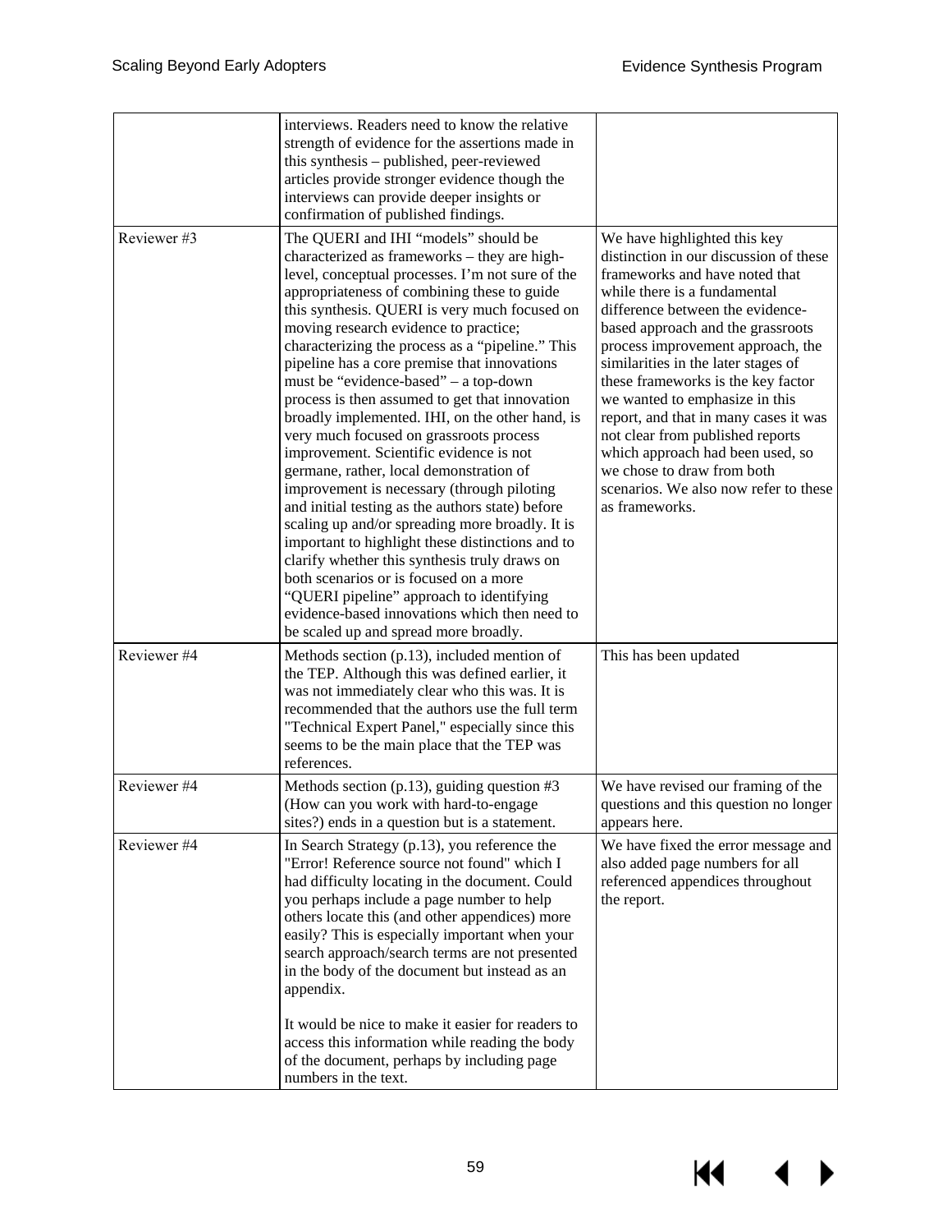| | | |
|---|---|---|
| | interviews. Readers need to know the relative strength of evidence for the assertions made in this synthesis – published, peer-reviewed articles provide stronger evidence though the interviews can provide deeper insights or confirmation of published findings. | |
| Reviewer #3 | The QUERI and IHI "models" should be characterized as frameworks – they are high-level, conceptual processes. I'm not sure of the appropriateness of combining these to guide this synthesis. QUERI is very much focused on moving research evidence to practice; characterizing the process as a "pipeline." This pipeline has a core premise that innovations must be "evidence-based" – a top-down process is then assumed to get that innovation broadly implemented. IHI, on the other hand, is very much focused on grassroots process improvement. Scientific evidence is not germane, rather, local demonstration of improvement is necessary (through piloting and initial testing as the authors state) before scaling up and/or spreading more broadly. It is important to highlight these distinctions and to clarify whether this synthesis truly draws on both scenarios or is focused on a more "QUERI pipeline" approach to identifying evidence-based innovations which then need to be scaled up and spread more broadly. | We have highlighted this key distinction in our discussion of these frameworks and have noted that while there is a fundamental difference between the evidence-based approach and the grassroots process improvement approach, the similarities in the later stages of these frameworks is the key factor we wanted to emphasize in this report, and that in many cases it was not clear from published reports which approach had been used, so we chose to draw from both scenarios. We also now refer to these as frameworks. |
| Reviewer #4 | Methods section (p.13), included mention of the TEP. Although this was defined earlier, it was not immediately clear who this was. It is recommended that the authors use the full term "Technical Expert Panel," especially since this seems to be the main place that the TEP was references. | This has been updated |
| Reviewer #4 | Methods section (p.13), guiding question #3 (How can you work with hard-to-engage sites?) ends in a question but is a statement. | We have revised our framing of the questions and this question no longer appears here. |
| Reviewer #4 | In Search Strategy (p.13), you reference the "Error! Reference source not found" which I had difficulty locating in the document. Could you perhaps include a page number to help others locate this (and other appendices) more easily? This is especially important when your search approach/search terms are not presented in the body of the document but instead as an appendix.<br><br>It would be nice to make it easier for readers to access this information while reading the body of the document, perhaps by including page numbers in the text. | We have fixed the error message and also added page numbers for all referenced appendices throughout the report. |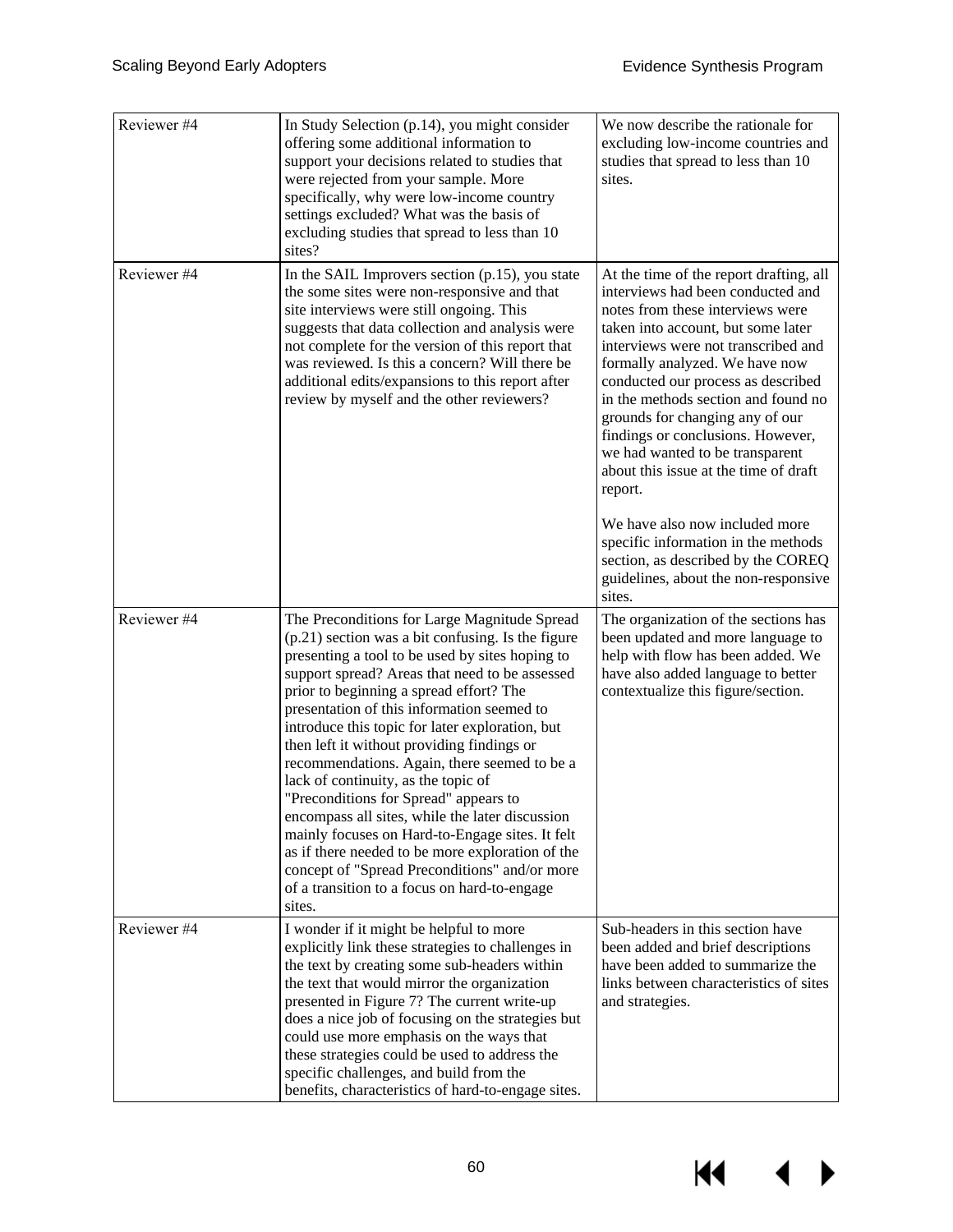| Reviewer #4 | In Study Selection (p.14), you might consider offering some additional information to support your decisions related to studies that were rejected from your sample. More specifically, why were low-income country settings excluded? What was the basis of excluding studies that spread to less than 10 sites? | We now describe the rationale for excluding low-income countries and studies that spread to less than 10 sites. |
|---|---|---|
| Reviewer #4 | In the SAIL Improvers section (p.15), you state the some sites were non-responsive and that site interviews were still ongoing. This suggests that data collection and analysis were not complete for the version of this report that was reviewed. Is this a concern? Will there be additional edits/expansions to this report after review by myself and the other reviewers? | At the time of the report drafting, all interviews had been conducted and notes from these interviews were taken into account, but some later interviews were not transcribed and formally analyzed. We have now conducted our process as described in the methods section and found no grounds for changing any of our findings or conclusions. However, we had wanted to be transparent about this issue at the time of draft report.<br><br>We have also now included more specific information in the methods section, as described by the COREQ guidelines, about the non-responsive sites. |
| Reviewer #4 | The Preconditions for Large Magnitude Spread (p.21) section was a bit confusing. Is the figure presenting a tool to be used by sites hoping to support spread? Areas that need to be assessed prior to beginning a spread effort? The presentation of this information seemed to introduce this topic for later exploration, but then left it without providing findings or recommendations. Again, there seemed to be a lack of continuity, as the topic of "Preconditions for Spread" appears to encompass all sites, while the later discussion mainly focuses on Hard-to-Engage sites. It felt as if there needed to be more exploration of the concept of "Spread Preconditions" and/or more of a transition to a focus on hard-to-engage sites. | The organization of the sections has been updated and more language to help with flow has been added. We have also added language to better contextualize this figure/section. |
| Reviewer #4 | I wonder if it might be helpful to more explicitly link these strategies to challenges in the text by creating some sub-headers within the text that would mirror the organization presented in Figure 7? The current write-up does a nice job of focusing on the strategies but could use more emphasis on the ways that these strategies could be used to address the specific challenges, and build from the benefits, characteristics of hard-to-engage sites. | Sub-headers in this section have been added and brief descriptions have been added to summarize the links between characteristics of sites and strategies. |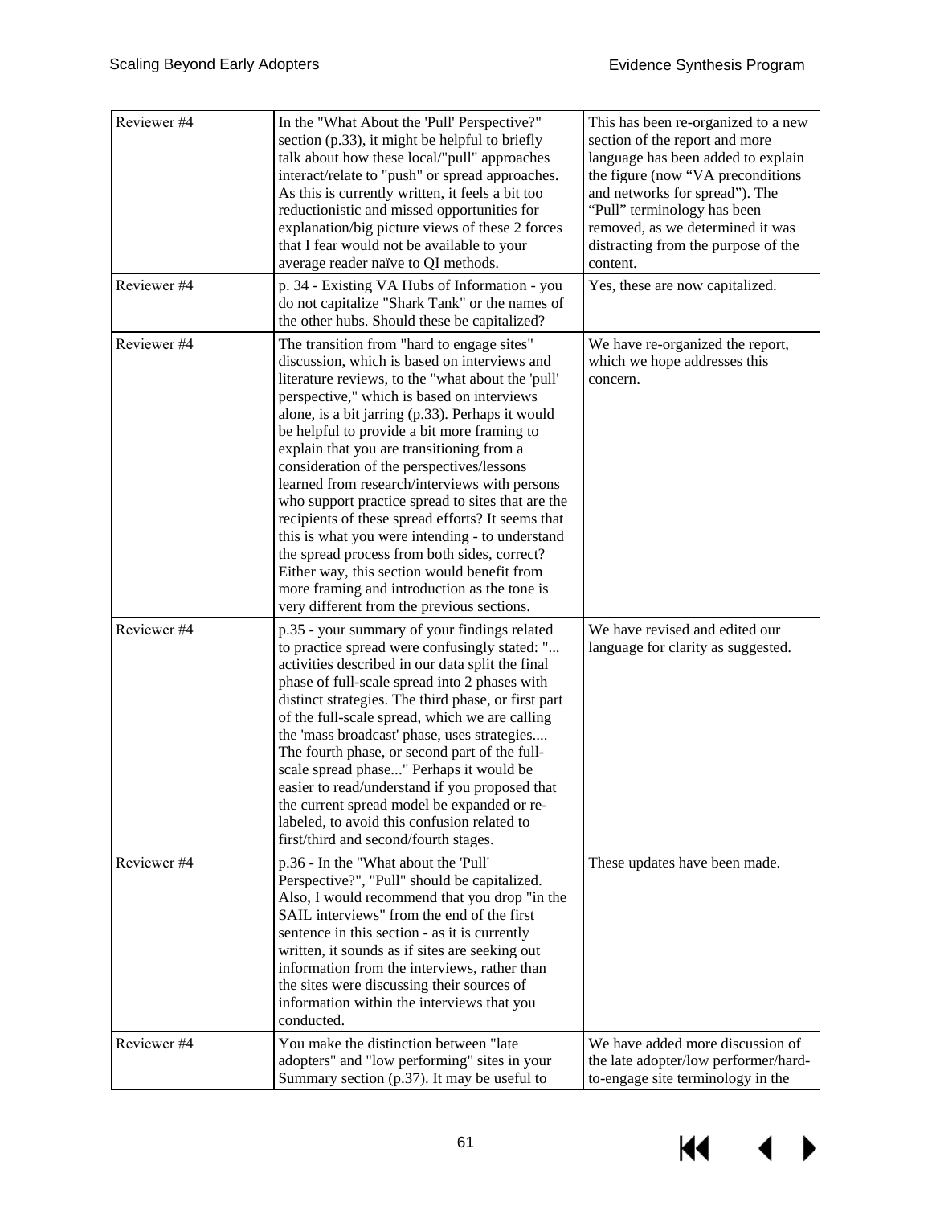| | | |
|---|---|---|
| Reviewer #4 | In the "What About the 'Pull' Perspective?" section (p.33), it might be helpful to briefly talk about how these local/"pull" approaches interact/relate to "push" or spread approaches. As this is currently written, it feels a bit too reductionistic and missed opportunities for explanation/big picture views of these 2 forces that I fear would not be available to your average reader naïve to QI methods. | This has been re-organized to a new section of the report and more language has been added to explain the figure (now "VA preconditions and networks for spread"). The "Pull" terminology has been removed, as we determined it was distracting from the purpose of the content. |
| Reviewer #4 | p. 34 - Existing VA Hubs of Information - you do not capitalize "Shark Tank" or the names of the other hubs. Should these be capitalized? | Yes, these are now capitalized. |
| Reviewer #4 | The transition from "hard to engage sites" discussion, which is based on interviews and literature reviews, to the "what about the 'pull' perspective," which is based on interviews alone, is a bit jarring (p.33). Perhaps it would be helpful to provide a bit more framing to explain that you are transitioning from a consideration of the perspectives/lessons learned from research/interviews with persons who support practice spread to sites that are the recipients of these spread efforts? It seems that this is what you were intending - to understand the spread process from both sides, correct? Either way, this section would benefit from more framing and introduction as the tone is very different from the previous sections. | We have re-organized the report, which we hope addresses this concern. |
| Reviewer #4 | p.35 - your summary of your findings related to practice spread were confusingly stated: "... activities described in our data split the final phase of full-scale spread into 2 phases with distinct strategies. The third phase, or first part of the full-scale spread, which we are calling the 'mass broadcast' phase, uses strategies.... The fourth phase, or second part of the full-scale spread phase..." Perhaps it would be easier to read/understand if you proposed that the current spread model be expanded or re-labeled, to avoid this confusion related to first/third and second/fourth stages. | We have revised and edited our language for clarity as suggested. |
| Reviewer #4 | p.36 - In the "What about the 'Pull' Perspective?", "Pull" should be capitalized. Also, I would recommend that you drop "in the SAIL interviews" from the end of the first sentence in this section - as it is currently written, it sounds as if sites are seeking out information from the interviews, rather than the sites were discussing their sources of information within the interviews that you conducted. | These updates have been made. |
| Reviewer #4 | You make the distinction between "late adopters" and "low performing" sites in your Summary section (p.37). It may be useful to | We have added more discussion of the late adopter/low performer/hard-to-engage site terminology in the |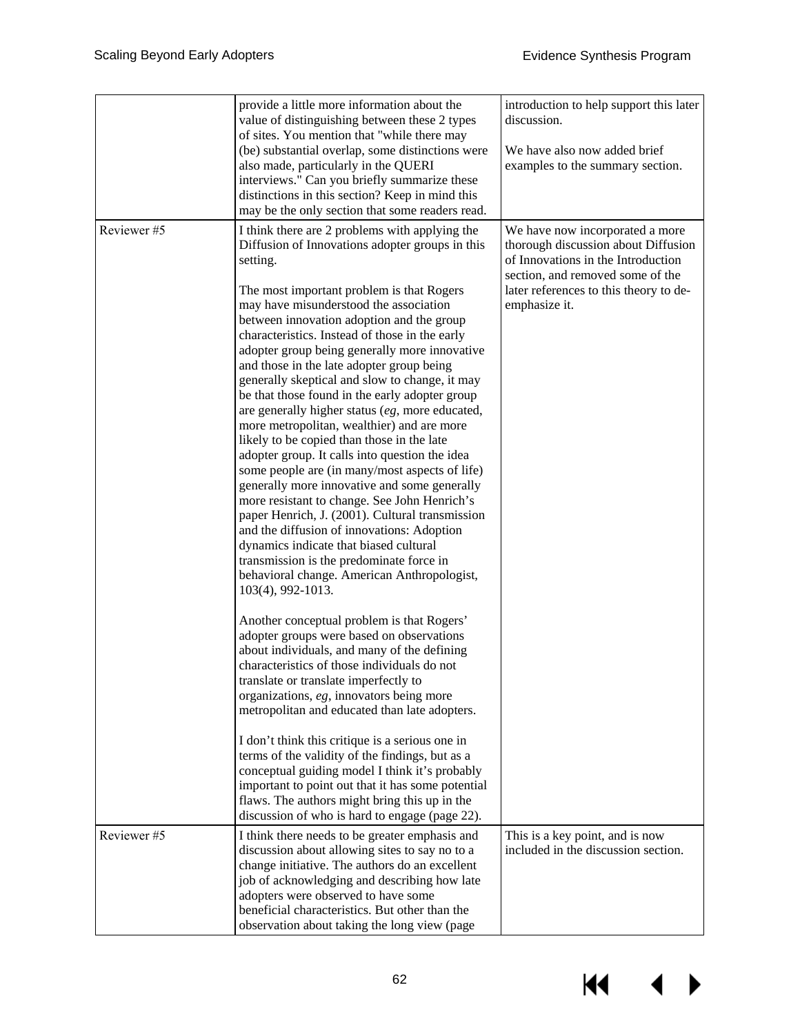| | | |
|---|---|---|
| | provide a little more information about the value of distinguishing between these 2 types of sites. You mention that "while there may (be) substantial overlap, some distinctions were also made, particularly in the QUERI interviews." Can you briefly summarize these distinctions in this section? Keep in mind this may be the only section that some readers read. | introduction to help support this later discussion.<br><br>We have also now added brief examples to the summary section. |
| Reviewer #5 | I think there are 2 problems with applying the Diffusion of Innovations adopter groups in this setting.<br><br>The most important problem is that Rogers may have misunderstood the association between innovation adoption and the group characteristics. Instead of those in the early adopter group being generally more innovative and those in the late adopter group being generally skeptical and slow to change, it may be that those found in the early adopter group are generally higher status (*eg*, more educated, more metropolitan, wealthier) and are more likely to be copied than those in the late adopter group. It calls into question the idea some people are (in many/most aspects of life) generally more innovative and some generally more resistant to change. See John Henrich's paper Henrich, J. (2001). Cultural transmission and the diffusion of innovations: Adoption dynamics indicate that biased cultural transmission is the predominate force in behavioral change. American Anthropologist, 103(4), 992-1013.<br><br>Another conceptual problem is that Rogers' adopter groups were based on observations about individuals, and many of the defining characteristics of those individuals do not translate or translate imperfectly to organizations, *eg*, innovators being more metropolitan and educated than late adopters.<br><br>I don't think this critique is a serious one in terms of the validity of the findings, but as a conceptual guiding model I think it's probably important to point out that it has some potential flaws. The authors might bring this up in the discussion of who is hard to engage (page 22). | We have now incorporated a more thorough discussion about Diffusion of Innovations in the Introduction section, and removed some of the later references to this theory to de-emphasize it. |
| Reviewer #5 | I think there needs to be greater emphasis and discussion about allowing sites to say no to a change initiative. The authors do an excellent job of acknowledging and describing how late adopters were observed to have some beneficial characteristics. But other than the observation about taking the long view (page | This is a key point, and is now included in the discussion section. |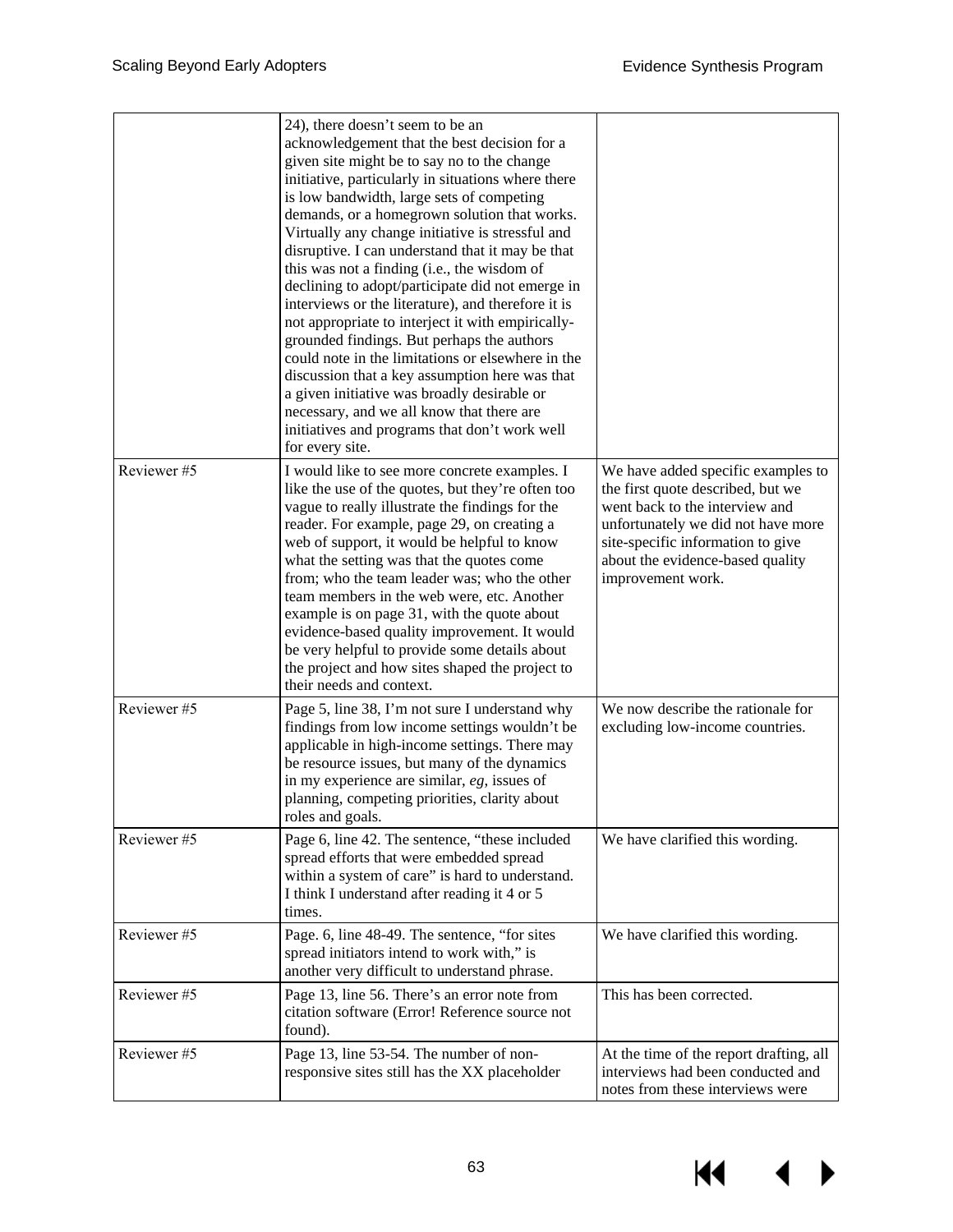| | | |
|---|---|---|
| | 24), there doesn't seem to be an acknowledgement that the best decision for a given site might be to say no to the change initiative, particularly in situations where there is low bandwidth, large sets of competing demands, or a homegrown solution that works. Virtually any change initiative is stressful and disruptive. I can understand that it may be that this was not a finding (i.e., the wisdom of declining to adopt/participate did not emerge in interviews or the literature), and therefore it is not appropriate to interject it with empirically-grounded findings. But perhaps the authors could note in the limitations or elsewhere in the discussion that a key assumption here was that a given initiative was broadly desirable or necessary, and we all know that there are initiatives and programs that don't work well for every site. | |
| Reviewer #5 | I would like to see more concrete examples. I like the use of the quotes, but they're often too vague to really illustrate the findings for the reader. For example, page 29, on creating a web of support, it would be helpful to know what the setting was that the quotes come from; who the team leader was; who the other team members in the web were, etc. Another example is on page 31, with the quote about evidence-based quality improvement. It would be very helpful to provide some details about the project and how sites shaped the project to their needs and context. | We have added specific examples to the first quote described, but we went back to the interview and unfortunately we did not have more site-specific information to give about the evidence-based quality improvement work. |
| Reviewer #5 | Page 5, line 38, I'm not sure I understand why findings from low income settings wouldn't be applicable in high-income settings. There may be resource issues, but many of the dynamics in my experience are similar, *eg*, issues of planning, competing priorities, clarity about roles and goals. | We now describe the rationale for excluding low-income countries. |
| Reviewer #5 | Page 6, line 42. The sentence, "these included spread efforts that were embedded spread within a system of care" is hard to understand. I think I understand after reading it 4 or 5 times. | We have clarified this wording. |
| Reviewer #5 | Page. 6, line 48-49. The sentence, "for sites spread initiators intend to work with," is another very difficult to understand phrase. | We have clarified this wording. |
| Reviewer #5 | Page 13, line 56. There's an error note from citation software (Error! Reference source not found). | This has been corrected. |
| Reviewer #5 | Page 13, line 53-54. The number of non-responsive sites still has the XX placeholder | At the time of the report drafting, all interviews had been conducted and notes from these interviews were |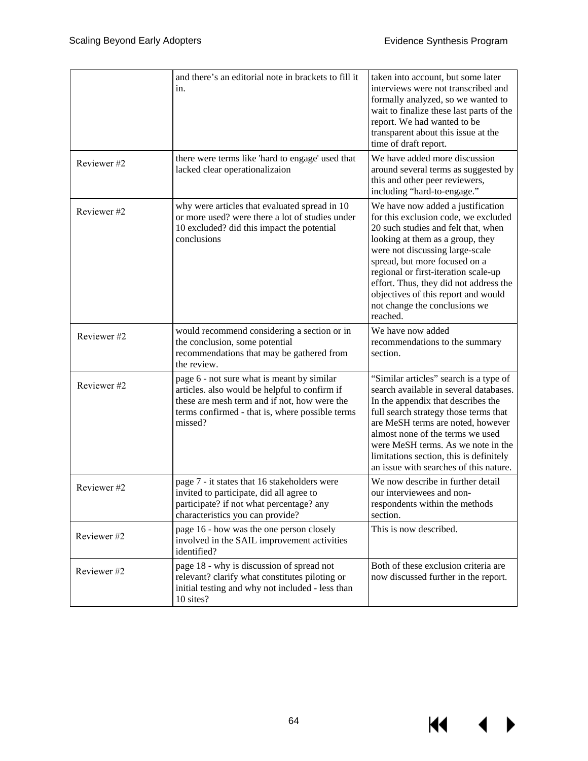| | | |
|---|---|---|
| | and there's an editorial note in brackets to fill it in. | taken into account, but some later interviews were not transcribed and formally analyzed, so we wanted to wait to finalize these last parts of the report. We had wanted to be transparent about this issue at the time of draft report. |
| Reviewer #2 | there were terms like 'hard to engage' used that lacked clear operationalizaion | We have added more discussion around several terms as suggested by this and other peer reviewers, including "hard-to-engage." |
| Reviewer #2 | why were articles that evaluated spread in 10 or more used? were there a lot of studies under 10 excluded? did this impact the potential conclusions | We have now added a justification for this exclusion code, we excluded 20 such studies and felt that, when looking at them as a group, they were not discussing large-scale spread, but more focused on a regional or first-iteration scale-up effort. Thus, they did not address the objectives of this report and would not change the conclusions we reached. |
| Reviewer #2 | would recommend considering a section or in the conclusion, some potential recommendations that may be gathered from the review. | We have now added recommendations to the summary section. |
| Reviewer #2 | page 6 - not sure what is meant by similar articles. also would be helpful to confirm if these are mesh term and if not, how were the terms confirmed - that is, where possible terms missed? | "Similar articles" search is a type of search available in several databases. In the appendix that describes the full search strategy those terms that are MeSH terms are noted, however almost none of the terms we used were MeSH terms. As we note in the limitations section, this is definitely an issue with searches of this nature. |
| Reviewer #2 | page 7 - it states that 16 stakeholders were invited to participate, did all agree to participate? if not what percentage? any characteristics you can provide? | We now describe in further detail our interviewees and non-respondents within the methods section. |
| Reviewer #2 | page 16 - how was the one person closely involved in the SAIL improvement activities identified? | This is now described. |
| Reviewer #2 | page 18 - why is discussion of spread not relevant? clarify what constitutes piloting or initial testing and why not included - less than 10 sites? | Both of these exclusion criteria are now discussed further in the report. |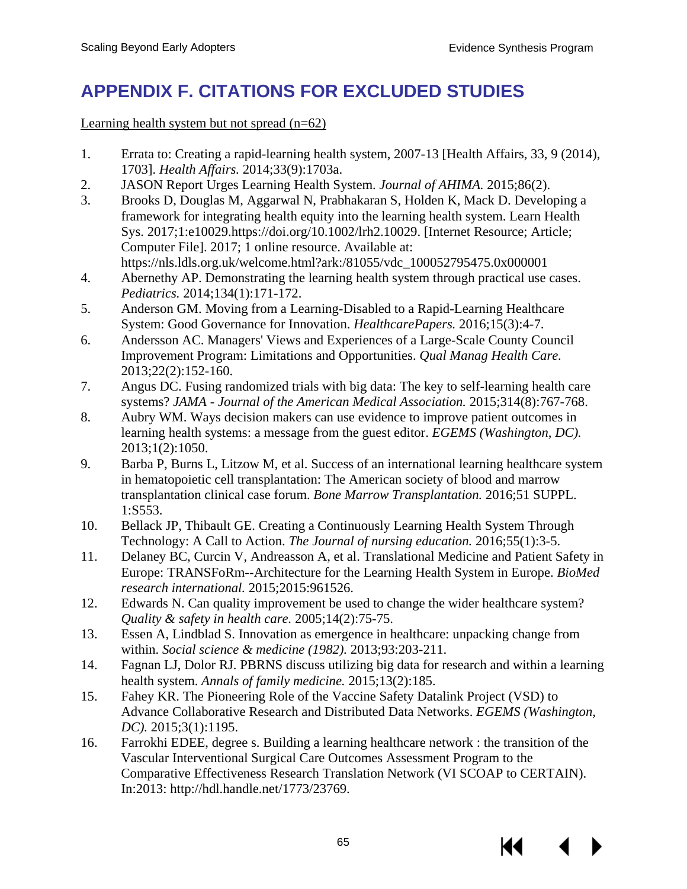# APPENDIX F. CITATIONS FOR EXCLUDED STUDIES

Learning health system but not spread (n=62)

1. Errata to: Creating a rapid-learning health system, 2007-13 [Health Affairs, 33, 9 (2014), 1703]. *Health Affairs.* 2014;33(9):1703a.
2. JASON Report Urges Learning Health System. *Journal of AHIMA.* 2015;86(2).
3. Brooks D, Douglas M, Aggarwal N, Prabhakaran S, Holden K, Mack D. Developing a framework for integrating health equity into the learning health system. Learn Health Sys. 2017;1:e10029.https://doi.org/10.1002/lrh2.10029. [Internet Resource; Article; Computer File]. 2017; 1 online resource. Available at: https://nls.ldls.org.uk/welcome.html?ark:/81055/vdc_100052795475.0x000001
4. Abernethy AP. Demonstrating the learning health system through practical use cases. *Pediatrics.* 2014;134(1):171-172.
5. Anderson GM. Moving from a Learning-Disabled to a Rapid-Learning Healthcare System: Good Governance for Innovation. *HealthcarePapers.* 2016;15(3):4-7.
6. Andersson AC. Managers' Views and Experiences of a Large-Scale County Council Improvement Program: Limitations and Opportunities. *Qual Manag Health Care.* 2013;22(2):152-160.
7. Angus DC. Fusing randomized trials with big data: The key to self-learning health care systems? *JAMA - Journal of the American Medical Association.* 2015;314(8):767-768.
8. Aubry WM. Ways decision makers can use evidence to improve patient outcomes in learning health systems: a message from the guest editor. *EGEMS (Washington, DC).* 2013;1(2):1050.
9. Barba P, Burns L, Litzow M, et al. Success of an international learning healthcare system in hematopoietic cell transplantation: The American society of blood and marrow transplantation clinical case forum. *Bone Marrow Transplantation.* 2016;51 SUPPL. 1:S553.
10. Bellack JP, Thibault GE. Creating a Continuously Learning Health System Through Technology: A Call to Action. *The Journal of nursing education.* 2016;55(1):3-5.
11. Delaney BC, Curcin V, Andreasson A, et al. Translational Medicine and Patient Safety in Europe: TRANSFoRm--Architecture for the Learning Health System in Europe. *BioMed research international.* 2015;2015:961526.
12. Edwards N. Can quality improvement be used to change the wider healthcare system? *Quality & safety in health care.* 2005;14(2):75-75.
13. Essen A, Lindblad S. Innovation as emergence in healthcare: unpacking change from within. *Social science & medicine (1982).* 2013;93:203-211.
14. Fagnan LJ, Dolor RJ. PBRNS discuss utilizing big data for research and within a learning health system. *Annals of family medicine.* 2015;13(2):185.
15. Fahey KR. The Pioneering Role of the Vaccine Safety Datalink Project (VSD) to Advance Collaborative Research and Distributed Data Networks. *EGEMS (Washington, DC).* 2015;3(1):1195.
16. Farrokhi EDEE, degree s. Building a learning healthcare network : the transition of the Vascular Interventional Surgical Care Outcomes Assessment Program to the Comparative Effectiveness Research Translation Network (VI SCOAP to CERTAIN). In:2013: http://hdl.handle.net/1773/23769.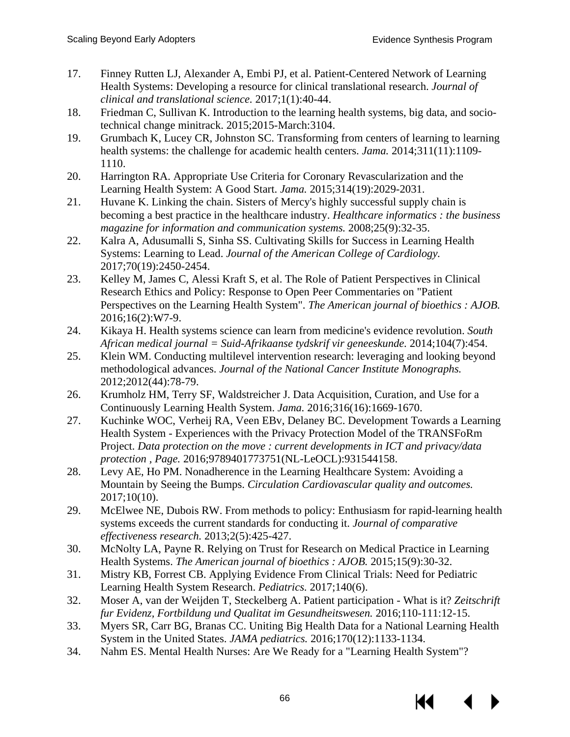17. Finney Rutten LJ, Alexander A, Embi PJ, et al. Patient-Centered Network of Learning Health Systems: Developing a resource for clinical translational research. *Journal of clinical and translational science.* 2017;1(1):40-44.
18. Friedman C, Sullivan K. Introduction to the learning health systems, big data, and socio-technical change minitrack. 2015;2015-March:3104.
19. Grumbach K, Lucey CR, Johnston SC. Transforming from centers of learning to learning health systems: the challenge for academic health centers. *Jama.* 2014;311(11):1109-1110.
20. Harrington RA. Appropriate Use Criteria for Coronary Revascularization and the Learning Health System: A Good Start. *Jama.* 2015;314(19):2029-2031.
21. Huvane K. Linking the chain. Sisters of Mercy's highly successful supply chain is becoming a best practice in the healthcare industry. *Healthcare informatics : the business magazine for information and communication systems.* 2008;25(9):32-35.
22. Kalra A, Adusumalli S, Sinha SS. Cultivating Skills for Success in Learning Health Systems: Learning to Lead. *Journal of the American College of Cardiology.* 2017;70(19):2450-2454.
23. Kelley M, James C, Alessi Kraft S, et al. The Role of Patient Perspectives in Clinical Research Ethics and Policy: Response to Open Peer Commentaries on "Patient Perspectives on the Learning Health System". *The American journal of bioethics : AJOB.* 2016;16(2):W7-9.
24. Kikaya H. Health systems science can learn from medicine's evidence revolution. *South African medical journal = Suid-Afrikaanse tydskrif vir geneeskunde.* 2014;104(7):454.
25. Klein WM. Conducting multilevel intervention research: leveraging and looking beyond methodological advances. *Journal of the National Cancer Institute Monographs.* 2012;2012(44):78-79.
26. Krumholz HM, Terry SF, Waldstreicher J. Data Acquisition, Curation, and Use for a Continuously Learning Health System. *Jama.* 2016;316(16):1669-1670.
27. Kuchinke WOC, Verheij RA, Veen EBv, Delaney BC. Development Towards a Learning Health System - Experiences with the Privacy Protection Model of the TRANSFoRm Project. *Data protection on the move : current developments in ICT and privacy/data protection , Page.* 2016;9789401773751(NL-LeOCL):931544158.
28. Levy AE, Ho PM. Nonadherence in the Learning Healthcare System: Avoiding a Mountain by Seeing the Bumps. *Circulation Cardiovascular quality and outcomes.* 2017;10(10).
29. McElwee NE, Dubois RW. From methods to policy: Enthusiasm for rapid-learning health systems exceeds the current standards for conducting it. *Journal of comparative effectiveness research.* 2013;2(5):425-427.
30. McNolty LA, Payne R. Relying on Trust for Research on Medical Practice in Learning Health Systems. *The American journal of bioethics : AJOB.* 2015;15(9):30-32.
31. Mistry KB, Forrest CB. Applying Evidence From Clinical Trials: Need for Pediatric Learning Health System Research. *Pediatrics.* 2017;140(6).
32. Moser A, van der Weijden T, Steckelberg A. Patient participation - What is it? *Zeitschrift fur Evidenz, Fortbildung und Qualitat im Gesundheitswesen.* 2016;110-111:12-15.
33. Myers SR, Carr BG, Branas CC. Uniting Big Health Data for a National Learning Health System in the United States. *JAMA pediatrics.* 2016;170(12):1133-1134.
34. Nahm ES. Mental Health Nurses: Are We Ready for a "Learning Health System"?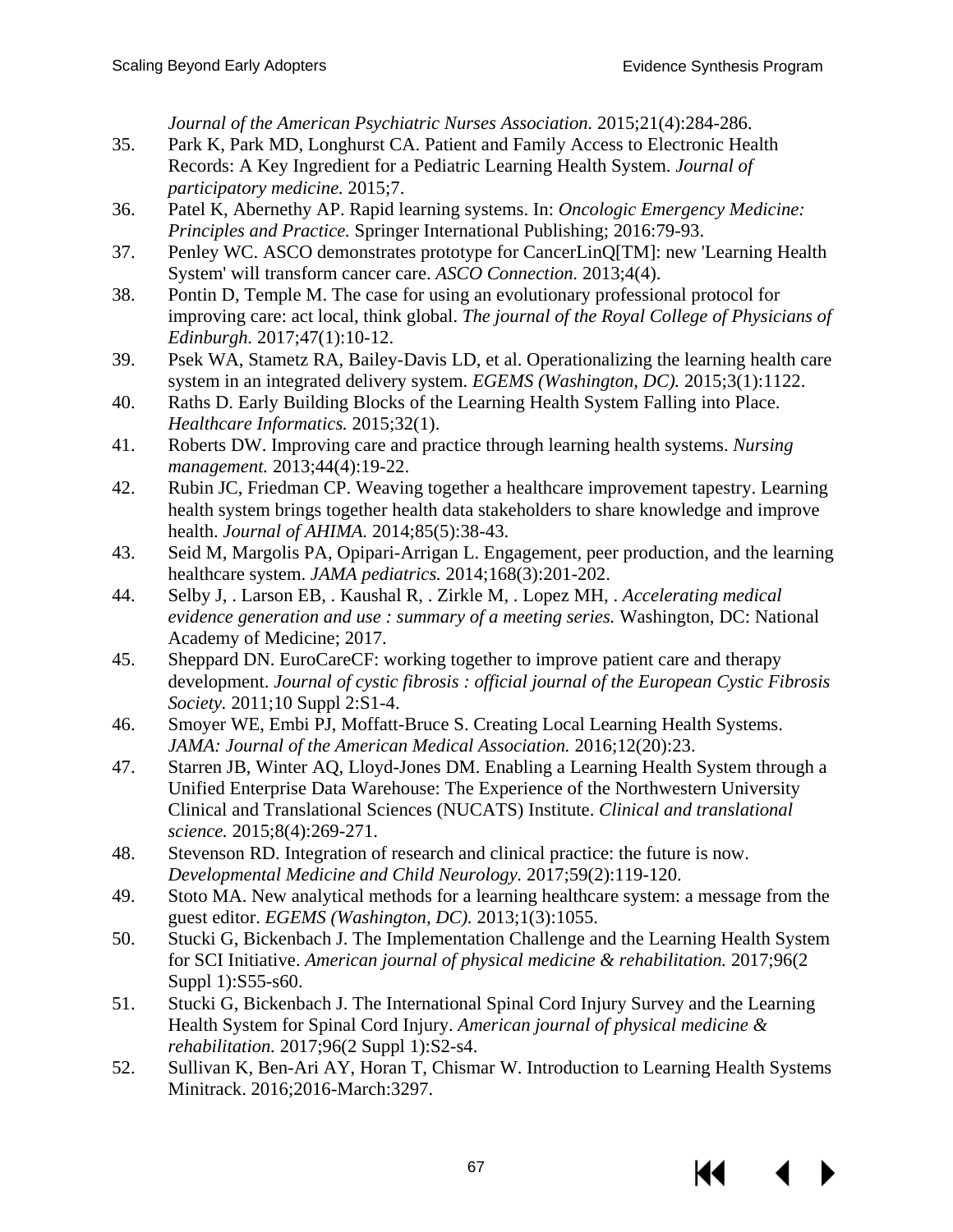*Journal of the American Psychiatric Nurses Association.* 2015;21(4):284-286.

35. Park K, Park MD, Longhurst CA. Patient and Family Access to Electronic Health Records: A Key Ingredient for a Pediatric Learning Health System. *Journal of participatory medicine.* 2015;7.
36. Patel K, Abernethy AP. Rapid learning systems. In: *Oncologic Emergency Medicine: Principles and Practice.* Springer International Publishing; 2016:79-93.
37. Penley WC. ASCO demonstrates prototype for CancerLinQ[TM]: new 'Learning Health System' will transform cancer care. *ASCO Connection.* 2013;4(4).
38. Pontin D, Temple M. The case for using an evolutionary professional protocol for improving care: act local, think global. *The journal of the Royal College of Physicians of Edinburgh.* 2017;47(1):10-12.
39. Psek WA, Stametz RA, Bailey-Davis LD, et al. Operationalizing the learning health care system in an integrated delivery system. *EGEMS (Washington, DC).* 2015;3(1):1122.
40. Raths D. Early Building Blocks of the Learning Health System Falling into Place. *Healthcare Informatics.* 2015;32(1).
41. Roberts DW. Improving care and practice through learning health systems. *Nursing management.* 2013;44(4):19-22.
42. Rubin JC, Friedman CP. Weaving together a healthcare improvement tapestry. Learning health system brings together health data stakeholders to share knowledge and improve health. *Journal of AHIMA.* 2014;85(5):38-43.
43. Seid M, Margolis PA, Opipari-Arrigan L. Engagement, peer production, and the learning healthcare system. *JAMA pediatrics.* 2014;168(3):201-202.
44. Selby J, . Larson EB, . Kaushal R, . Zirkle M, . Lopez MH, . *Accelerating medical evidence generation and use : summary of a meeting series.* Washington, DC: National Academy of Medicine; 2017.
45. Sheppard DN. EuroCareCF: working together to improve patient care and therapy development. *Journal of cystic fibrosis : official journal of the European Cystic Fibrosis Society.* 2011;10 Suppl 2:S1-4.
46. Smoyer WE, Embi PJ, Moffatt-Bruce S. Creating Local Learning Health Systems. *JAMA: Journal of the American Medical Association.* 2016;12(20):23.
47. Starren JB, Winter AQ, Lloyd-Jones DM. Enabling a Learning Health System through a Unified Enterprise Data Warehouse: The Experience of the Northwestern University Clinical and Translational Sciences (NUCATS) Institute. *Clinical and translational science.* 2015;8(4):269-271.
48. Stevenson RD. Integration of research and clinical practice: the future is now. *Developmental Medicine and Child Neurology.* 2017;59(2):119-120.
49. Stoto MA. New analytical methods for a learning healthcare system: a message from the guest editor. *EGEMS (Washington, DC).* 2013;1(3):1055.
50. Stucki G, Bickenbach J. The Implementation Challenge and the Learning Health System for SCI Initiative. *American journal of physical medicine & rehabilitation.* 2017;96(2 Suppl 1):S55-s60.
51. Stucki G, Bickenbach J. The International Spinal Cord Injury Survey and the Learning Health System for Spinal Cord Injury. *American journal of physical medicine & rehabilitation.* 2017;96(2 Suppl 1):S2-s4.
52. Sullivan K, Ben-Ari AY, Horan T, Chismar W. Introduction to Learning Health Systems Minitrack. 2016;2016-March:3297.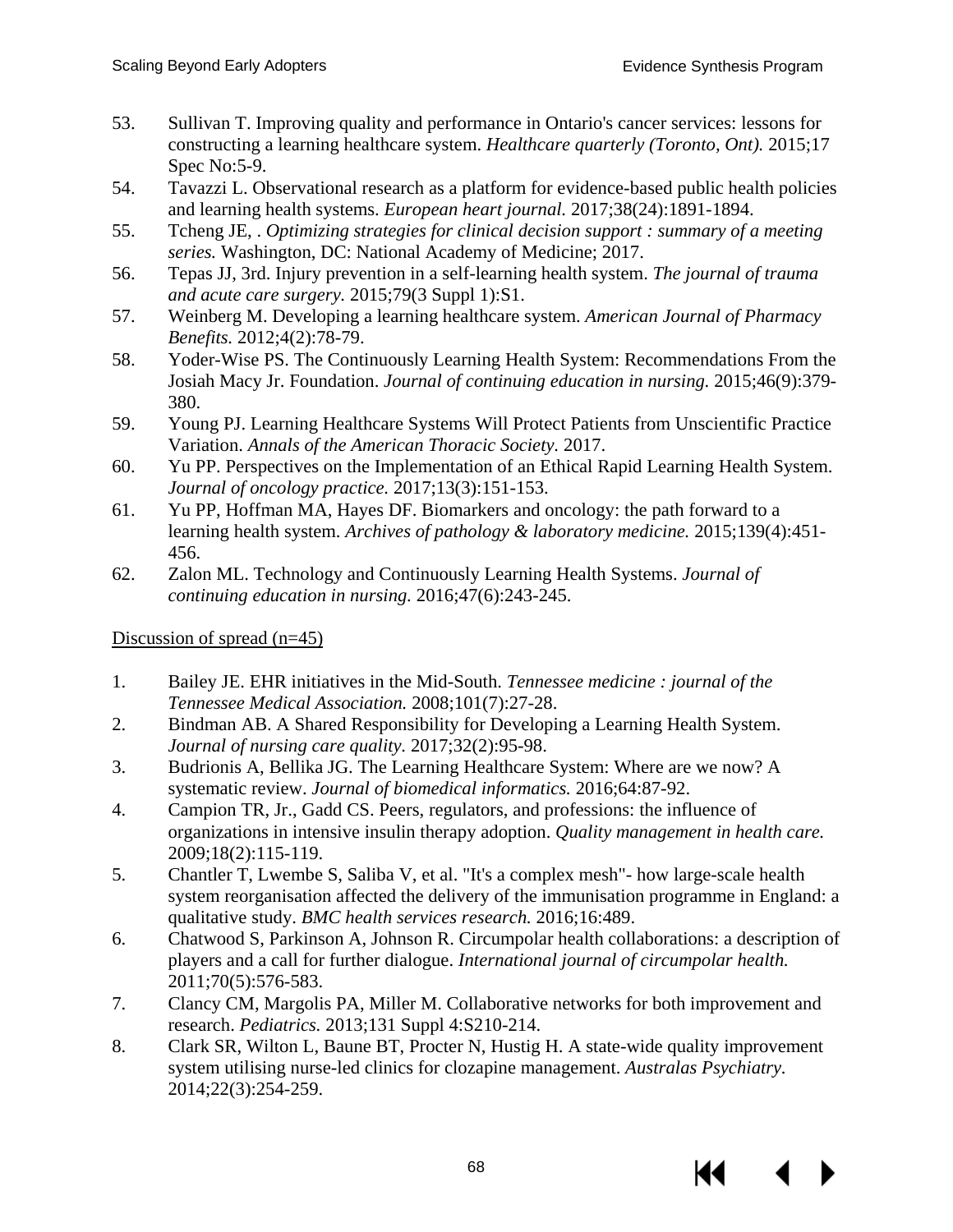53. Sullivan T. Improving quality and performance in Ontario's cancer services: lessons for constructing a learning healthcare system. *Healthcare quarterly (Toronto, Ont).* 2015;17 Spec No:5-9.
54. Tavazzi L. Observational research as a platform for evidence-based public health policies and learning health systems. *European heart journal.* 2017;38(24):1891-1894.
55. Tcheng JE, . *Optimizing strategies for clinical decision support : summary of a meeting series.* Washington, DC: National Academy of Medicine; 2017.
56. Tepas JJ, 3rd. Injury prevention in a self-learning health system. *The journal of trauma and acute care surgery.* 2015;79(3 Suppl 1):S1.
57. Weinberg M. Developing a learning healthcare system. *American Journal of Pharmacy Benefits.* 2012;4(2):78-79.
58. Yoder-Wise PS. The Continuously Learning Health System: Recommendations From the Josiah Macy Jr. Foundation. *Journal of continuing education in nursing.* 2015;46(9):379-380.
59. Young PJ. Learning Healthcare Systems Will Protect Patients from Unscientific Practice Variation. *Annals of the American Thoracic Society.* 2017.
60. Yu PP. Perspectives on the Implementation of an Ethical Rapid Learning Health System. *Journal of oncology practice.* 2017;13(3):151-153.
61. Yu PP, Hoffman MA, Hayes DF. Biomarkers and oncology: the path forward to a learning health system. *Archives of pathology & laboratory medicine.* 2015;139(4):451-456.
62. Zalon ML. Technology and Continuously Learning Health Systems. *Journal of continuing education in nursing.* 2016;47(6):243-245.

<u>Discussion of spread (n=45)</u>

1. Bailey JE. EHR initiatives in the Mid-South. *Tennessee medicine : journal of the Tennessee Medical Association.* 2008;101(7):27-28.
2. Bindman AB. A Shared Responsibility for Developing a Learning Health System. *Journal of nursing care quality.* 2017;32(2):95-98.
3. Budrionis A, Bellika JG. The Learning Healthcare System: Where are we now? A systematic review. *Journal of biomedical informatics.* 2016;64:87-92.
4. Campion TR, Jr., Gadd CS. Peers, regulators, and professions: the influence of organizations in intensive insulin therapy adoption. *Quality management in health care.* 2009;18(2):115-119.
5. Chantler T, Lwembe S, Saliba V, et al. "It's a complex mesh"- how large-scale health system reorganisation affected the delivery of the immunisation programme in England: a qualitative study. *BMC health services research.* 2016;16:489.
6. Chatwood S, Parkinson A, Johnson R. Circumpolar health collaborations: a description of players and a call for further dialogue. *International journal of circumpolar health.* 2011;70(5):576-583.
7. Clancy CM, Margolis PA, Miller M. Collaborative networks for both improvement and research. *Pediatrics.* 2013;131 Suppl 4:S210-214.
8. Clark SR, Wilton L, Baune BT, Procter N, Hustig H. A state-wide quality improvement system utilising nurse-led clinics for clozapine management. *Australas Psychiatry.* 2014;22(3):254-259.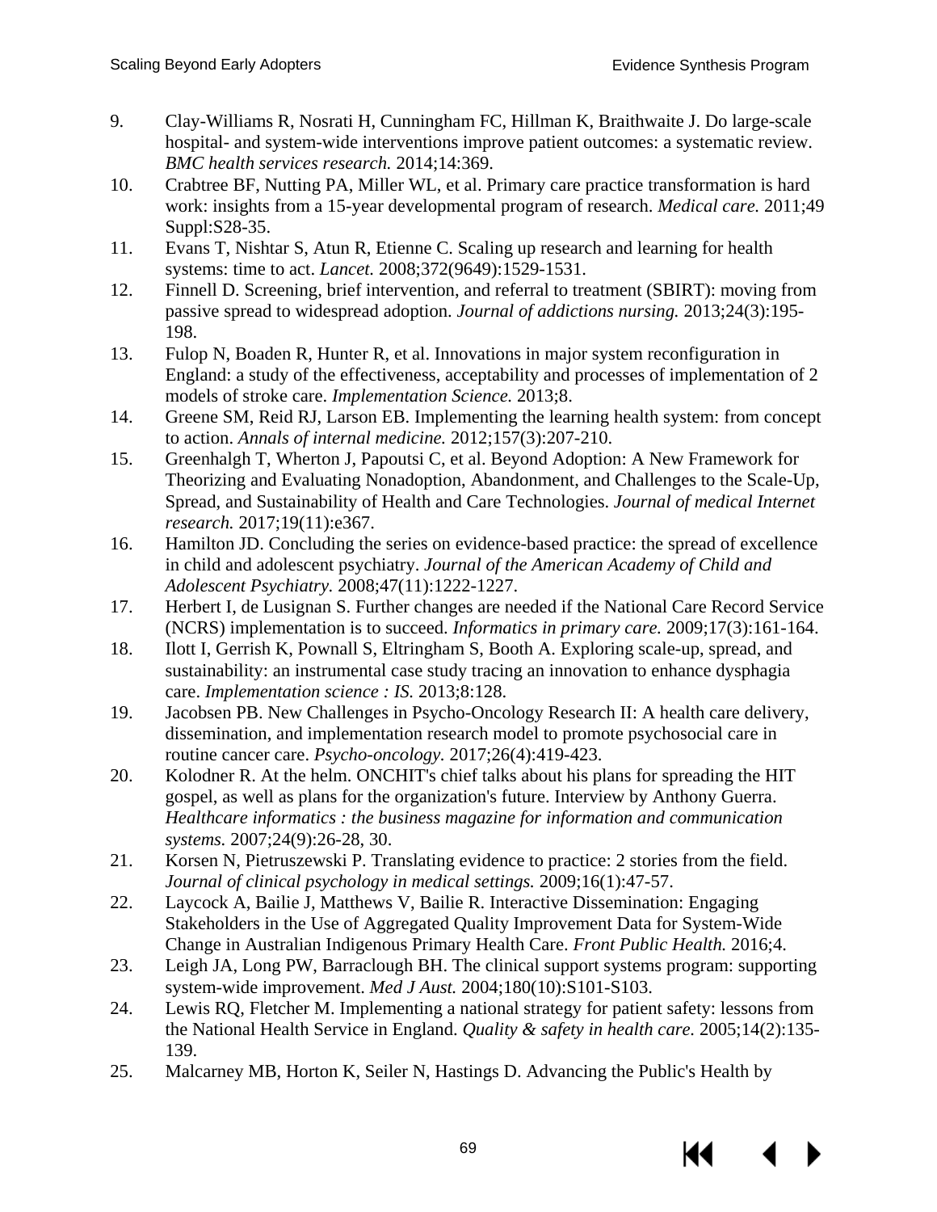9. Clay-Williams R, Nosrati H, Cunningham FC, Hillman K, Braithwaite J. Do large-scale hospital- and system-wide interventions improve patient outcomes: a systematic review. *BMC health services research.* 2014;14:369.
10. Crabtree BF, Nutting PA, Miller WL, et al. Primary care practice transformation is hard work: insights from a 15-year developmental program of research. *Medical care.* 2011;49 Suppl:S28-35.
11. Evans T, Nishtar S, Atun R, Etienne C. Scaling up research and learning for health systems: time to act. *Lancet.* 2008;372(9649):1529-1531.
12. Finnell D. Screening, brief intervention, and referral to treatment (SBIRT): moving from passive spread to widespread adoption. *Journal of addictions nursing.* 2013;24(3):195-198.
13. Fulop N, Boaden R, Hunter R, et al. Innovations in major system reconfiguration in England: a study of the effectiveness, acceptability and processes of implementation of 2 models of stroke care. *Implementation Science.* 2013;8.
14. Greene SM, Reid RJ, Larson EB. Implementing the learning health system: from concept to action. *Annals of internal medicine.* 2012;157(3):207-210.
15. Greenhalgh T, Wherton J, Papoutsi C, et al. Beyond Adoption: A New Framework for Theorizing and Evaluating Nonadoption, Abandonment, and Challenges to the Scale-Up, Spread, and Sustainability of Health and Care Technologies. *Journal of medical Internet research.* 2017;19(11):e367.
16. Hamilton JD. Concluding the series on evidence-based practice: the spread of excellence in child and adolescent psychiatry. *Journal of the American Academy of Child and Adolescent Psychiatry.* 2008;47(11):1222-1227.
17. Herbert I, de Lusignan S. Further changes are needed if the National Care Record Service (NCRS) implementation is to succeed. *Informatics in primary care.* 2009;17(3):161-164.
18. Ilott I, Gerrish K, Pownall S, Eltringham S, Booth A. Exploring scale-up, spread, and sustainability: an instrumental case study tracing an innovation to enhance dysphagia care. *Implementation science : IS.* 2013;8:128.
19. Jacobsen PB. New Challenges in Psycho-Oncology Research II: A health care delivery, dissemination, and implementation research model to promote psychosocial care in routine cancer care. *Psycho-oncology.* 2017;26(4):419-423.
20. Kolodner R. At the helm. ONCHIT's chief talks about his plans for spreading the HIT gospel, as well as plans for the organization's future. Interview by Anthony Guerra. *Healthcare informatics : the business magazine for information and communication systems.* 2007;24(9):26-28, 30.
21. Korsen N, Pietruszewski P. Translating evidence to practice: 2 stories from the field. *Journal of clinical psychology in medical settings.* 2009;16(1):47-57.
22. Laycock A, Bailie J, Matthews V, Bailie R. Interactive Dissemination: Engaging Stakeholders in the Use of Aggregated Quality Improvement Data for System-Wide Change in Australian Indigenous Primary Health Care. *Front Public Health.* 2016;4.
23. Leigh JA, Long PW, Barraclough BH. The clinical support systems program: supporting system-wide improvement. *Med J Aust.* 2004;180(10):S101-S103.
24. Lewis RQ, Fletcher M. Implementing a national strategy for patient safety: lessons from the National Health Service in England. *Quality & safety in health care.* 2005;14(2):135-139.
25. Malcarney MB, Horton K, Seiler N, Hastings D. Advancing the Public's Health by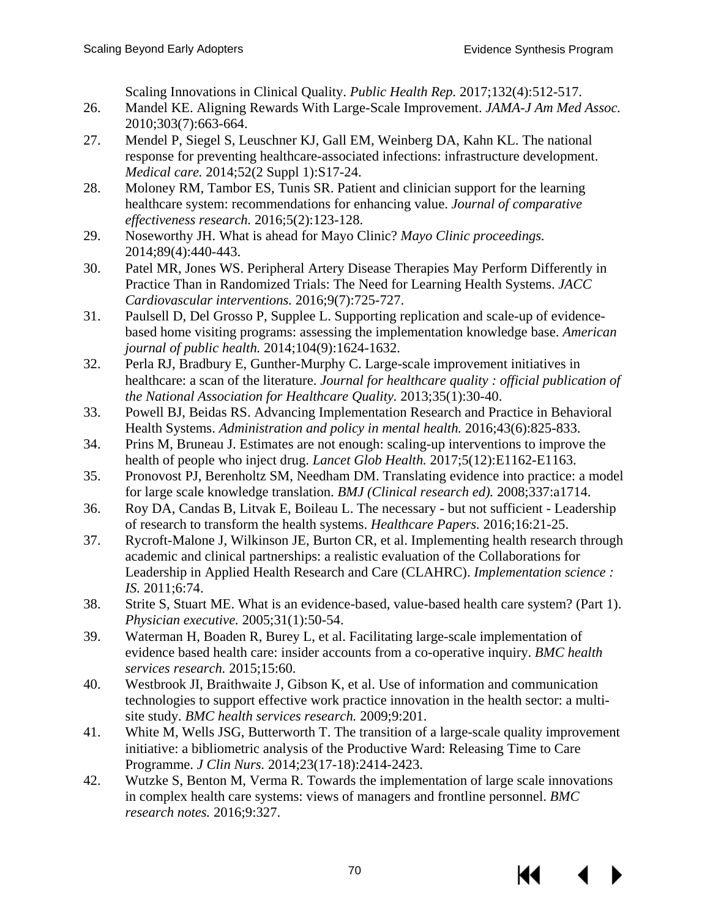Scaling Innovations in Clinical Quality. *Public Health Rep.* 2017;132(4):512-517.

26. Mandel KE. Aligning Rewards With Large-Scale Improvement. *JAMA-J Am Med Assoc.* 2010;303(7):663-664.
27. Mendel P, Siegel S, Leuschner KJ, Gall EM, Weinberg DA, Kahn KL. The national response for preventing healthcare-associated infections: infrastructure development. *Medical care.* 2014;52(2 Suppl 1):S17-24.
28. Moloney RM, Tambor ES, Tunis SR. Patient and clinician support for the learning healthcare system: recommendations for enhancing value. *Journal of comparative effectiveness research.* 2016;5(2):123-128.
29. Noseworthy JH. What is ahead for Mayo Clinic? *Mayo Clinic proceedings.* 2014;89(4):440-443.
30. Patel MR, Jones WS. Peripheral Artery Disease Therapies May Perform Differently in Practice Than in Randomized Trials: The Need for Learning Health Systems. *JACC Cardiovascular interventions.* 2016;9(7):725-727.
31. Paulsell D, Del Grosso P, Supplee L. Supporting replication and scale-up of evidence-based home visiting programs: assessing the implementation knowledge base. *American journal of public health.* 2014;104(9):1624-1632.
32. Perla RJ, Bradbury E, Gunther-Murphy C. Large-scale improvement initiatives in healthcare: a scan of the literature. *Journal for healthcare quality : official publication of the National Association for Healthcare Quality.* 2013;35(1):30-40.
33. Powell BJ, Beidas RS. Advancing Implementation Research and Practice in Behavioral Health Systems. *Administration and policy in mental health.* 2016;43(6):825-833.
34. Prins M, Bruneau J. Estimates are not enough: scaling-up interventions to improve the health of people who inject drug. *Lancet Glob Health.* 2017;5(12):E1162-E1163.
35. Pronovost PJ, Berenholtz SM, Needham DM. Translating evidence into practice: a model for large scale knowledge translation. *BMJ (Clinical research ed).* 2008;337:a1714.
36. Roy DA, Candas B, Litvak E, Boileau L. The necessary - but not sufficient - Leadership of research to transform the health systems. *Healthcare Papers.* 2016;16:21-25.
37. Rycroft-Malone J, Wilkinson JE, Burton CR, et al. Implementing health research through academic and clinical partnerships: a realistic evaluation of the Collaborations for Leadership in Applied Health Research and Care (CLAHRC). *Implementation science : IS.* 2011;6:74.
38. Strite S, Stuart ME. What is an evidence-based, value-based health care system? (Part 1). *Physician executive.* 2005;31(1):50-54.
39. Waterman H, Boaden R, Burey L, et al. Facilitating large-scale implementation of evidence based health care: insider accounts from a co-operative inquiry. *BMC health services research.* 2015;15:60.
40. Westbrook JI, Braithwaite J, Gibson K, et al. Use of information and communication technologies to support effective work practice innovation in the health sector: a multi-site study. *BMC health services research.* 2009;9:201.
41. White M, Wells JSG, Butterworth T. The transition of a large-scale quality improvement initiative: a bibliometric analysis of the Productive Ward: Releasing Time to Care Programme. *J Clin Nurs.* 2014;23(17-18):2414-2423.
42. Wutzke S, Benton M, Verma R. Towards the implementation of large scale innovations in complex health care systems: views of managers and frontline personnel. *BMC research notes.* 2016;9:327.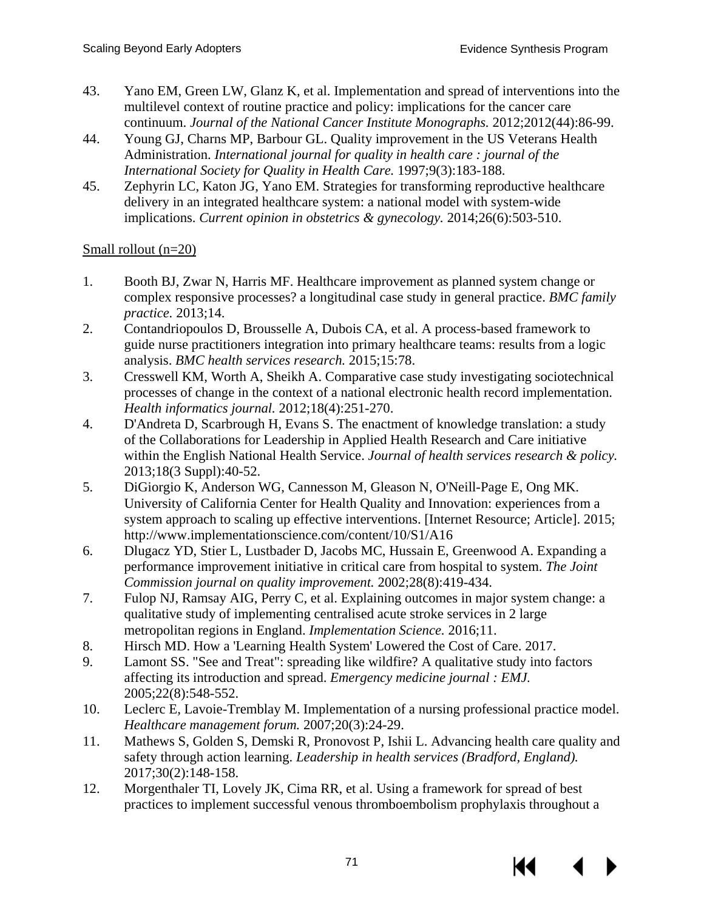43. Yano EM, Green LW, Glanz K, et al. Implementation and spread of interventions into the multilevel context of routine practice and policy: implications for the cancer care continuum. *Journal of the National Cancer Institute Monographs.* 2012;2012(44):86-99.
44. Young GJ, Charns MP, Barbour GL. Quality improvement in the US Veterans Health Administration. *International journal for quality in health care : journal of the International Society for Quality in Health Care.* 1997;9(3):183-188.
45. Zephyrin LC, Katon JG, Yano EM. Strategies for transforming reproductive healthcare delivery in an integrated healthcare system: a national model with system-wide implications. *Current opinion in obstetrics & gynecology.* 2014;26(6):503-510.

<u>Small rollout (n=20)</u>

1. Booth BJ, Zwar N, Harris MF. Healthcare improvement as planned system change or complex responsive processes? a longitudinal case study in general practice. *BMC family practice.* 2013;14.
2. Contandriopoulos D, Brousselle A, Dubois CA, et al. A process-based framework to guide nurse practitioners integration into primary healthcare teams: results from a logic analysis. *BMC health services research.* 2015;15:78.
3. Cresswell KM, Worth A, Sheikh A. Comparative case study investigating sociotechnical processes of change in the context of a national electronic health record implementation. *Health informatics journal.* 2012;18(4):251-270.
4. D'Andreta D, Scarbrough H, Evans S. The enactment of knowledge translation: a study of the Collaborations for Leadership in Applied Health Research and Care initiative within the English National Health Service. *Journal of health services research & policy.* 2013;18(3 Suppl):40-52.
5. DiGiorgio K, Anderson WG, Cannesson M, Gleason N, O'Neill-Page E, Ong MK. University of California Center for Health Quality and Innovation: experiences from a system approach to scaling up effective interventions. [Internet Resource; Article]. 2015; http://www.implementationscience.com/content/10/S1/A16
6. Dlugacz YD, Stier L, Lustbader D, Jacobs MC, Hussain E, Greenwood A. Expanding a performance improvement initiative in critical care from hospital to system. *The Joint Commission journal on quality improvement.* 2002;28(8):419-434.
7. Fulop NJ, Ramsay AIG, Perry C, et al. Explaining outcomes in major system change: a qualitative study of implementing centralised acute stroke services in 2 large metropolitan regions in England. *Implementation Science.* 2016;11.
8. Hirsch MD. How a 'Learning Health System' Lowered the Cost of Care. 2017.
9. Lamont SS. "See and Treat": spreading like wildfire? A qualitative study into factors affecting its introduction and spread. *Emergency medicine journal : EMJ.* 2005;22(8):548-552.
10. Leclerc E, Lavoie-Tremblay M. Implementation of a nursing professional practice model. *Healthcare management forum.* 2007;20(3):24-29.
11. Mathews S, Golden S, Demski R, Pronovost P, Ishii L. Advancing health care quality and safety through action learning. *Leadership in health services (Bradford, England).* 2017;30(2):148-158.
12. Morgenthaler TI, Lovely JK, Cima RR, et al. Using a framework for spread of best practices to implement successful venous thromboembolism prophylaxis throughout a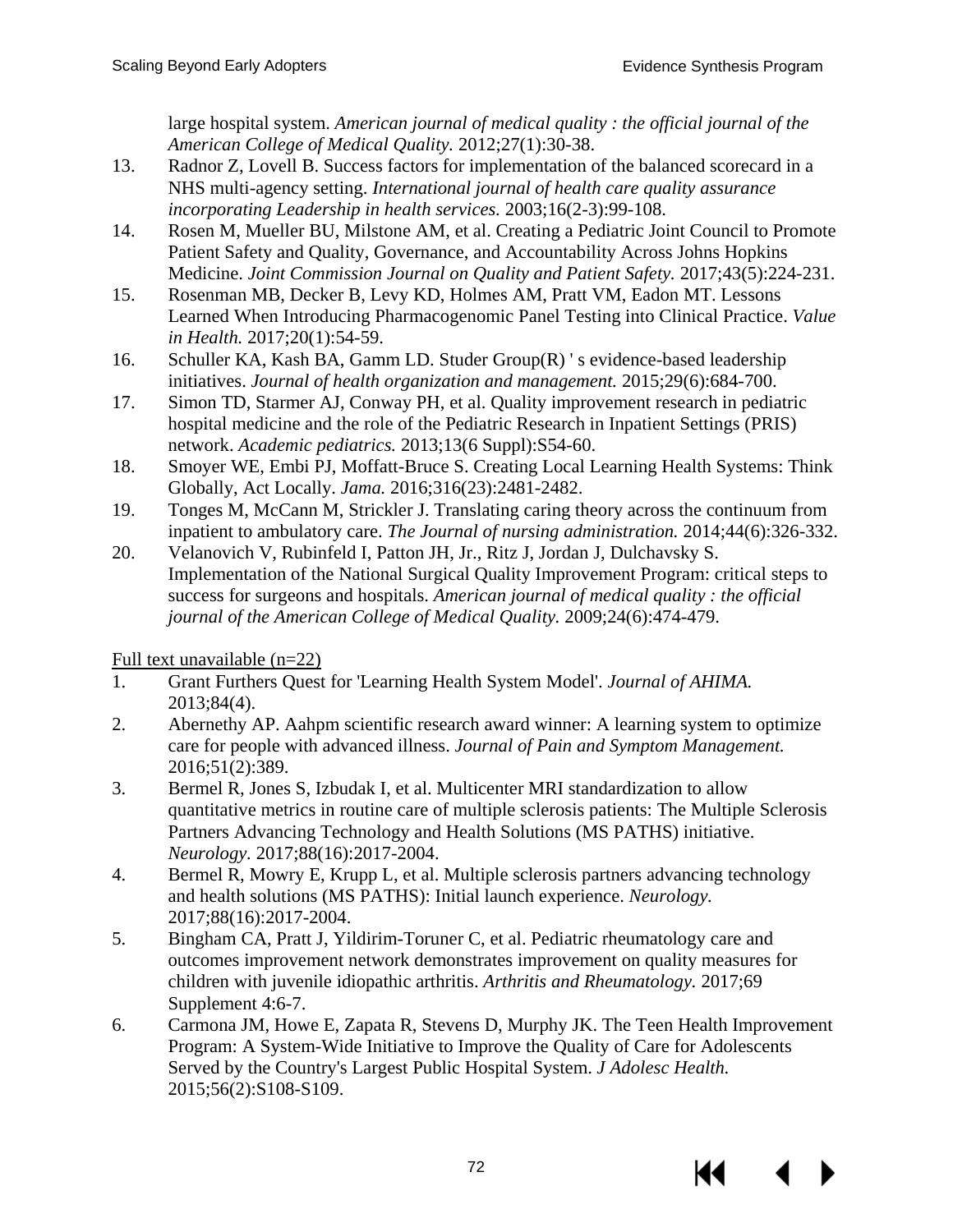large hospital system. *American journal of medical quality : the official journal of the American College of Medical Quality.* 2012;27(1):30-38.

13. Radnor Z, Lovell B. Success factors for implementation of the balanced scorecard in a NHS multi-agency setting. *International journal of health care quality assurance incorporating Leadership in health services.* 2003;16(2-3):99-108.
14. Rosen M, Mueller BU, Milstone AM, et al. Creating a Pediatric Joint Council to Promote Patient Safety and Quality, Governance, and Accountability Across Johns Hopkins Medicine. *Joint Commission Journal on Quality and Patient Safety.* 2017;43(5):224-231.
15. Rosenman MB, Decker B, Levy KD, Holmes AM, Pratt VM, Eadon MT. Lessons Learned When Introducing Pharmacogenomic Panel Testing into Clinical Practice. *Value in Health.* 2017;20(1):54-59.
16. Schuller KA, Kash BA, Gamm LD. Studer Group(R) ' s evidence-based leadership initiatives. *Journal of health organization and management.* 2015;29(6):684-700.
17. Simon TD, Starmer AJ, Conway PH, et al. Quality improvement research in pediatric hospital medicine and the role of the Pediatric Research in Inpatient Settings (PRIS) network. *Academic pediatrics.* 2013;13(6 Suppl):S54-60.
18. Smoyer WE, Embi PJ, Moffatt-Bruce S. Creating Local Learning Health Systems: Think Globally, Act Locally. *Jama.* 2016;316(23):2481-2482.
19. Tonges M, McCann M, Strickler J. Translating caring theory across the continuum from inpatient to ambulatory care. *The Journal of nursing administration.* 2014;44(6):326-332.
20. Velanovich V, Rubinfeld I, Patton JH, Jr., Ritz J, Jordan J, Dulchavsky S. Implementation of the National Surgical Quality Improvement Program: critical steps to success for surgeons and hospitals. *American journal of medical quality : the official journal of the American College of Medical Quality.* 2009;24(6):474-479.

Full text unavailable (n=22)

1. Grant Furthers Quest for 'Learning Health System Model'. *Journal of AHIMA.* 2013;84(4).
2. Abernethy AP. Aahpm scientific research award winner: A learning system to optimize care for people with advanced illness. *Journal of Pain and Symptom Management.* 2016;51(2):389.
3. Bermel R, Jones S, Izbudak I, et al. Multicenter MRI standardization to allow quantitative metrics in routine care of multiple sclerosis patients: The Multiple Sclerosis Partners Advancing Technology and Health Solutions (MS PATHS) initiative. *Neurology*. 2017;88(16):2017-2004.
4. Bermel R, Mowry E, Krupp L, et al. Multiple sclerosis partners advancing technology and health solutions (MS PATHS): Initial launch experience. *Neurology.* 2017;88(16):2017-2004.
5. Bingham CA, Pratt J, Yildirim-Toruner C, et al. Pediatric rheumatology care and outcomes improvement network demonstrates improvement on quality measures for children with juvenile idiopathic arthritis. *Arthritis and Rheumatology.* 2017;69 Supplement 4:6-7.
6. Carmona JM, Howe E, Zapata R, Stevens D, Murphy JK. The Teen Health Improvement Program: A System-Wide Initiative to Improve the Quality of Care for Adolescents Served by the Country's Largest Public Hospital System. *J Adolesc Health.* 2015;56(2):S108-S109.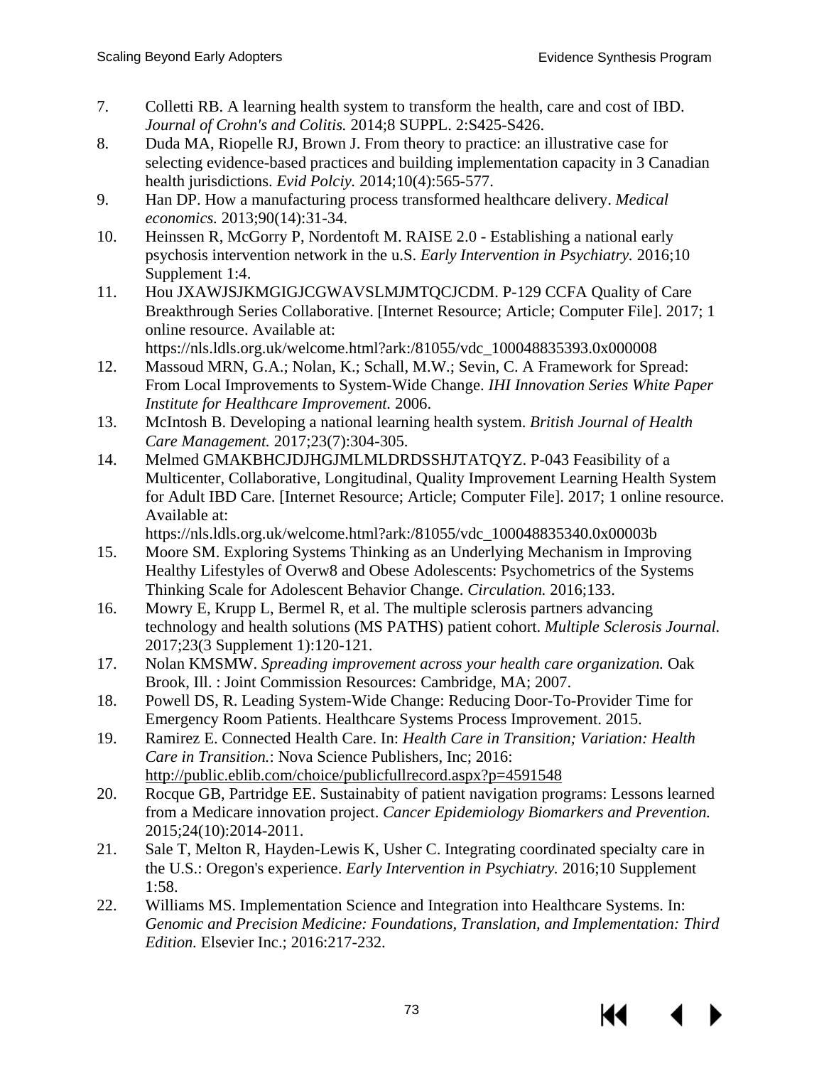7. Colletti RB. A learning health system to transform the health, care and cost of IBD. *Journal of Crohn's and Colitis.* 2014;8 SUPPL. 2:S425-S426.
8. Duda MA, Riopelle RJ, Brown J. From theory to practice: an illustrative case for selecting evidence-based practices and building implementation capacity in 3 Canadian health jurisdictions. *Evid Polciy.* 2014;10(4):565-577.
9. Han DP. How a manufacturing process transformed healthcare delivery. *Medical economics.* 2013;90(14):31-34.
10. Heinssen R, McGorry P, Nordentoft M. RAISE 2.0 - Establishing a national early psychosis intervention network in the u.S. *Early Intervention in Psychiatry.* 2016;10 Supplement 1:4.
11. Hou JXAWJSJKMGIGJCGWAVSLMJMTQCJCDM. P-129 CCFA Quality of Care Breakthrough Series Collaborative. [Internet Resource; Article; Computer File]. 2017; 1 online resource. Available at: https://nls.ldls.org.uk/welcome.html?ark:/81055/vdc_100048835393.0x000008
12. Massoud MRN, G.A.; Nolan, K.; Schall, M.W.; Sevin, C. A Framework for Spread: From Local Improvements to System-Wide Change. *IHI Innovation Series White Paper Institute for Healthcare Improvement.* 2006.
13. McIntosh B. Developing a national learning health system. *British Journal of Health Care Management.* 2017;23(7):304-305.
14. Melmed GMAKBHCJDJHGJMLMLDRDSSHJTATQYZ. P-043 Feasibility of a Multicenter, Collaborative, Longitudinal, Quality Improvement Learning Health System for Adult IBD Care. [Internet Resource; Article; Computer File]. 2017; 1 online resource. Available at: https://nls.ldls.org.uk/welcome.html?ark:/81055/vdc_100048835340.0x00003b
15. Moore SM. Exploring Systems Thinking as an Underlying Mechanism in Improving Healthy Lifestyles of Overw8 and Obese Adolescents: Psychometrics of the Systems Thinking Scale for Adolescent Behavior Change. *Circulation.* 2016;133.
16. Mowry E, Krupp L, Bermel R, et al. The multiple sclerosis partners advancing technology and health solutions (MS PATHS) patient cohort. *Multiple Sclerosis Journal.* 2017;23(3 Supplement 1):120-121.
17. Nolan KMSMW. *Spreading improvement across your health care organization.* Oak Brook, Ill. : Joint Commission Resources: Cambridge, MA; 2007.
18. Powell DS, R. Leading System-Wide Change: Reducing Door-To-Provider Time for Emergency Room Patients. Healthcare Systems Process Improvement. 2015.
19. Ramirez E. Connected Health Care. In: *Health Care in Transition; Variation: Health Care in Transition.*: Nova Science Publishers, Inc; 2016: http://public.eblib.com/choice/publicfullrecord.aspx?p=4591548
20. Rocque GB, Partridge EE. Sustainabity of patient navigation programs: Lessons learned from a Medicare innovation project. *Cancer Epidemiology Biomarkers and Prevention.* 2015;24(10):2014-2011.
21. Sale T, Melton R, Hayden-Lewis K, Usher C. Integrating coordinated specialty care in the U.S.: Oregon's experience. *Early Intervention in Psychiatry.* 2016;10 Supplement 1:58.
22. Williams MS. Implementation Science and Integration into Healthcare Systems. In: *Genomic and Precision Medicine: Foundations, Translation, and Implementation: Third Edition.* Elsevier Inc.; 2016:217-232.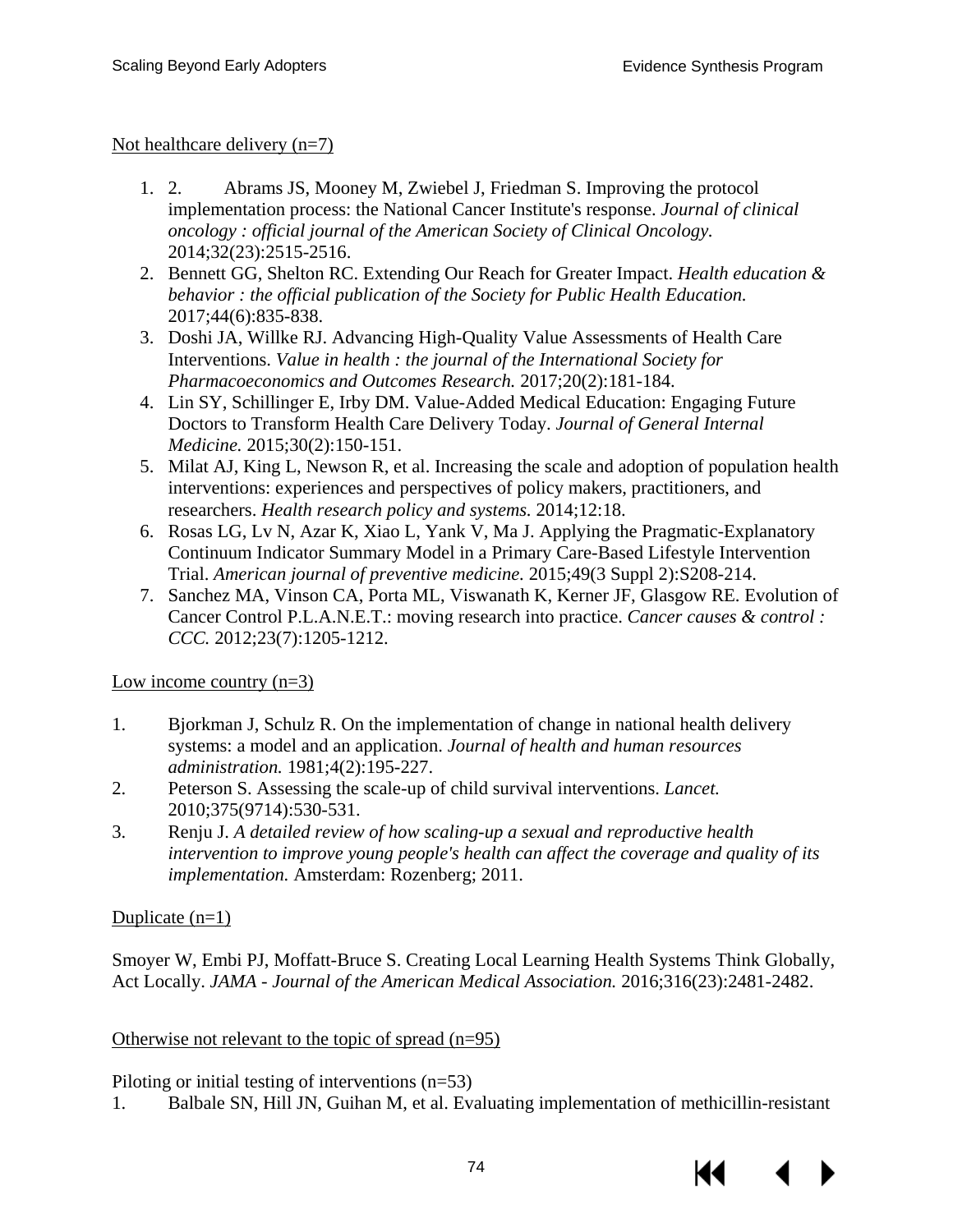Not healthcare delivery (n=7)

1. 2. Abrams JS, Mooney M, Zwiebel J, Friedman S. Improving the protocol implementation process: the National Cancer Institute's response. *Journal of clinical oncology : official journal of the American Society of Clinical Oncology.* 2014;32(23):2515-2516.
2. Bennett GG, Shelton RC. Extending Our Reach for Greater Impact. *Health education & behavior : the official publication of the Society for Public Health Education.* 2017;44(6):835-838.
3. Doshi JA, Willke RJ. Advancing High-Quality Value Assessments of Health Care Interventions. *Value in health : the journal of the International Society for Pharmacoeconomics and Outcomes Research.* 2017;20(2):181-184.
4. Lin SY, Schillinger E, Irby DM. Value-Added Medical Education: Engaging Future Doctors to Transform Health Care Delivery Today. *Journal of General Internal Medicine.* 2015;30(2):150-151.
5. Milat AJ, King L, Newson R, et al. Increasing the scale and adoption of population health interventions: experiences and perspectives of policy makers, practitioners, and researchers. *Health research policy and systems.* 2014;12:18.
6. Rosas LG, Lv N, Azar K, Xiao L, Yank V, Ma J. Applying the Pragmatic-Explanatory Continuum Indicator Summary Model in a Primary Care-Based Lifestyle Intervention Trial. *American journal of preventive medicine.* 2015;49(3 Suppl 2):S208-214.
7. Sanchez MA, Vinson CA, Porta ML, Viswanath K, Kerner JF, Glasgow RE. Evolution of Cancer Control P.L.A.N.E.T.: moving research into practice. *Cancer causes & control : CCC.* 2012;23(7):1205-1212.

Low income country (n=3)

1. Bjorkman J, Schulz R. On the implementation of change in national health delivery systems: a model and an application. *Journal of health and human resources administration.* 1981;4(2):195-227.
2. Peterson S. Assessing the scale-up of child survival interventions. *Lancet.* 2010;375(9714):530-531.
3. Renju J. *A detailed review of how scaling-up a sexual and reproductive health intervention to improve young people's health can affect the coverage and quality of its implementation.* Amsterdam: Rozenberg; 2011.

Duplicate (n=1)

Smoyer W, Embi PJ, Moffatt-Bruce S. Creating Local Learning Health Systems Think Globally, Act Locally. *JAMA - Journal of the American Medical Association.* 2016;316(23):2481-2482.

Otherwise not relevant to the topic of spread (n=95)

Piloting or initial testing of interventions (n=53)

1. Balbale SN, Hill JN, Guihan M, et al. Evaluating implementation of methicillin-resistant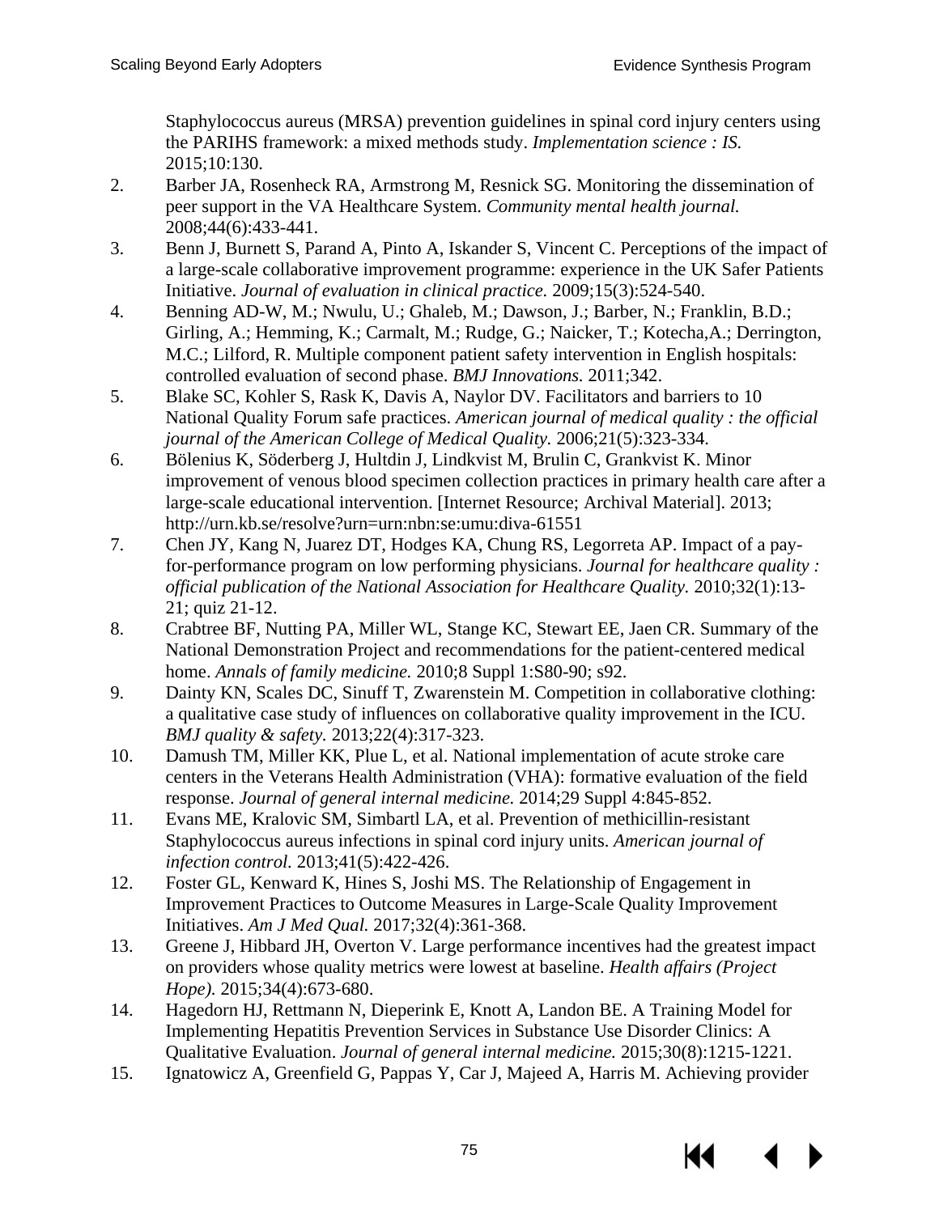Staphylococcus aureus (MRSA) prevention guidelines in spinal cord injury centers using the PARIHS framework: a mixed methods study. *Implementation science : IS.* 2015;10:130.

2. Barber JA, Rosenheck RA, Armstrong M, Resnick SG. Monitoring the dissemination of peer support in the VA Healthcare System. *Community mental health journal.* 2008;44(6):433-441.
3. Benn J, Burnett S, Parand A, Pinto A, Iskander S, Vincent C. Perceptions of the impact of a large-scale collaborative improvement programme: experience in the UK Safer Patients Initiative. *Journal of evaluation in clinical practice.* 2009;15(3):524-540.
4. Benning AD-W, M.; Nwulu, U.; Ghaleb, M.; Dawson, J.; Barber, N.; Franklin, B.D.; Girling, A.; Hemming, K.; Carmalt, M.; Rudge, G.; Naicker, T.; Kotecha,A.; Derrington, M.C.; Lilford, R. Multiple component patient safety intervention in English hospitals: controlled evaluation of second phase. *BMJ Innovations.* 2011;342.
5. Blake SC, Kohler S, Rask K, Davis A, Naylor DV. Facilitators and barriers to 10 National Quality Forum safe practices. *American journal of medical quality : the official journal of the American College of Medical Quality.* 2006;21(5):323-334.
6. Bölenius K, Söderberg J, Hultdin J, Lindkvist M, Brulin C, Grankvist K. Minor improvement of venous blood specimen collection practices in primary health care after a large-scale educational intervention. [Internet Resource; Archival Material]. 2013; http://urn.kb.se/resolve?urn=urn:nbn:se:umu:diva-61551
7. Chen JY, Kang N, Juarez DT, Hodges KA, Chung RS, Legorreta AP. Impact of a pay-for-performance program on low performing physicians. *Journal for healthcare quality : official publication of the National Association for Healthcare Quality.* 2010;32(1):13-21; quiz 21-12.
8. Crabtree BF, Nutting PA, Miller WL, Stange KC, Stewart EE, Jaen CR. Summary of the National Demonstration Project and recommendations for the patient-centered medical home. *Annals of family medicine.* 2010;8 Suppl 1:S80-90; s92.
9. Dainty KN, Scales DC, Sinuff T, Zwarenstein M. Competition in collaborative clothing: a qualitative case study of influences on collaborative quality improvement in the ICU. *BMJ quality & safety.* 2013;22(4):317-323.
10. Damush TM, Miller KK, Plue L, et al. National implementation of acute stroke care centers in the Veterans Health Administration (VHA): formative evaluation of the field response. *Journal of general internal medicine.* 2014;29 Suppl 4:845-852.
11. Evans ME, Kralovic SM, Simbartl LA, et al. Prevention of methicillin-resistant Staphylococcus aureus infections in spinal cord injury units. *American journal of infection control.* 2013;41(5):422-426.
12. Foster GL, Kenward K, Hines S, Joshi MS. The Relationship of Engagement in Improvement Practices to Outcome Measures in Large-Scale Quality Improvement Initiatives. *Am J Med Qual.* 2017;32(4):361-368.
13. Greene J, Hibbard JH, Overton V. Large performance incentives had the greatest impact on providers whose quality metrics were lowest at baseline. *Health affairs (Project Hope).* 2015;34(4):673-680.
14. Hagedorn HJ, Rettmann N, Dieperink E, Knott A, Landon BE. A Training Model for Implementing Hepatitis Prevention Services in Substance Use Disorder Clinics: A Qualitative Evaluation. *Journal of general internal medicine.* 2015;30(8):1215-1221.
15. Ignatowicz A, Greenfield G, Pappas Y, Car J, Majeed A, Harris M. Achieving provider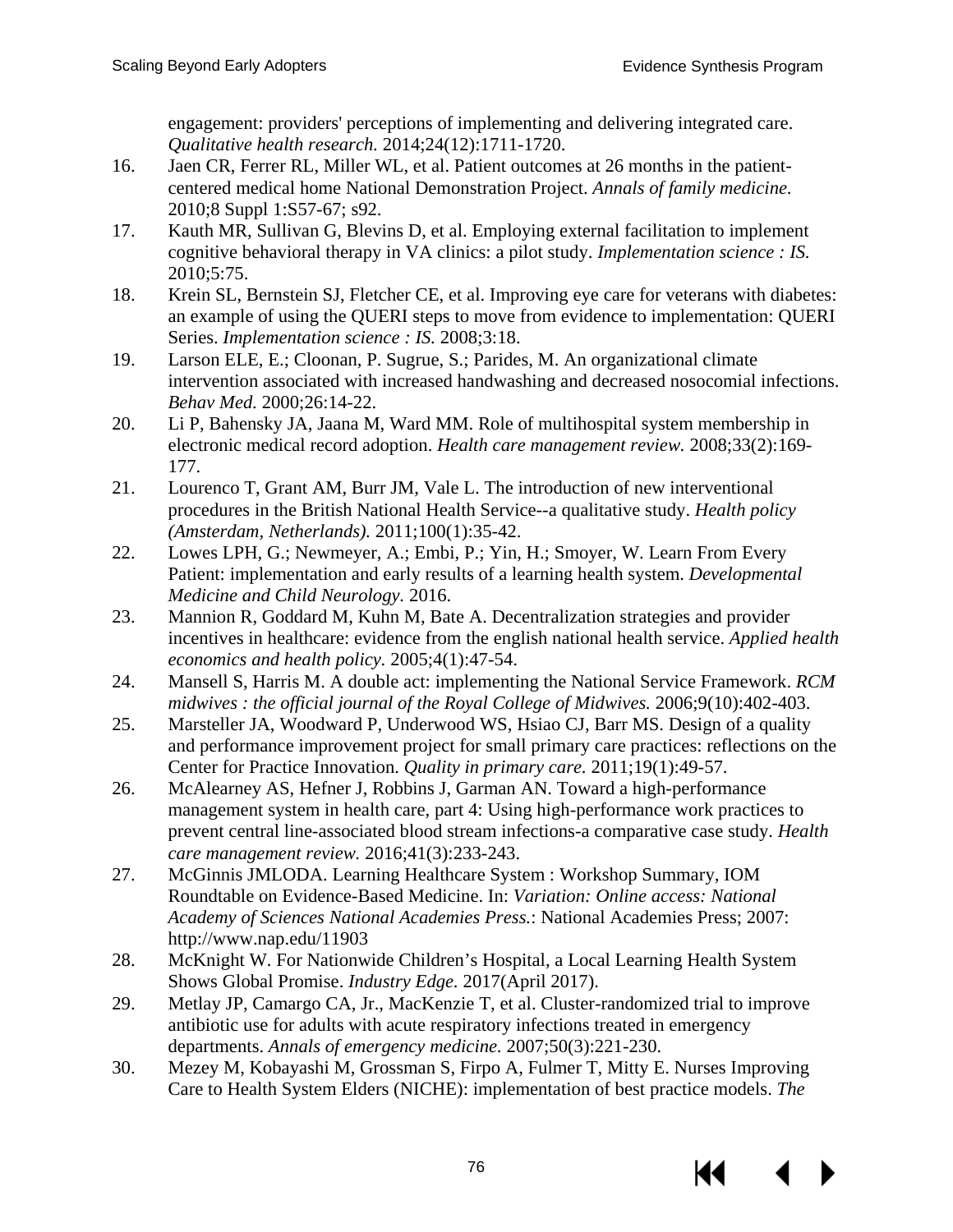engagement: providers' perceptions of implementing and delivering integrated care. *Qualitative health research.* 2014;24(12):1711-1720.

16. Jaen CR, Ferrer RL, Miller WL, et al. Patient outcomes at 26 months in the patient-centered medical home National Demonstration Project. *Annals of family medicine.* 2010;8 Suppl 1:S57-67; s92.
17. Kauth MR, Sullivan G, Blevins D, et al. Employing external facilitation to implement cognitive behavioral therapy in VA clinics: a pilot study. *Implementation science : IS.* 2010;5:75.
18. Krein SL, Bernstein SJ, Fletcher CE, et al. Improving eye care for veterans with diabetes: an example of using the QUERI steps to move from evidence to implementation: QUERI Series. *Implementation science : IS.* 2008;3:18.
19. Larson ELE, E.; Cloonan, P. Sugrue, S.; Parides, M. An organizational climate intervention associated with increased handwashing and decreased nosocomial infections. *Behav Med.* 2000;26:14-22.
20. Li P, Bahensky JA, Jaana M, Ward MM. Role of multihospital system membership in electronic medical record adoption. *Health care management review.* 2008;33(2):169-177.
21. Lourenco T, Grant AM, Burr JM, Vale L. The introduction of new interventional procedures in the British National Health Service--a qualitative study. *Health policy (Amsterdam, Netherlands).* 2011;100(1):35-42.
22. Lowes LPH, G.; Newmeyer, A.; Embi, P.; Yin, H.; Smoyer, W. Learn From Every Patient: implementation and early results of a learning health system. *Developmental Medicine and Child Neurology.* 2016.
23. Mannion R, Goddard M, Kuhn M, Bate A. Decentralization strategies and provider incentives in healthcare: evidence from the english national health service. *Applied health economics and health policy.* 2005;4(1):47-54.
24. Mansell S, Harris M. A double act: implementing the National Service Framework. *RCM midwives : the official journal of the Royal College of Midwives.* 2006;9(10):402-403.
25. Marsteller JA, Woodward P, Underwood WS, Hsiao CJ, Barr MS. Design of a quality and performance improvement project for small primary care practices: reflections on the Center for Practice Innovation. *Quality in primary care.* 2011;19(1):49-57.
26. McAlearney AS, Hefner J, Robbins J, Garman AN. Toward a high-performance management system in health care, part 4: Using high-performance work practices to prevent central line-associated blood stream infections-a comparative case study. *Health care management review.* 2016;41(3):233-243.
27. McGinnis JMLODA. Learning Healthcare System : Workshop Summary, IOM Roundtable on Evidence-Based Medicine. In: *Variation: Online access: National Academy of Sciences National Academies Press.*: National Academies Press; 2007: http://www.nap.edu/11903
28. McKnight W. For Nationwide Children's Hospital, a Local Learning Health System Shows Global Promise. *Industry Edge.* 2017(April 2017).
29. Metlay JP, Camargo CA, Jr., MacKenzie T, et al. Cluster-randomized trial to improve antibiotic use for adults with acute respiratory infections treated in emergency departments. *Annals of emergency medicine.* 2007;50(3):221-230.
30. Mezey M, Kobayashi M, Grossman S, Firpo A, Fulmer T, Mitty E. Nurses Improving Care to Health System Elders (NICHE): implementation of best practice models. *The*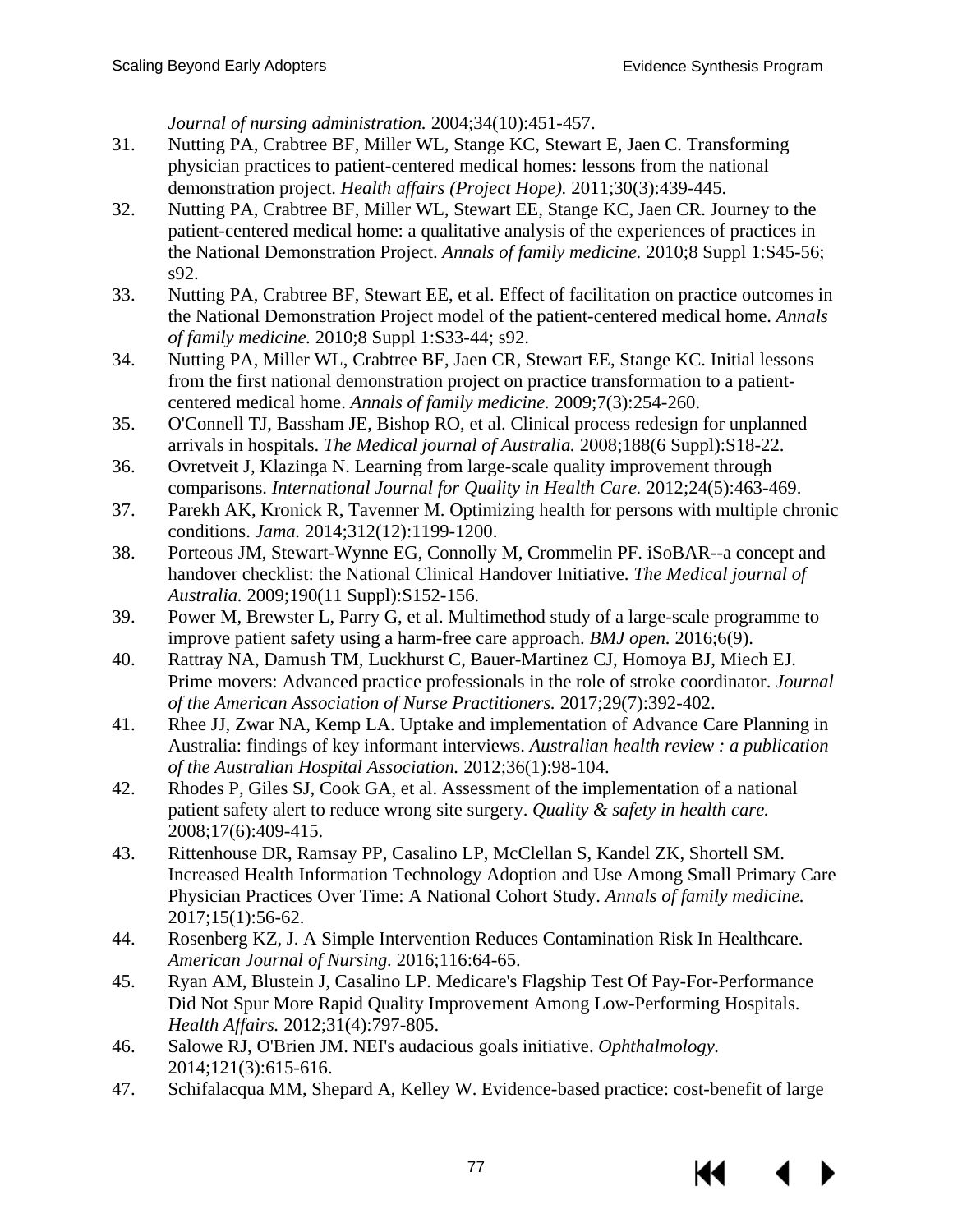*Journal of nursing administration.* 2004;34(10):451-457.

31. Nutting PA, Crabtree BF, Miller WL, Stange KC, Stewart E, Jaen C. Transforming physician practices to patient-centered medical homes: lessons from the national demonstration project. *Health affairs (Project Hope).* 2011;30(3):439-445.
32. Nutting PA, Crabtree BF, Miller WL, Stewart EE, Stange KC, Jaen CR. Journey to the patient-centered medical home: a qualitative analysis of the experiences of practices in the National Demonstration Project. *Annals of family medicine.* 2010;8 Suppl 1:S45-56; s92.
33. Nutting PA, Crabtree BF, Stewart EE, et al. Effect of facilitation on practice outcomes in the National Demonstration Project model of the patient-centered medical home. *Annals of family medicine.* 2010;8 Suppl 1:S33-44; s92.
34. Nutting PA, Miller WL, Crabtree BF, Jaen CR, Stewart EE, Stange KC. Initial lessons from the first national demonstration project on practice transformation to a patient-centered medical home. *Annals of family medicine.* 2009;7(3):254-260.
35. O'Connell TJ, Bassham JE, Bishop RO, et al. Clinical process redesign for unplanned arrivals in hospitals. *The Medical journal of Australia.* 2008;188(6 Suppl):S18-22.
36. Ovretveit J, Klazinga N. Learning from large-scale quality improvement through comparisons. *International Journal for Quality in Health Care.* 2012;24(5):463-469.
37. Parekh AK, Kronick R, Tavenner M. Optimizing health for persons with multiple chronic conditions. *Jama.* 2014;312(12):1199-1200.
38. Porteous JM, Stewart-Wynne EG, Connolly M, Crommelin PF. iSoBAR--a concept and handover checklist: the National Clinical Handover Initiative. *The Medical journal of Australia.* 2009;190(11 Suppl):S152-156.
39. Power M, Brewster L, Parry G, et al. Multimethod study of a large-scale programme to improve patient safety using a harm-free care approach. *BMJ open.* 2016;6(9).
40. Rattray NA, Damush TM, Luckhurst C, Bauer-Martinez CJ, Homoya BJ, Miech EJ. Prime movers: Advanced practice professionals in the role of stroke coordinator. *Journal of the American Association of Nurse Practitioners.* 2017;29(7):392-402.
41. Rhee JJ, Zwar NA, Kemp LA. Uptake and implementation of Advance Care Planning in Australia: findings of key informant interviews. *Australian health review : a publication of the Australian Hospital Association.* 2012;36(1):98-104.
42. Rhodes P, Giles SJ, Cook GA, et al. Assessment of the implementation of a national patient safety alert to reduce wrong site surgery. *Quality & safety in health care.* 2008;17(6):409-415.
43. Rittenhouse DR, Ramsay PP, Casalino LP, McClellan S, Kandel ZK, Shortell SM. Increased Health Information Technology Adoption and Use Among Small Primary Care Physician Practices Over Time: A National Cohort Study. *Annals of family medicine.* 2017;15(1):56-62.
44. Rosenberg KZ, J. A Simple Intervention Reduces Contamination Risk In Healthcare. *American Journal of Nursing.* 2016;116:64-65.
45. Ryan AM, Blustein J, Casalino LP. Medicare's Flagship Test Of Pay-For-Performance Did Not Spur More Rapid Quality Improvement Among Low-Performing Hospitals. *Health Affairs.* 2012;31(4):797-805.
46. Salowe RJ, O'Brien JM. NEI's audacious goals initiative. *Ophthalmology.* 2014;121(3):615-616.
47. Schifalacqua MM, Shepard A, Kelley W. Evidence-based practice: cost-benefit of large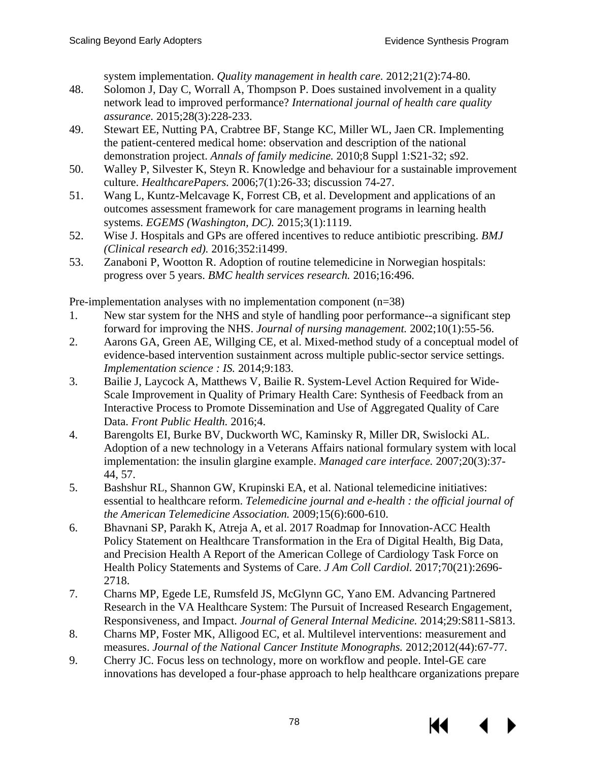system implementation. *Quality management in health care.* 2012;21(2):74-80.

48. Solomon J, Day C, Worrall A, Thompson P. Does sustained involvement in a quality network lead to improved performance? *International journal of health care quality assurance.* 2015;28(3):228-233.
49. Stewart EE, Nutting PA, Crabtree BF, Stange KC, Miller WL, Jaen CR. Implementing the patient-centered medical home: observation and description of the national demonstration project. *Annals of family medicine.* 2010;8 Suppl 1:S21-32; s92.
50. Walley P, Silvester K, Steyn R. Knowledge and behaviour for a sustainable improvement culture. *HealthcarePapers.* 2006;7(1):26-33; discussion 74-27.
51. Wang L, Kuntz-Melcavage K, Forrest CB, et al. Development and applications of an outcomes assessment framework for care management programs in learning health systems. *EGEMS (Washington, DC).* 2015;3(1):1119.
52. Wise J. Hospitals and GPs are offered incentives to reduce antibiotic prescribing. *BMJ (Clinical research ed).* 2016;352:i1499.
53. Zanaboni P, Wootton R. Adoption of routine telemedicine in Norwegian hospitals: progress over 5 years. *BMC health services research.* 2016;16:496.

Pre-implementation analyses with no implementation component (n=38)

1. New star system for the NHS and style of handling poor performance--a significant step forward for improving the NHS. *Journal of nursing management.* 2002;10(1):55-56.
2. Aarons GA, Green AE, Willging CE, et al. Mixed-method study of a conceptual model of evidence-based intervention sustainment across multiple public-sector service settings. *Implementation science : IS.* 2014;9:183.
3. Bailie J, Laycock A, Matthews V, Bailie R. System-Level Action Required for Wide-Scale Improvement in Quality of Primary Health Care: Synthesis of Feedback from an Interactive Process to Promote Dissemination and Use of Aggregated Quality of Care Data. *Front Public Health.* 2016;4.
4. Barengolts EI, Burke BV, Duckworth WC, Kaminsky R, Miller DR, Swislocki AL. Adoption of a new technology in a Veterans Affairs national formulary system with local implementation: the insulin glargine example. *Managed care interface.* 2007;20(3):37-44, 57.
5. Bashshur RL, Shannon GW, Krupinski EA, et al. National telemedicine initiatives: essential to healthcare reform. *Telemedicine journal and e-health : the official journal of the American Telemedicine Association.* 2009;15(6):600-610.
6. Bhavnani SP, Parakh K, Atreja A, et al. 2017 Roadmap for Innovation-ACC Health Policy Statement on Healthcare Transformation in the Era of Digital Health, Big Data, and Precision Health A Report of the American College of Cardiology Task Force on Health Policy Statements and Systems of Care. *J Am Coll Cardiol.* 2017;70(21):2696-2718.
7. Charns MP, Egede LE, Rumsfeld JS, McGlynn GC, Yano EM. Advancing Partnered Research in the VA Healthcare System: The Pursuit of Increased Research Engagement, Responsiveness, and Impact. *Journal of General Internal Medicine.* 2014;29:S811-S813.
8. Charns MP, Foster MK, Alligood EC, et al. Multilevel interventions: measurement and measures. *Journal of the National Cancer Institute Monographs.* 2012;2012(44):67-77.
9. Cherry JC. Focus less on technology, more on workflow and people. Intel-GE care innovations has developed a four-phase approach to help healthcare organizations prepare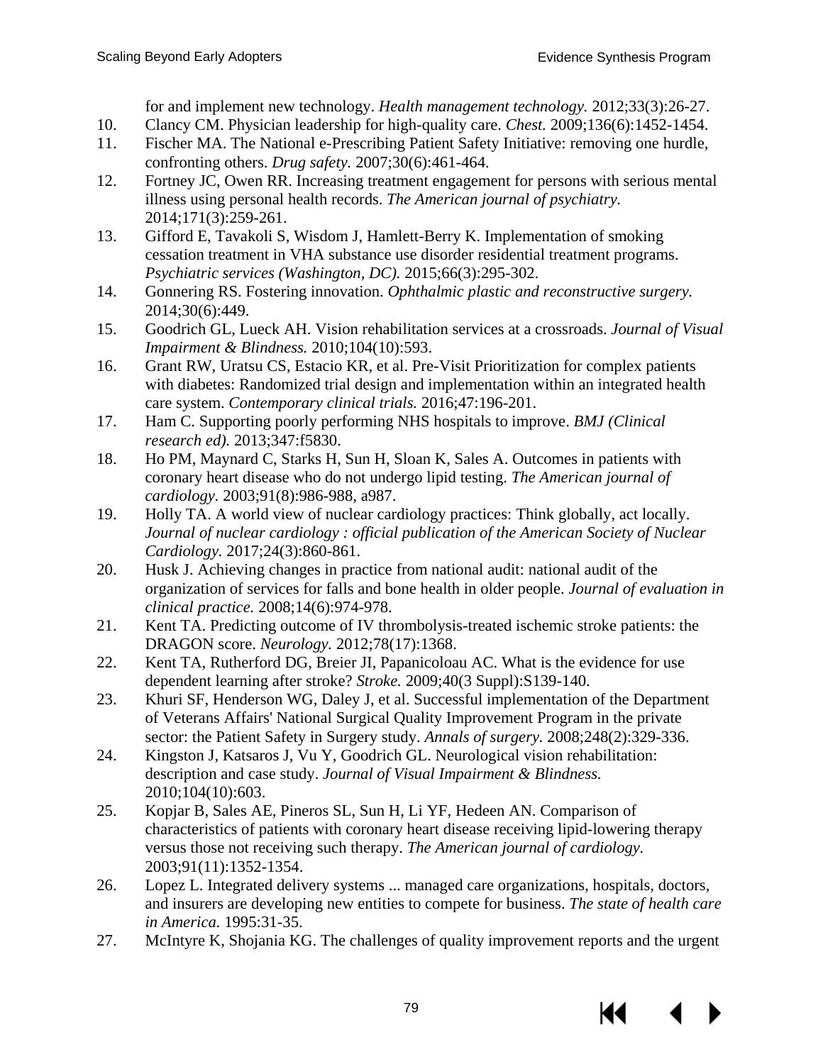for and implement new technology. *Health management technology.* 2012;33(3):26-27.

10. Clancy CM. Physician leadership for high-quality care. *Chest.* 2009;136(6):1452-1454.
11. Fischer MA. The National e-Prescribing Patient Safety Initiative: removing one hurdle, confronting others. *Drug safety.* 2007;30(6):461-464.
12. Fortney JC, Owen RR. Increasing treatment engagement for persons with serious mental illness using personal health records. *The American journal of psychiatry.* 2014;171(3):259-261.
13. Gifford E, Tavakoli S, Wisdom J, Hamlett-Berry K. Implementation of smoking cessation treatment in VHA substance use disorder residential treatment programs. *Psychiatric services (Washington, DC).* 2015;66(3):295-302.
14. Gonnering RS. Fostering innovation. *Ophthalmic plastic and reconstructive surgery.* 2014;30(6):449.
15. Goodrich GL, Lueck AH. Vision rehabilitation services at a crossroads. *Journal of Visual Impairment & Blindness.* 2010;104(10):593.
16. Grant RW, Uratsu CS, Estacio KR, et al. Pre-Visit Prioritization for complex patients with diabetes: Randomized trial design and implementation within an integrated health care system. *Contemporary clinical trials.* 2016;47:196-201.
17. Ham C. Supporting poorly performing NHS hospitals to improve. *BMJ (Clinical research ed).* 2013;347:f5830.
18. Ho PM, Maynard C, Starks H, Sun H, Sloan K, Sales A. Outcomes in patients with coronary heart disease who do not undergo lipid testing. *The American journal of cardiology.* 2003;91(8):986-988, a987.
19. Holly TA. A world view of nuclear cardiology practices: Think globally, act locally. *Journal of nuclear cardiology : official publication of the American Society of Nuclear Cardiology.* 2017;24(3):860-861.
20. Husk J. Achieving changes in practice from national audit: national audit of the organization of services for falls and bone health in older people. *Journal of evaluation in clinical practice.* 2008;14(6):974-978.
21. Kent TA. Predicting outcome of IV thrombolysis-treated ischemic stroke patients: the DRAGON score. *Neurology.* 2012;78(17):1368.
22. Kent TA, Rutherford DG, Breier JI, Papanicoloau AC. What is the evidence for use dependent learning after stroke? *Stroke.* 2009;40(3 Suppl):S139-140.
23. Khuri SF, Henderson WG, Daley J, et al. Successful implementation of the Department of Veterans Affairs' National Surgical Quality Improvement Program in the private sector: the Patient Safety in Surgery study. *Annals of surgery.* 2008;248(2):329-336.
24. Kingston J, Katsaros J, Vu Y, Goodrich GL. Neurological vision rehabilitation: description and case study. *Journal of Visual Impairment & Blindness.* 2010;104(10):603.
25. Kopjar B, Sales AE, Pineros SL, Sun H, Li YF, Hedeen AN. Comparison of characteristics of patients with coronary heart disease receiving lipid-lowering therapy versus those not receiving such therapy. *The American journal of cardiology.* 2003;91(11):1352-1354.
26. Lopez L. Integrated delivery systems ... managed care organizations, hospitals, doctors, and insurers are developing new entities to compete for business. *The state of health care in America.* 1995:31-35.
27. McIntyre K, Shojania KG. The challenges of quality improvement reports and the urgent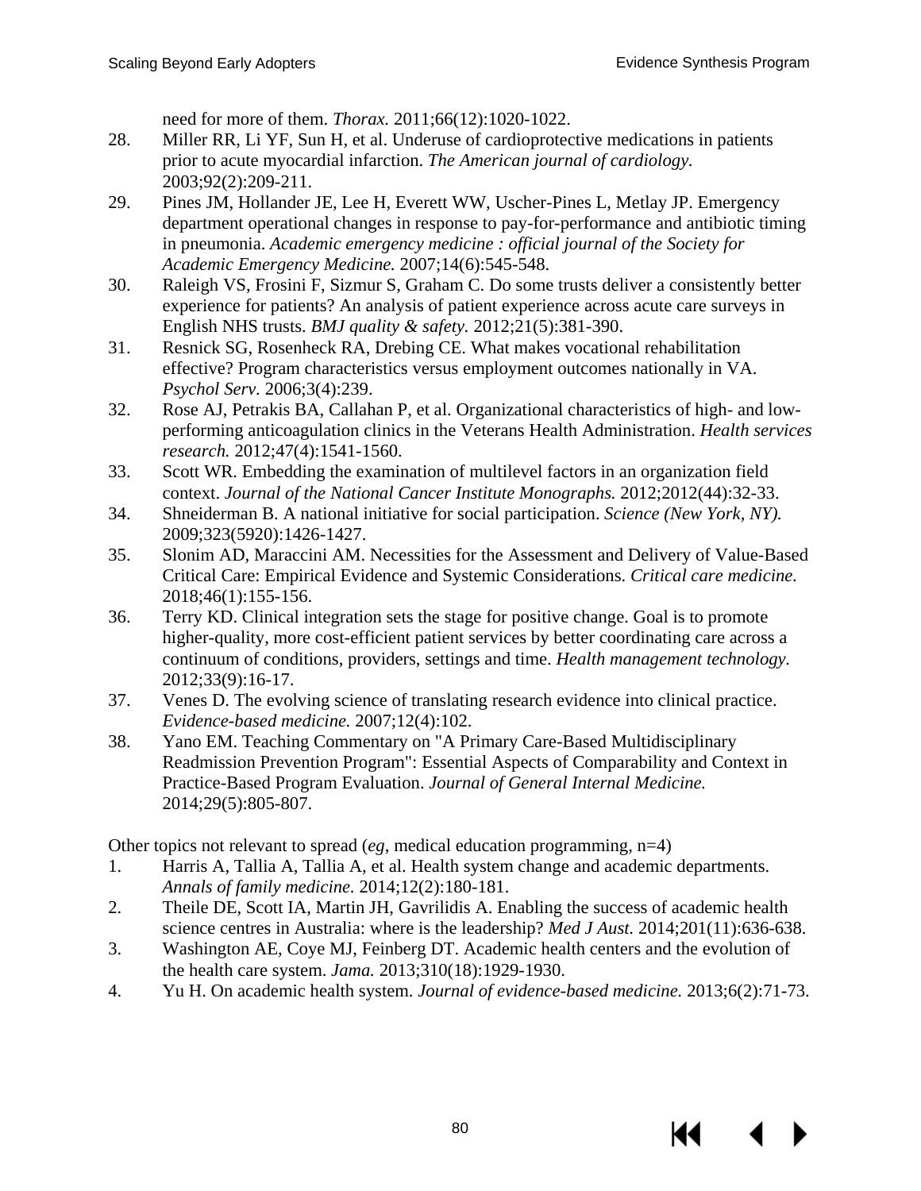need for more of them. *Thorax.* 2011;66(12):1020-1022.

28. Miller RR, Li YF, Sun H, et al. Underuse of cardioprotective medications in patients prior to acute myocardial infarction. *The American journal of cardiology.* 2003;92(2):209-211.
29. Pines JM, Hollander JE, Lee H, Everett WW, Uscher-Pines L, Metlay JP. Emergency department operational changes in response to pay-for-performance and antibiotic timing in pneumonia. *Academic emergency medicine : official journal of the Society for Academic Emergency Medicine.* 2007;14(6):545-548.
30. Raleigh VS, Frosini F, Sizmur S, Graham C. Do some trusts deliver a consistently better experience for patients? An analysis of patient experience across acute care surveys in English NHS trusts. *BMJ quality & safety.* 2012;21(5):381-390.
31. Resnick SG, Rosenheck RA, Drebing CE. What makes vocational rehabilitation effective? Program characteristics versus employment outcomes nationally in VA. *Psychol Serv.* 2006;3(4):239.
32. Rose AJ, Petrakis BA, Callahan P, et al. Organizational characteristics of high- and low-performing anticoagulation clinics in the Veterans Health Administration. *Health services research.* 2012;47(4):1541-1560.
33. Scott WR. Embedding the examination of multilevel factors in an organization field context. *Journal of the National Cancer Institute Monographs.* 2012;2012(44):32-33.
34. Shneiderman B. A national initiative for social participation. *Science (New York, NY).* 2009;323(5920):1426-1427.
35. Slonim AD, Maraccini AM. Necessities for the Assessment and Delivery of Value-Based Critical Care: Empirical Evidence and Systemic Considerations. *Critical care medicine.* 2018;46(1):155-156.
36. Terry KD. Clinical integration sets the stage for positive change. Goal is to promote higher-quality, more cost-efficient patient services by better coordinating care across a continuum of conditions, providers, settings and time. *Health management technology.* 2012;33(9):16-17.
37. Venes D. The evolving science of translating research evidence into clinical practice. *Evidence-based medicine.* 2007;12(4):102.
38. Yano EM. Teaching Commentary on "A Primary Care-Based Multidisciplinary Readmission Prevention Program": Essential Aspects of Comparability and Context in Practice-Based Program Evaluation. *Journal of General Internal Medicine.* 2014;29(5):805-807.

Other topics not relevant to spread (*eg*, medical education programming, n=4)

1. Harris A, Tallia A, Tallia A, et al. Health system change and academic departments. *Annals of family medicine.* 2014;12(2):180-181.
2. Theile DE, Scott IA, Martin JH, Gavrilidis A. Enabling the success of academic health science centres in Australia: where is the leadership? *Med J Aust.* 2014;201(11):636-638.
3. Washington AE, Coye MJ, Feinberg DT. Academic health centers and the evolution of the health care system. *Jama.* 2013;310(18):1929-1930.
4. Yu H. On academic health system. *Journal of evidence-based medicine.* 2013;6(2):71-73.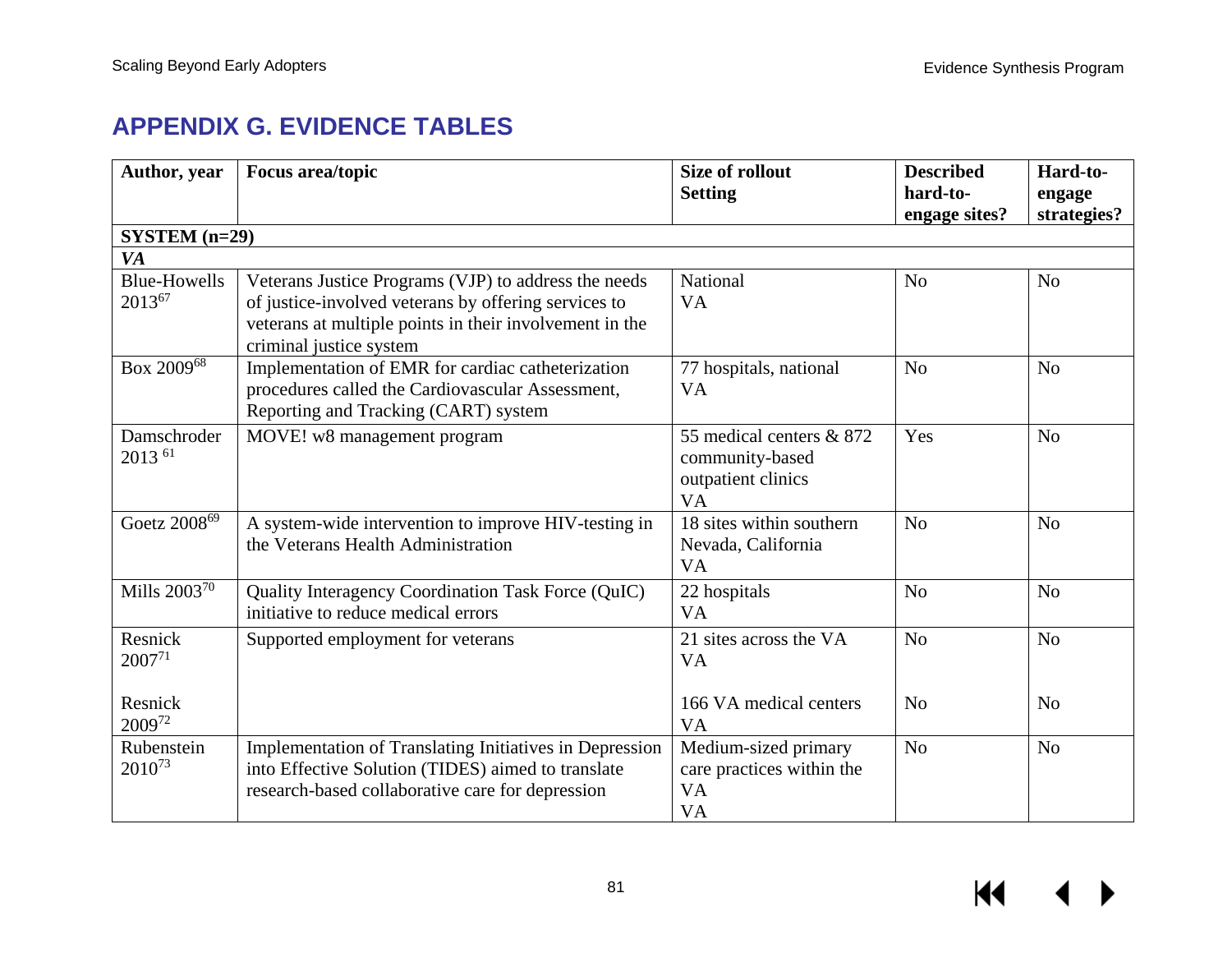# APPENDIX G. EVIDENCE TABLES

| Author, year | Focus area/topic | Size of rollout<br>Setting | Described hard-to-engage sites? | Hard-to-engage strategies? |
|---|---|---|---|---|
| **SYSTEM (n=29)** | | | | |
| ***VA*** | | | | |
| Blue-Howells 2013[67] | Veterans Justice Programs (VJP) to address the needs of justice-involved veterans by offering services to veterans at multiple points in their involvement in the criminal justice system | National<br>VA | No | No |
| Box 2009[68] | Implementation of EMR for cardiac catheterization procedures called the Cardiovascular Assessment, Reporting and Tracking (CART) system | 77 hospitals, national<br>VA | No | No |
| Damschroder 2013 [61] | MOVE! w8 management program | 55 medical centers & 872 community-based outpatient clinics<br>VA | Yes | No |
| Goetz 2008[69] | A system-wide intervention to improve HIV-testing in the Veterans Health Administration | 18 sites within southern Nevada, California<br>VA | No | No |
| Mills 2003[70] | Quality Interagency Coordination Task Force (QuIC) initiative to reduce medical errors | 22 hospitals<br>VA | No | No |
| Resnick 2007[71]<br><br>Resnick 2009[72] | Supported employment for veterans | 21 sites across the VA<br>VA<br><br>166 VA medical centers<br>VA | No<br><br><br>No | No<br><br><br>No |
| Rubenstein 2010[73] | Implementation of Translating Initiatives in Depression into Effective Solution (TIDES) aimed to translate research-based collaborative care for depression | Medium-sized primary care practices within the VA<br>VA | No | No |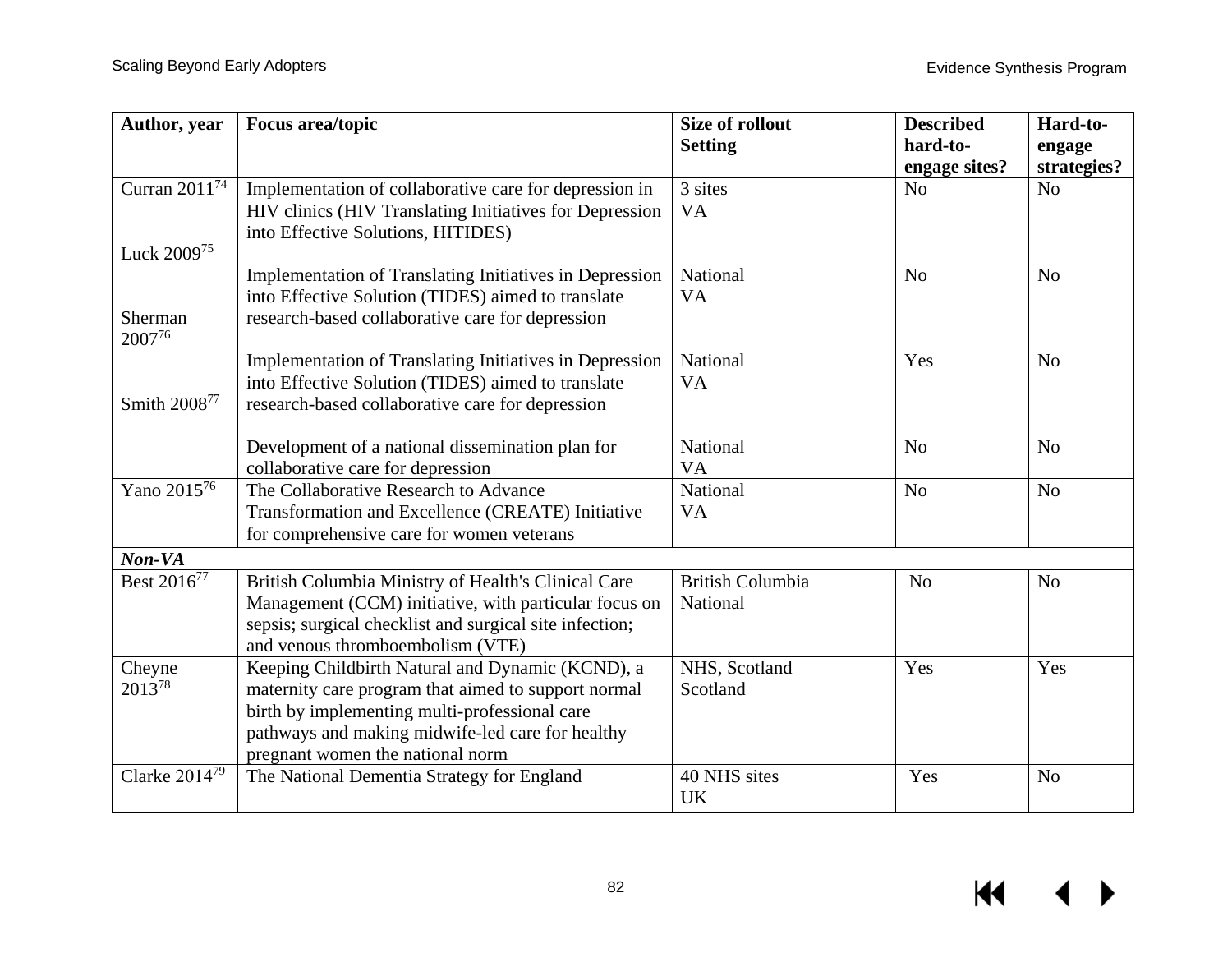| Author, year | Focus area/topic | Size of rollout<br>Setting | Described hard-to-engage sites? | Hard-to-engage strategies? |
| --- | --- | --- | --- | --- |
| Curran 2011[74] | Implementation of collaborative care for depression in HIV clinics (HIV Translating Initiatives for Depression into Effective Solutions, HITIDES) | 3 sites<br>VA | No | No |
| Luck 2009[75] | Implementation of Translating Initiatives in Depression into Effective Solution (TIDES) aimed to translate research-based collaborative care for depression | National<br>VA | No | No |
| Sherman 2007[76] | Implementation of Translating Initiatives in Depression into Effective Solution (TIDES) aimed to translate research-based collaborative care for depression | National<br>VA | Yes | No |
| Smith 2008[77] | Development of a national dissemination plan for collaborative care for depression | National<br>VA | No | No |
| Yano 2015[76] | The Collaborative Research to Advance Transformation and Excellence (CREATE) Initiative for comprehensive care for women veterans | National<br>VA | No | No |
| ***Non-VA*** | | | | |
| Best 2016[77] | British Columbia Ministry of Health's Clinical Care Management (CCM) initiative, with particular focus on sepsis; surgical checklist and surgical site infection; and venous thromboembolism (VTE) | British Columbia<br>National | No | No |
| Cheyne 2013[78] | Keeping Childbirth Natural and Dynamic (KCND), a maternity care program that aimed to support normal birth by implementing multi-professional care pathways and making midwife-led care for healthy pregnant women the national norm | NHS, Scotland<br>Scotland | Yes | Yes |
| Clarke 2014[79] | The National Dementia Strategy for England | 40 NHS sites<br>UK | Yes | No |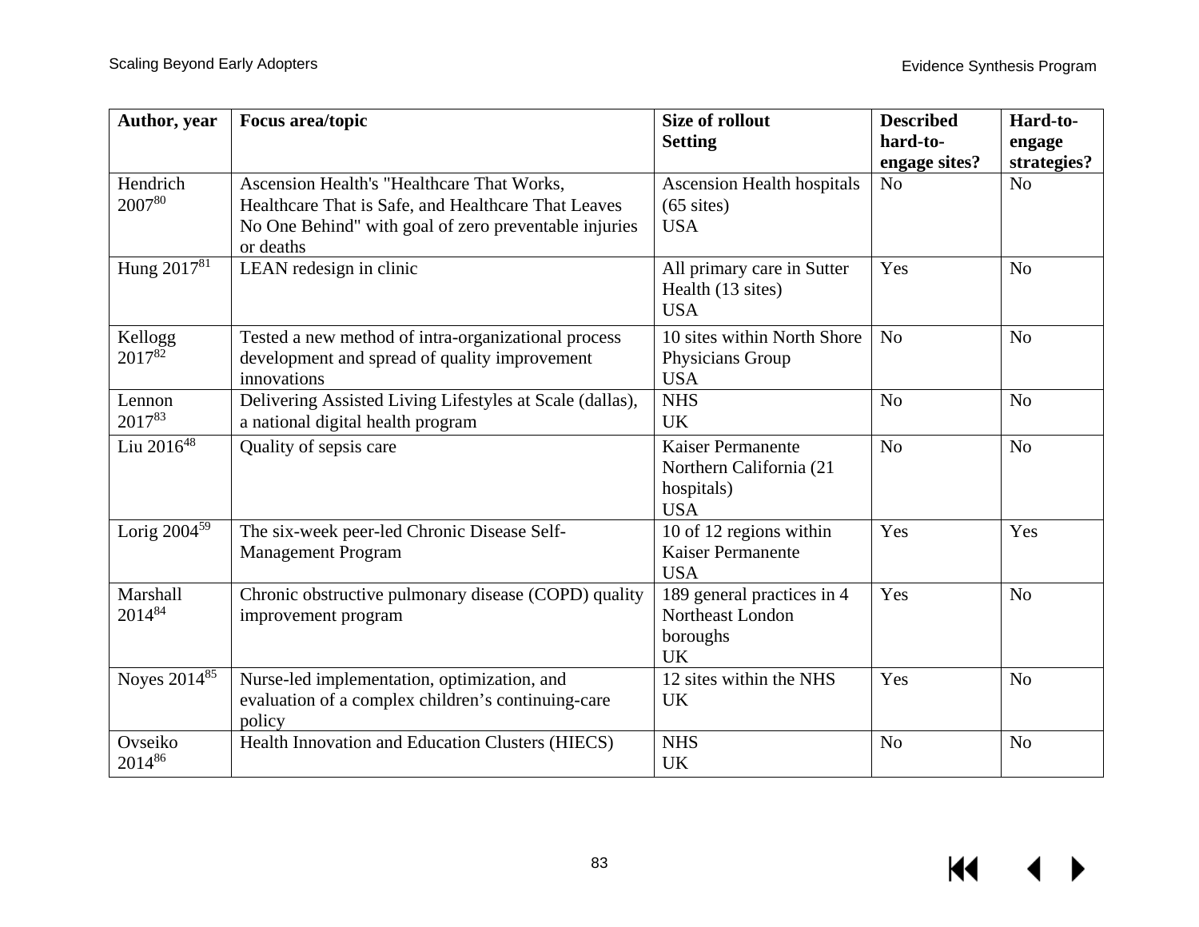| Author, year | Focus area/topic | Size of rollout Setting | Described hard-to-engage sites? | Hard-to-engage strategies? |
|---|---|---|---|---|
| Hendrich 2007[80] | Ascension Health's "Healthcare That Works, Healthcare That is Safe, and Healthcare That Leaves No One Behind" with goal of zero preventable injuries or deaths | Ascension Health hospitals (65 sites) USA | No | No |
| Hung 2017[81] | LEAN redesign in clinic | All primary care in Sutter Health (13 sites) USA | Yes | No |
| Kellogg 2017[82] | Tested a new method of intra-organizational process development and spread of quality improvement innovations | 10 sites within North Shore Physicians Group USA | No | No |
| Lennon 2017[83] | Delivering Assisted Living Lifestyles at Scale (dallas), a national digital health program | NHS UK | No | No |
| Liu 2016[48] | Quality of sepsis care | Kaiser Permanente Northern California (21 hospitals) USA | No | No |
| Lorig 2004[59] | The six-week peer-led Chronic Disease Self-Management Program | 10 of 12 regions within Kaiser Permanente USA | Yes | Yes |
| Marshall 2014[84] | Chronic obstructive pulmonary disease (COPD) quality improvement program | 189 general practices in 4 Northeast London boroughs UK | Yes | No |
| Noyes 2014[85] | Nurse-led implementation, optimization, and evaluation of a complex children's continuing-care policy | 12 sites within the NHS UK | Yes | No |
| Ovseiko 2014[86] | Health Innovation and Education Clusters (HIECS) | NHS UK | No | No |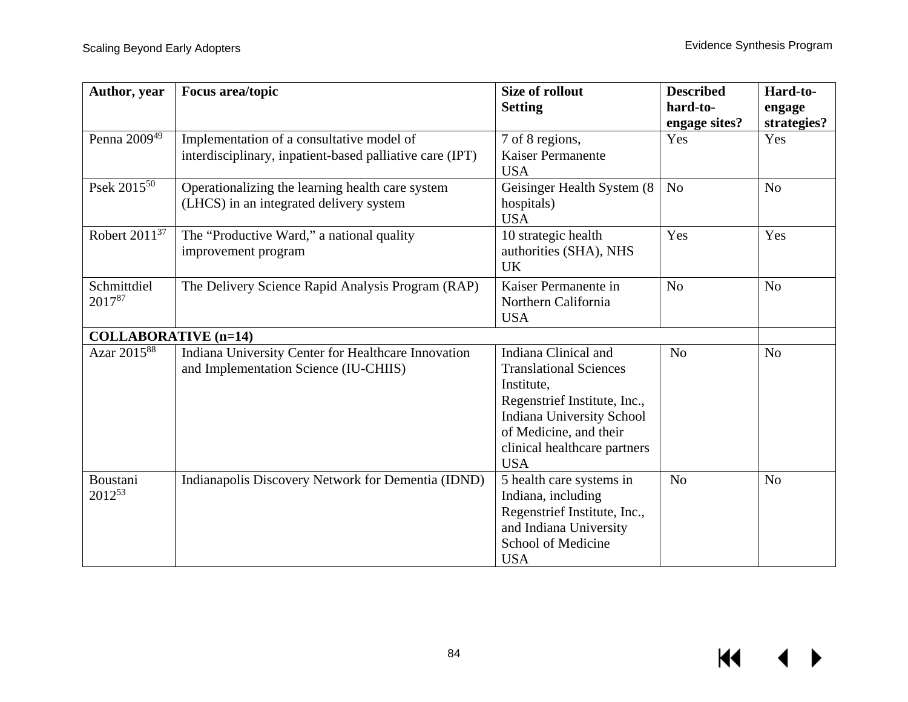| Author, year | Focus area/topic | Size of rollout Setting | Described hard-to-engage sites? | Hard-to-engage strategies? |
|---|---|---|---|---|
| Penna 2009[49] | Implementation of a consultative model of interdisciplinary, inpatient-based palliative care (IPT) | 7 of 8 regions, Kaiser Permanente USA | Yes | Yes |
| Psek 2015[50] | Operationalizing the learning health care system (LHCS) in an integrated delivery system | Geisinger Health System (8 hospitals) USA | No | No |
| Robert 2011[37] | The "Productive Ward," a national quality improvement program | 10 strategic health authorities (SHA), NHS UK | Yes | Yes |
| Schmittdiel 2017[87] | The Delivery Science Rapid Analysis Program (RAP) | Kaiser Permanente in Northern California USA | No | No |
| **COLLABORATIVE (n=14)** | | | | |
| Azar 2015[88] | Indiana University Center for Healthcare Innovation and Implementation Science (IU-CHIIS) | Indiana Clinical and Translational Sciences Institute, Regenstrief Institute, Inc., Indiana University School of Medicine, and their clinical healthcare partners USA | No | No |
| Boustani 2012[53] | Indianapolis Discovery Network for Dementia (IDND) | 5 health care systems in Indiana, including Regenstrief Institute, Inc., and Indiana University School of Medicine USA | No | No |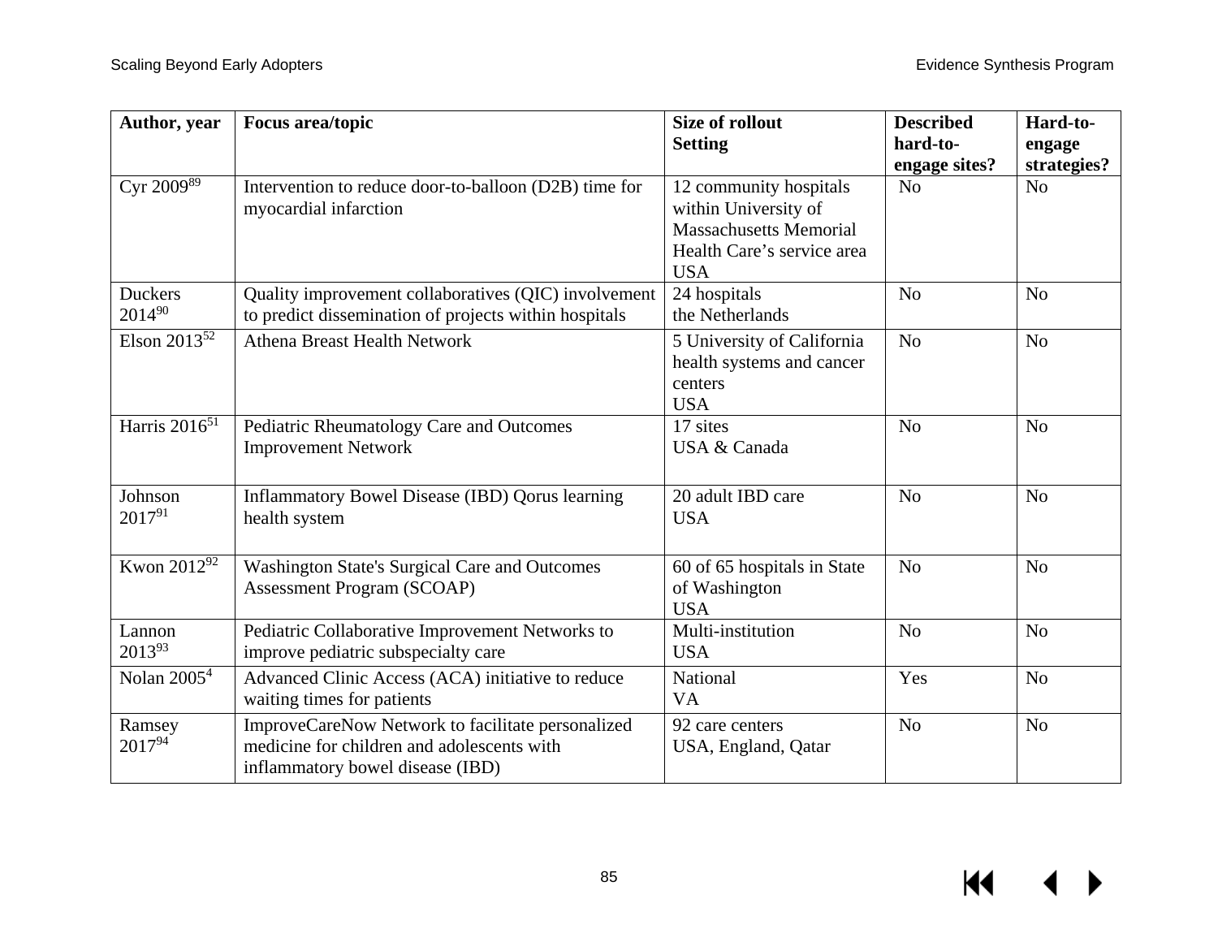| Author, year | Focus area/topic | Size of rollout<br>Setting | Described hard-to-engage sites? | Hard-to-engage strategies? |
| --- | --- | --- | --- | --- |
| Cyr 2009[89] | Intervention to reduce door-to-balloon (D2B) time for myocardial infarction | 12 community hospitals within University of Massachusetts Memorial Health Care's service area<br>USA | No | No |
| Duckers 2014[90] | Quality improvement collaboratives (QIC) involvement to predict dissemination of projects within hospitals | 24 hospitals<br>the Netherlands | No | No |
| Elson 2013[52] | Athena Breast Health Network | 5 University of California health systems and cancer centers<br>USA | No | No |
| Harris 2016[51] | Pediatric Rheumatology Care and Outcomes Improvement Network | 17 sites<br>USA & Canada | No | No |
| Johnson 2017[91] | Inflammatory Bowel Disease (IBD) Qorus learning health system | 20 adult IBD care<br>USA | No | No |
| Kwon 2012[92] | Washington State's Surgical Care and Outcomes Assessment Program (SCOAP) | 60 of 65 hospitals in State of Washington<br>USA | No | No |
| Lannon 2013[93] | Pediatric Collaborative Improvement Networks to improve pediatric subspecialty care | Multi-institution<br>USA | No | No |
| Nolan 2005[4] | Advanced Clinic Access (ACA) initiative to reduce waiting times for patients | National<br>VA | Yes | No |
| Ramsey 2017[94] | ImproveCareNow Network to facilitate personalized medicine for children and adolescents with inflammatory bowel disease (IBD) | 92 care centers<br>USA, England, Qatar | No | No |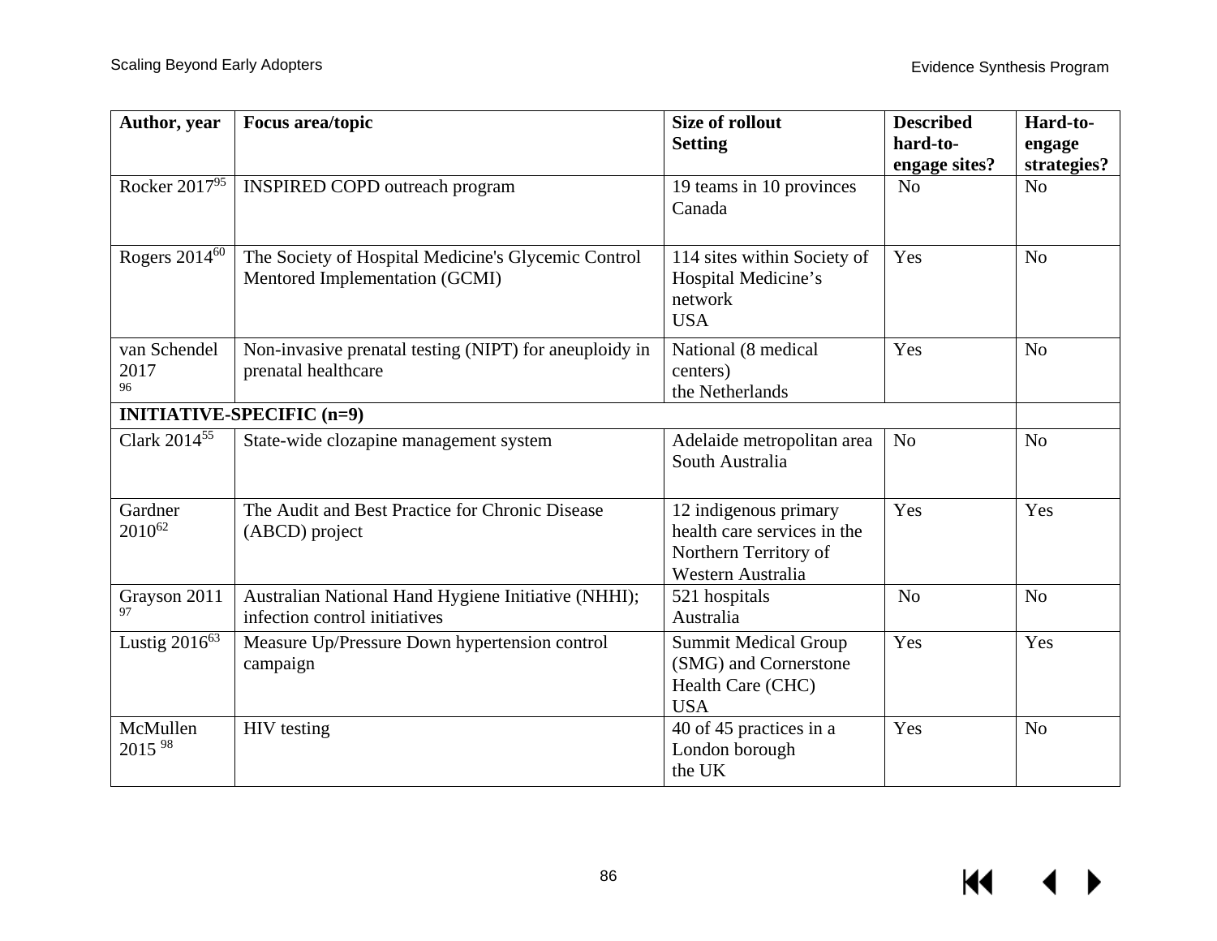| Author, year | Focus area/topic | Size of rollout Setting | Described hard-to-engage sites? | Hard-to-engage strategies? |
|---|---|---|---|---|
| Rocker 2017[95] | INSPIRED COPD outreach program | 19 teams in 10 provinces Canada | No | No |
| Rogers 2014[60] | The Society of Hospital Medicine's Glycemic Control Mentored Implementation (GCMI) | 114 sites within Society of Hospital Medicine's network USA | Yes | No |
| van Schendel 2017 [96] | Non-invasive prenatal testing (NIPT) for aneuploidy in prenatal healthcare | National (8 medical centers) the Netherlands | Yes | No |
| **INITIATIVE-SPECIFIC (n=9)** | | | | |
| Clark 2014[55] | State-wide clozapine management system | Adelaide metropolitan area South Australia | No | No |
| Gardner 2010[62] | The Audit and Best Practice for Chronic Disease (ABCD) project | 12 indigenous primary health care services in the Northern Territory of Western Australia | Yes | Yes |
| Grayson 2011 [97] | Australian National Hand Hygiene Initiative (NHHI); infection control initiatives | 521 hospitals Australia | No | No |
| Lustig 2016[63] | Measure Up/Pressure Down hypertension control campaign | Summit Medical Group (SMG) and Cornerstone Health Care (CHC) USA | Yes | Yes |
| McMullen 2015 [98] | HIV testing | 40 of 45 practices in a London borough the UK | Yes | No |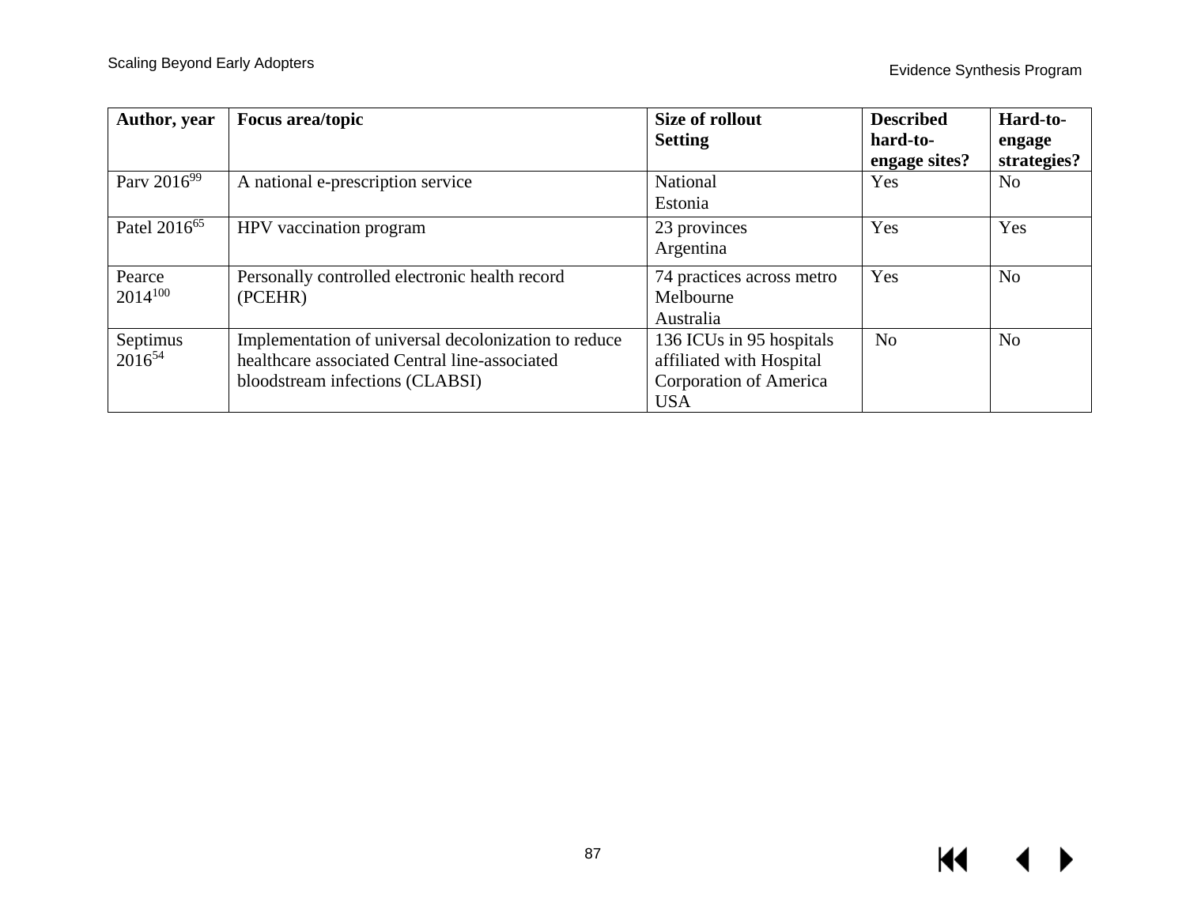| Author, year | Focus area/topic | Size of rollout<br>Setting | Described hard-to-engage sites? | Hard-to-engage strategies? |
|---|---|---|---|---|
| Parv 2016[99] | A national e-prescription service | National<br>Estonia | Yes | No |
| Patel 2016[65] | HPV vaccination program | 23 provinces<br>Argentina | Yes | Yes |
| Pearce 2014[100] | Personally controlled electronic health record (PCEHR) | 74 practices across metro Melbourne<br>Australia | Yes | No |
| Septimus 2016[54] | Implementation of universal decolonization to reduce healthcare associated Central line-associated bloodstream infections (CLABSI) | 136 ICUs in 95 hospitals affiliated with Hospital Corporation of America<br>USA | No | No |